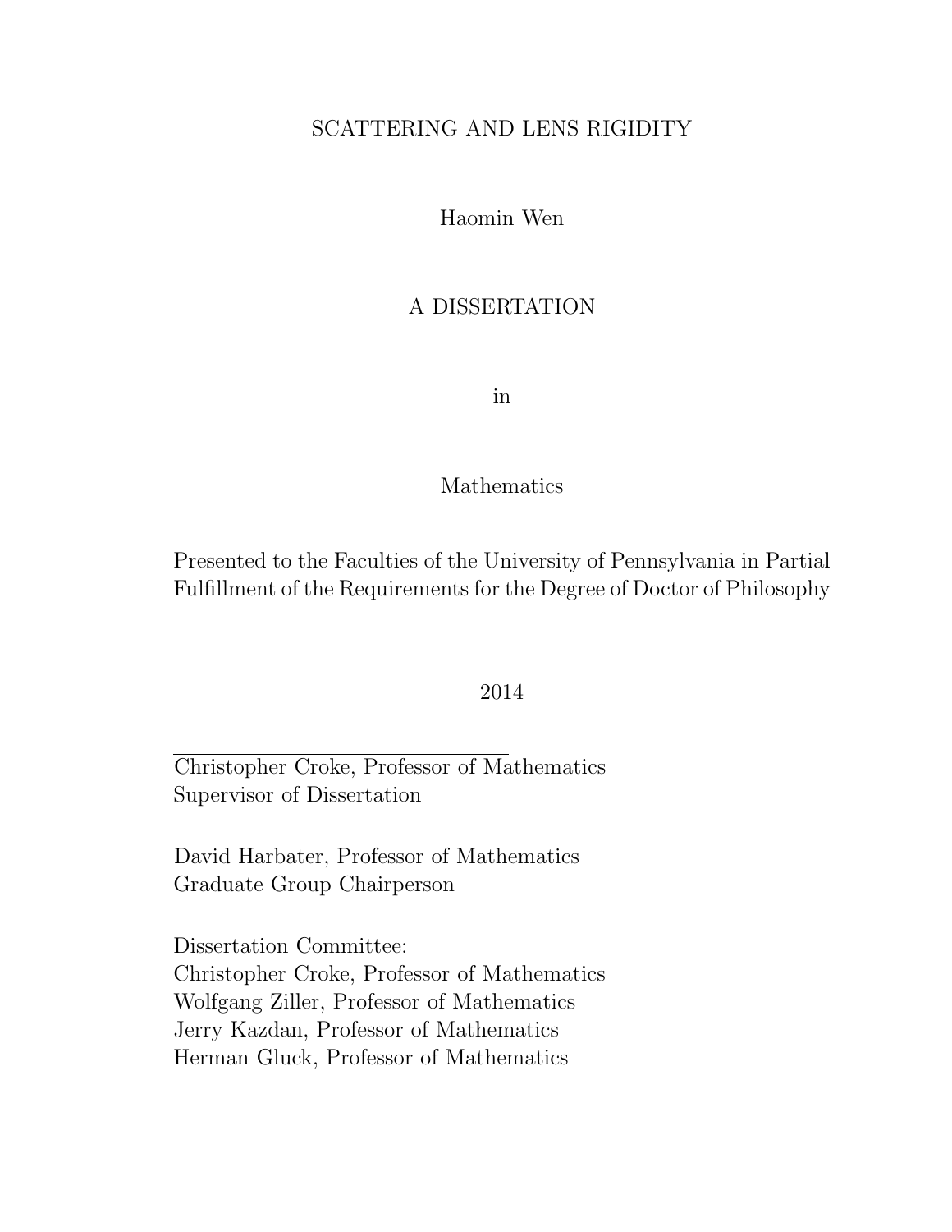# SCATTERING AND LENS RIGIDITY

Haomin Wen

A DISSERTATION

in

Mathematics

Presented to the Faculties of the University of Pennsylvania in Partial Fulfillment of the Requirements for the Degree of Doctor of Philosophy

2014

---

Christopher Croke, Professor of Mathematics
Supervisor of Dissertation

---

David Harbater, Professor of Mathematics
Graduate Group Chairperson

Dissertation Committee:
Christopher Croke, Professor of Mathematics
Wolfgang Ziller, Professor of Mathematics
Jerry Kazdan, Professor of Mathematics
Herman Gluck, Professor of Mathematics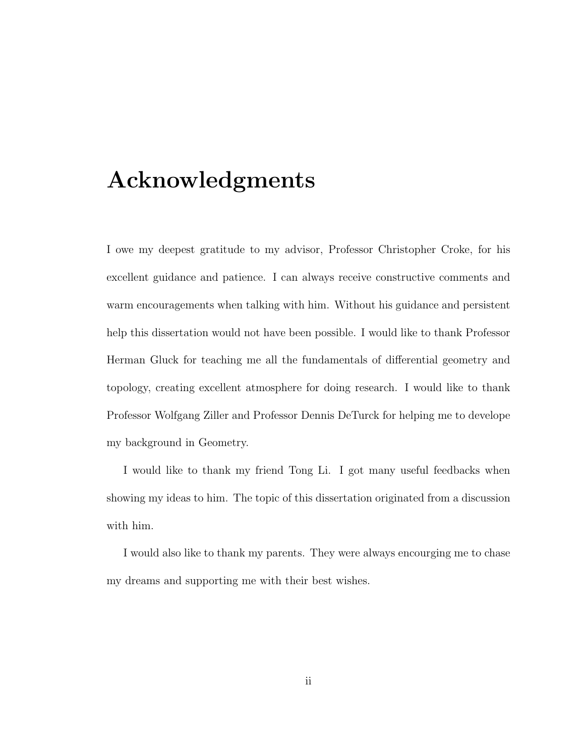# Acknowledgments

I owe my deepest gratitude to my advisor, Professor Christopher Croke, for his excellent guidance and patience. I can always receive constructive comments and warm encouragements when talking with him. Without his guidance and persistent help this dissertation would not have been possible. I would like to thank Professor Herman Gluck for teaching me all the fundamentals of differential geometry and topology, creating excellent atmosphere for doing research. I would like to thank Professor Wolfgang Ziller and Professor Dennis DeTurck for helping me to develope my background in Geometry.

I would like to thank my friend Tong Li. I got many useful feedbacks when showing my ideas to him. The topic of this dissertation originated from a discussion with him.

I would also like to thank my parents. They were always encourging me to chase my dreams and supporting me with their best wishes.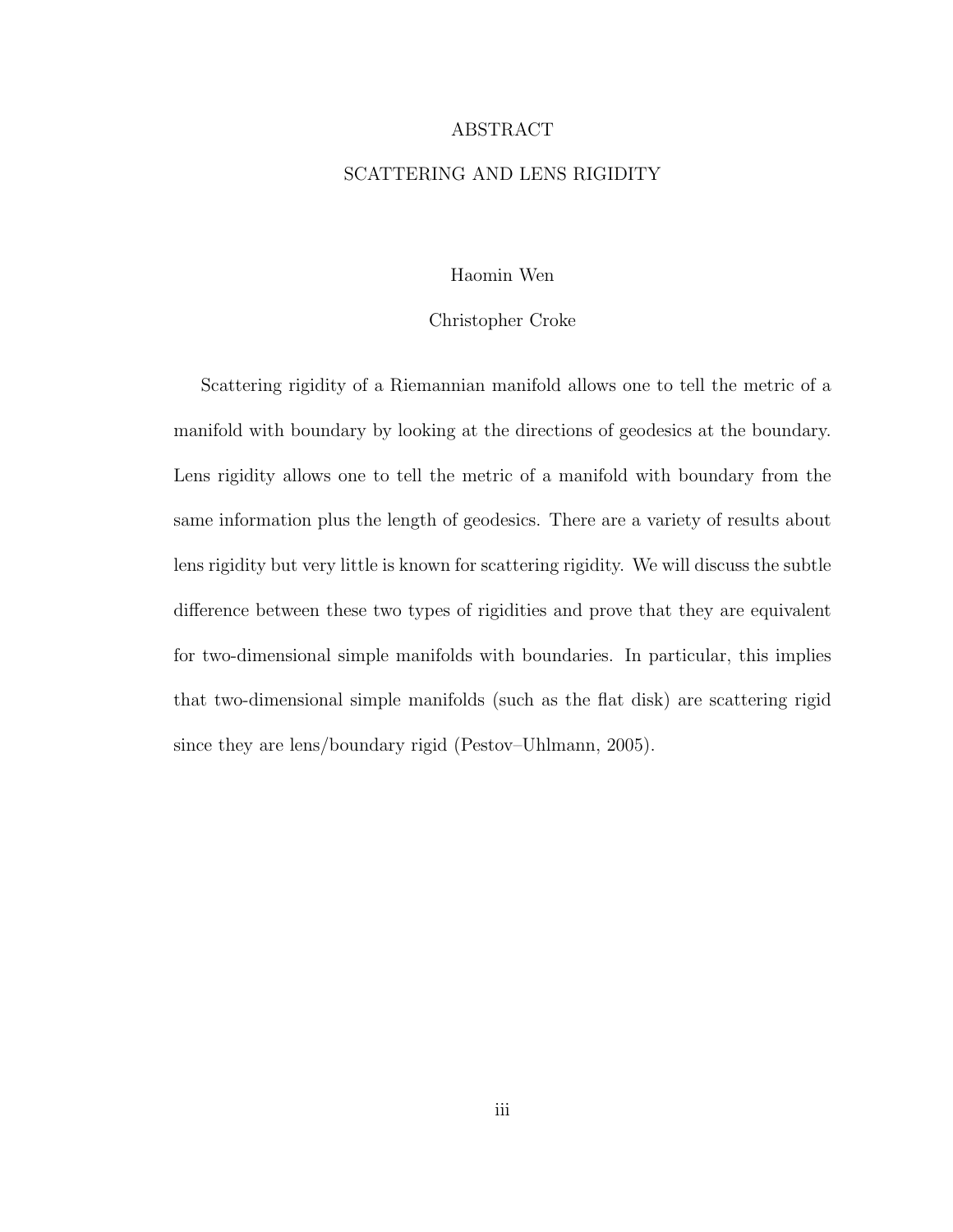# ABSTRACT

## SCATTERING AND LENS RIGIDITY

Haomin Wen

Christopher Croke

Scattering rigidity of a Riemannian manifold allows one to tell the metric of a manifold with boundary by looking at the directions of geodesics at the boundary. Lens rigidity allows one to tell the metric of a manifold with boundary from the same information plus the length of geodesics. There are a variety of results about lens rigidity but very little is known for scattering rigidity. We will discuss the subtle difference between these two types of rigidities and prove that they are equivalent for two-dimensional simple manifolds with boundaries. In particular, this implies that two-dimensional simple manifolds (such as the flat disk) are scattering rigid since they are lens/boundary rigid (Pestov–Uhlmann, 2005).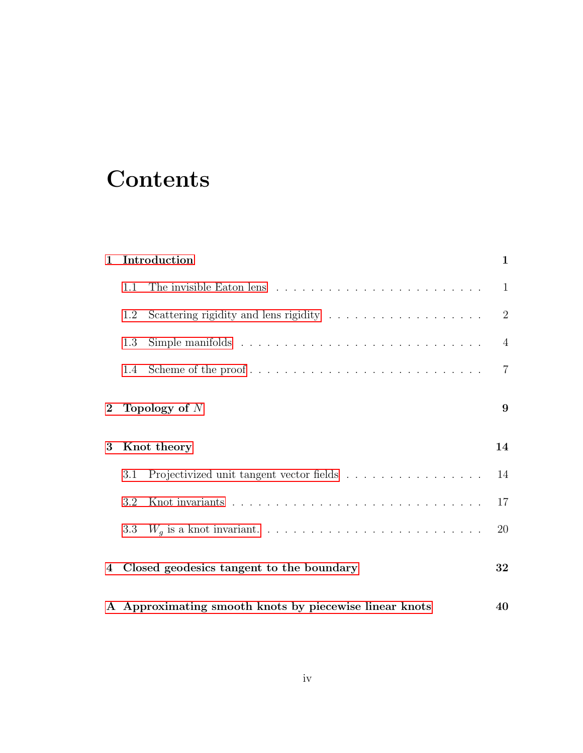# Contents

**1 Introduction** **1**

- 1.1 The invisible Eaton lens . . . . . . . . . . . . . . . . . . . . . . . . 1
- 1.2 Scattering rigidity and lens rigidity . . . . . . . . . . . . . . . . . . 2
- 1.3 Simple manifolds . . . . . . . . . . . . . . . . . . . . . . . . . . . . 4
- 1.4 Scheme of the proof . . . . . . . . . . . . . . . . . . . . . . . . . . 7

**2 Topology of $N$** **9**

**3 Knot theory** **14**

- 3.1 Projectivized unit tangent vector fields . . . . . . . . . . . . . . . . 14
- 3.2 Knot invariants . . . . . . . . . . . . . . . . . . . . . . . . . . . . 17
- 3.3 $W_g$ is a knot invariant. . . . . . . . . . . . . . . . . . . . . . . . 20

**4 Closed geodesics tangent to the boundary** **32**

**A Approximating smooth knots by piecewise linear knots** **40**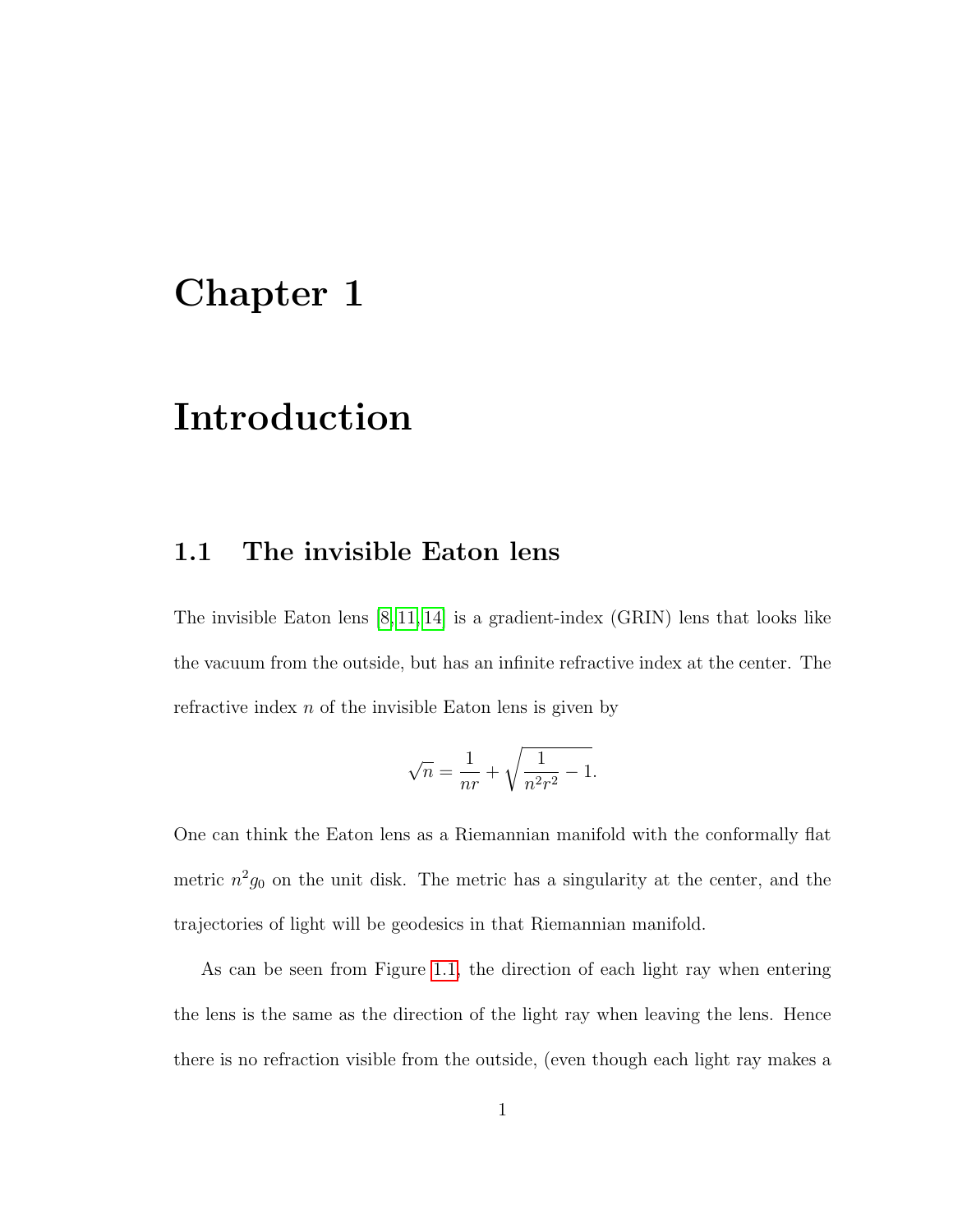# Chapter 1

# Introduction

## 1.1 The invisible Eaton lens

The invisible Eaton lens [8, 11, 14] is a gradient-index (GRIN) lens that looks like the vacuum from the outside, but has an infinite refractive index at the center. The refractive index $n$ of the invisible Eaton lens is given by

$$\sqrt{n} = \frac{1}{nr} + \sqrt{\frac{1}{n^2r^2} - 1}.$$

One can think the Eaton lens as a Riemannian manifold with the conformally flat metric $n^2 g_0$ on the unit disk. The metric has a singularity at the center, and the trajectories of light will be geodesics in that Riemannian manifold.

As can be seen from Figure 1.1, the direction of each light ray when entering the lens is the same as the direction of the light ray when leaving the lens. Hence there is no refraction visible from the outside, (even though each light ray makes a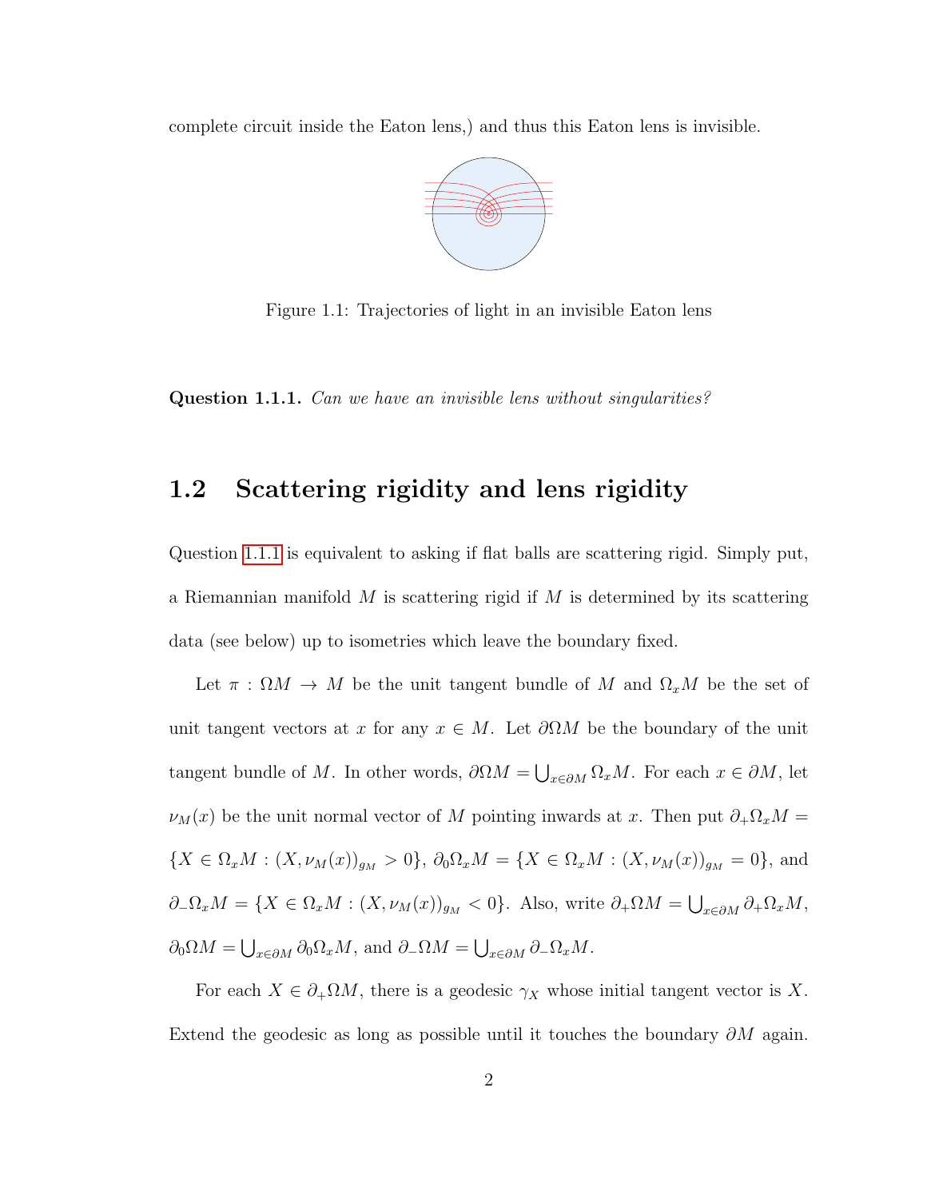complete circuit inside the Eaton lens,) and thus this Eaton lens is invisible.

Figure 1.1: Trajectories of light in an invisible Eaton lens

**Question 1.1.1.** *Can we have an invisible lens without singularities?*

## 1.2 Scattering rigidity and lens rigidity

Question 1.1.1 is equivalent to asking if flat balls are scattering rigid. Simply put, a Riemannian manifold $M$ is scattering rigid if $M$ is determined by its scattering data (see below) up to isometries which leave the boundary fixed.

Let $\pi : \Omega M \to M$ be the unit tangent bundle of $M$ and $\Omega_x M$ be the set of unit tangent vectors at $x$ for any $x \in M$. Let $\partial \Omega M$ be the boundary of the unit tangent bundle of $M$. In other words, $\partial \Omega M = \bigcup_{x \in \partial M} \Omega_x M$. For each $x \in \partial M$, let $\nu_M(x)$ be the unit normal vector of $M$ pointing inwards at $x$. Then put $\partial_+ \Omega_x M = \{X \in \Omega_x M : (X, \nu_M(x))_{g_M} > 0\}$, $\partial_0 \Omega_x M = \{X \in \Omega_x M : (X, \nu_M(x))_{g_M} = 0\}$, and $\partial_- \Omega_x M = \{X \in \Omega_x M : (X, \nu_M(x))_{g_M} < 0\}$. Also, write $\partial_+ \Omega M = \bigcup_{x \in \partial M} \partial_+ \Omega_x M$, $\partial_0 \Omega M = \bigcup_{x \in \partial M} \partial_0 \Omega_x M$, and $\partial_- \Omega M = \bigcup_{x \in \partial M} \partial_- \Omega_x M$.

For each $X \in \partial_+ \Omega M$, there is a geodesic $\gamma_X$ whose initial tangent vector is $X$. Extend the geodesic as long as possible until it touches the boundary $\partial M$ again.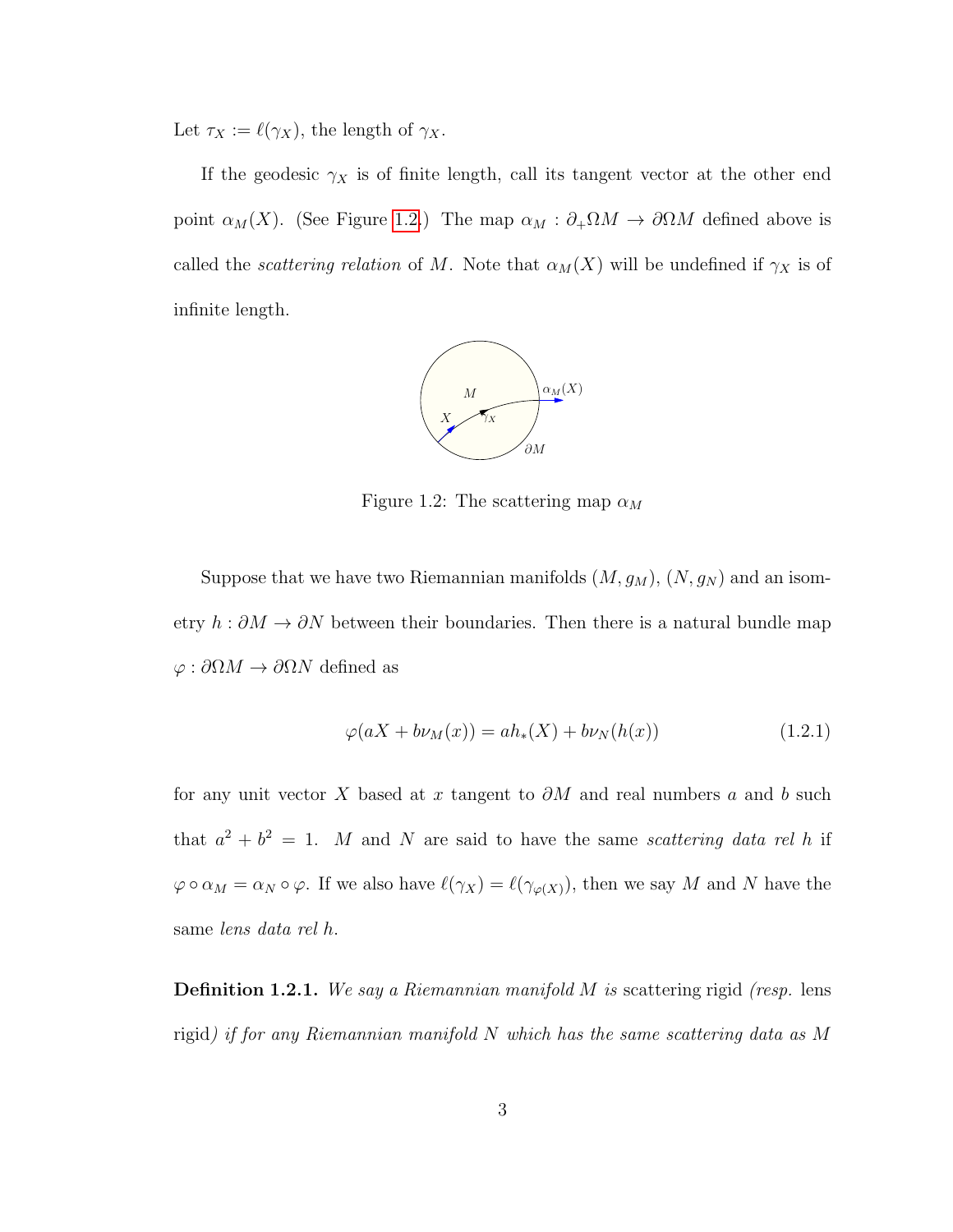Let $\tau_X := \ell(\gamma_X)$, the length of $\gamma_X$.

If the geodesic $\gamma_X$ is of finite length, call its tangent vector at the other end point $\alpha_M(X)$. (See Figure 1.2.) The map $\alpha_M : \partial_+\Omega M \to \partial\Omega M$ defined above is called the *scattering relation* of $M$. Note that $\alpha_M(X)$ will be undefined if $\gamma_X$ is of infinite length.

Figure 1.2: The scattering map $\alpha_M$

Suppose that we have two Riemannian manifolds $(M, g_M)$, $(N, g_N)$ and an isometry $h : \partial M \to \partial N$ between their boundaries. Then there is a natural bundle map $\varphi : \partial\Omega M \to \partial\Omega N$ defined as

$$\varphi(aX + b\nu_M(x)) = ah_*(X) + b\nu_N(h(x)) \tag{1.2.1}$$

for any unit vector $X$ based at $x$ tangent to $\partial M$ and real numbers $a$ and $b$ such that $a^2 + b^2 = 1$. $M$ and $N$ are said to have the same *scattering data rel* $h$ if $\varphi \circ \alpha_M = \alpha_N \circ \varphi$. If we also have $\ell(\gamma_X) = \ell(\gamma_{\varphi(X)})$, then we say $M$ and $N$ have the same *lens data rel* $h$.

**Definition 1.2.1.** *We say a Riemannian manifold $M$ is* scattering rigid *(resp.* lens rigid*) if for any Riemannian manifold $N$ which has the same scattering data as $M$*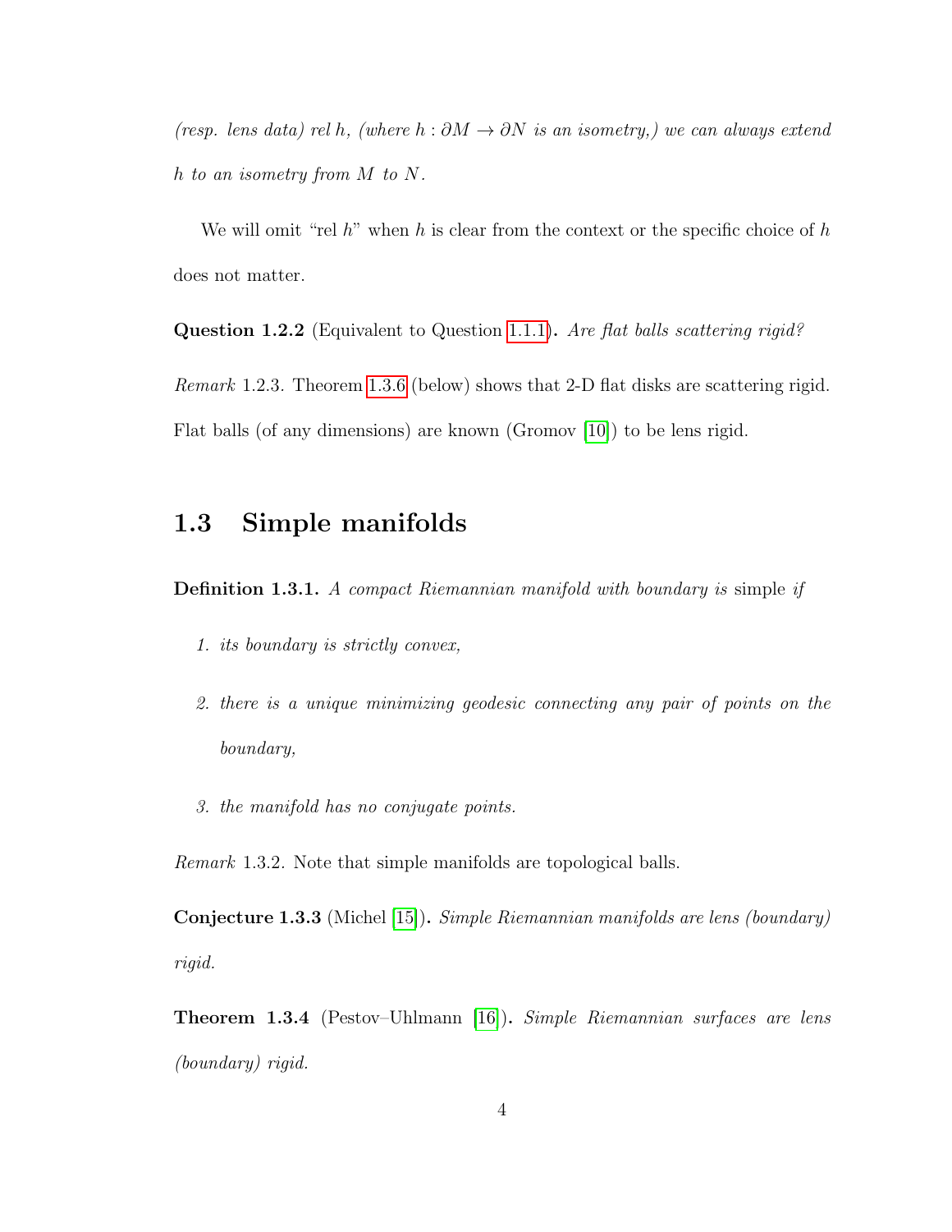*(resp. lens data) rel $h$, (where $h : \partial M \to \partial N$ is an isometry,) we can always extend $h$ to an isometry from $M$ to $N$.*

We will omit "rel $h$" when $h$ is clear from the context or the specific choice of $h$ does not matter.

**Question 1.2.2** (Equivalent to Question 1.1.1)**.** *Are flat balls scattering rigid?*

*Remark* 1.2.3. Theorem 1.3.6 (below) shows that 2-D flat disks are scattering rigid. Flat balls (of any dimensions) are known (Gromov [10]) to be lens rigid.

## 1.3 Simple manifolds

**Definition 1.3.1.** *A compact Riemannian manifold with boundary is* simple *if*

1. *its boundary is strictly convex,*
2. *there is a unique minimizing geodesic connecting any pair of points on the boundary,*
3. *the manifold has no conjugate points.*

*Remark* 1.3.2. Note that simple manifolds are topological balls.

**Conjecture 1.3.3** (Michel [15])**.** *Simple Riemannian manifolds are lens (boundary) rigid.*

**Theorem 1.3.4** (Pestov–Uhlmann [16])**.** *Simple Riemannian surfaces are lens (boundary) rigid.*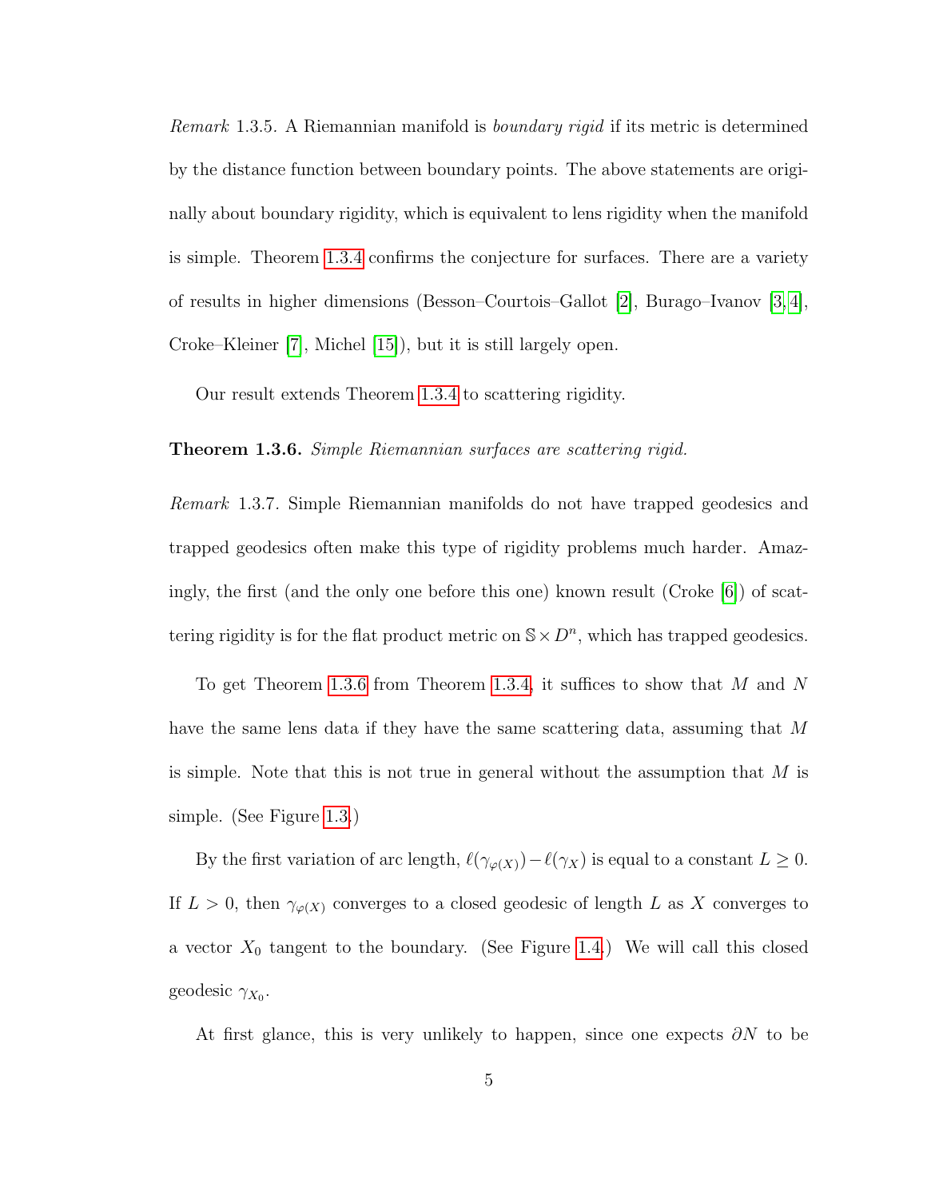*Remark* 1.3.5. A Riemannian manifold is *boundary rigid* if its metric is determined by the distance function between boundary points. The above statements are originally about boundary rigidity, which is equivalent to lens rigidity when the manifold is simple. Theorem 1.3.4 confirms the conjecture for surfaces. There are a variety of results in higher dimensions (Besson–Courtois–Gallot [2], Burago–Ivanov [3, 4], Croke–Kleiner [7], Michel [15]), but it is still largely open.

Our result extends Theorem 1.3.4 to scattering rigidity.

**Theorem 1.3.6.** *Simple Riemannian surfaces are scattering rigid.*

*Remark* 1.3.7. Simple Riemannian manifolds do not have trapped geodesics and trapped geodesics often make this type of rigidity problems much harder. Amazingly, the first (and the only one before this one) known result (Croke [6]) of scattering rigidity is for the flat product metric on $\mathbb{S} \times D^n$, which has trapped geodesics.

To get Theorem 1.3.6 from Theorem 1.3.4, it suffices to show that $M$ and $N$ have the same lens data if they have the same scattering data, assuming that $M$ is simple. Note that this is not true in general without the assumption that $M$ is simple. (See Figure 1.3.)

By the first variation of arc length, $\ell(\gamma_{\varphi(X)}) - \ell(\gamma_X)$ is equal to a constant $L \geq 0$. If $L > 0$, then $\gamma_{\varphi(X)}$ converges to a closed geodesic of length $L$ as $X$ converges to a vector $X_0$ tangent to the boundary. (See Figure 1.4.) We will call this closed geodesic $\gamma_{X_0}$.

At first glance, this is very unlikely to happen, since one expects $\partial N$ to be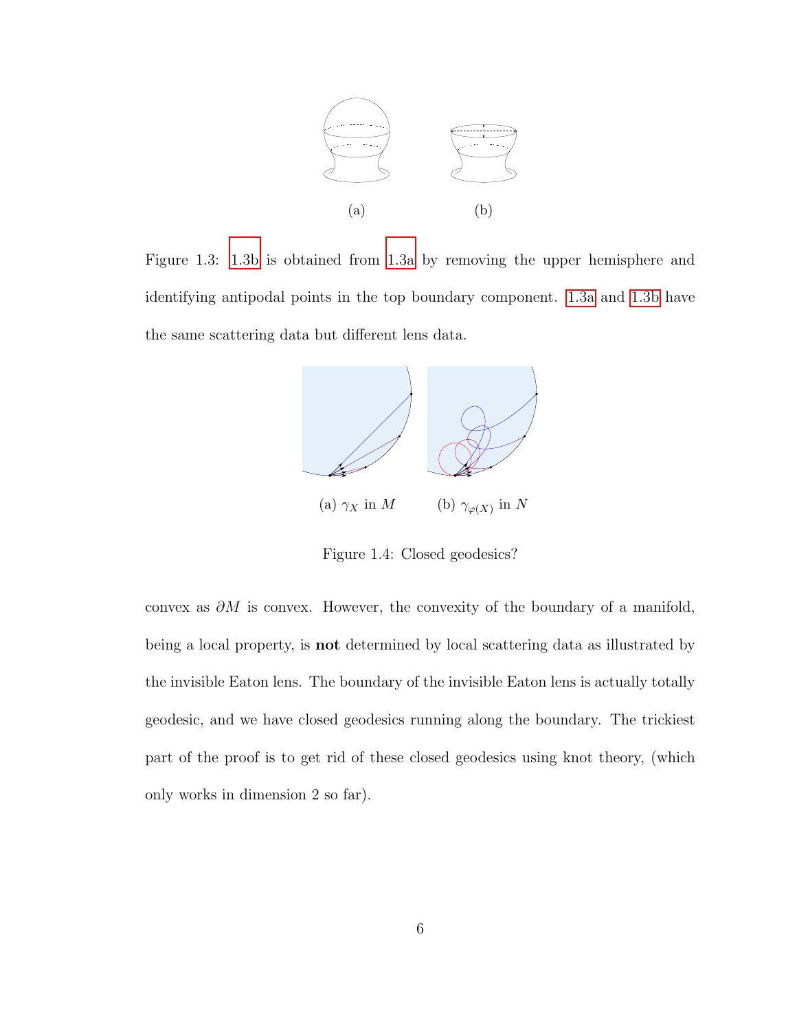(a) (b)

Figure 1.3: 1.3b is obtained from 1.3a by removing the upper hemisphere and identifying antipodal points in the top boundary component. 1.3a and 1.3b have the same scattering data but different lens data.

(a) $\gamma_X$ in $M$ (b) $\gamma_{\varphi(X)}$ in $N$

Figure 1.4: Closed geodesics?

convex as $\partial M$ is convex. However, the convexity of the boundary of a manifold, being a local property, is **not** determined by local scattering data as illustrated by the invisible Eaton lens. The boundary of the invisible Eaton lens is actually totally geodesic, and we have closed geodesics running along the boundary. The trickiest part of the proof is to get rid of these closed geodesics using knot theory, (which only works in dimension 2 so far).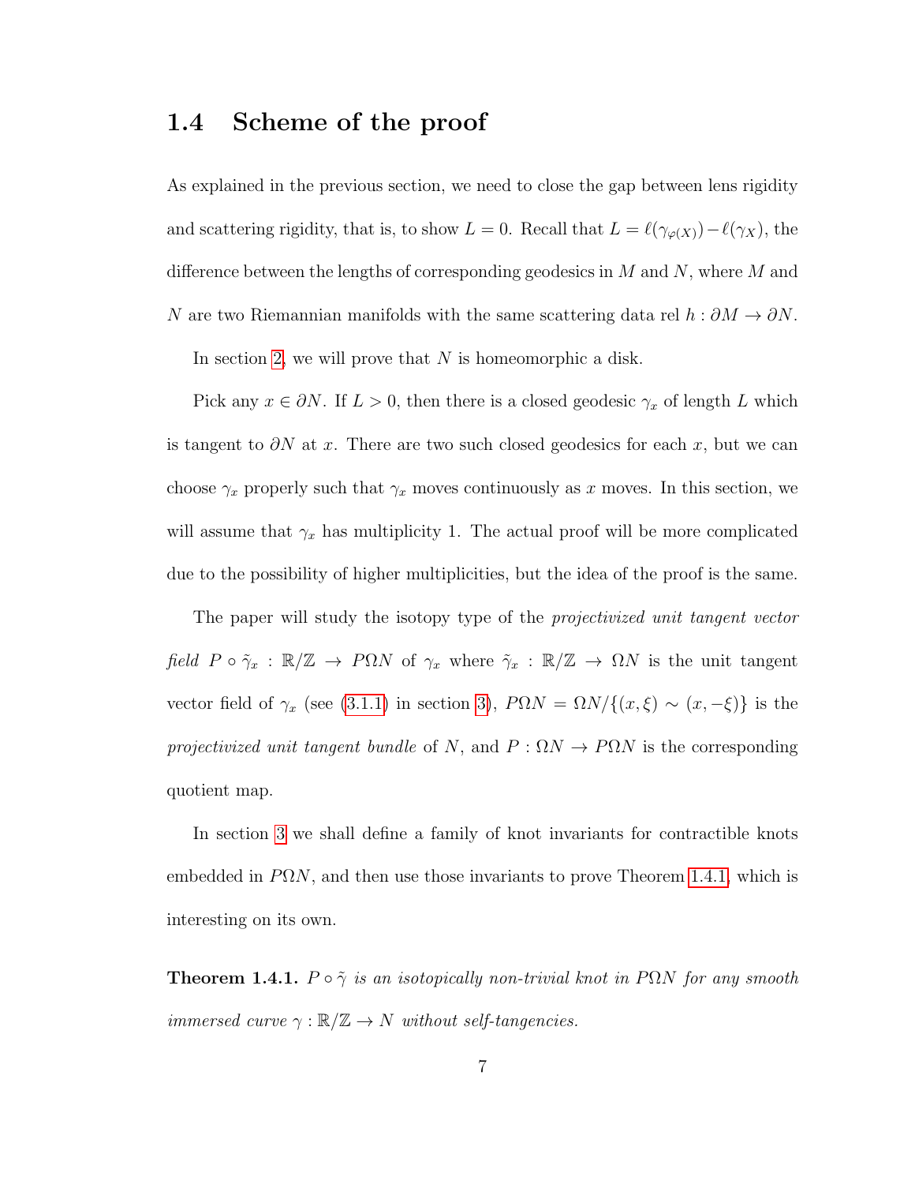## 1.4 Scheme of the proof

As explained in the previous section, we need to close the gap between lens rigidity and scattering rigidity, that is, to show $L = 0$. Recall that $L = \ell(\gamma_{\varphi(X)}) - \ell(\gamma_X)$, the difference between the lengths of corresponding geodesics in $M$ and $N$, where $M$ and $N$ are two Riemannian manifolds with the same scattering data rel $h : \partial M \to \partial N$.

In section 2, we will prove that $N$ is homeomorphic a disk.

Pick any $x \in \partial N$. If $L > 0$, then there is a closed geodesic $\gamma_x$ of length $L$ which is tangent to $\partial N$ at $x$. There are two such closed geodesics for each $x$, but we can choose $\gamma_x$ properly such that $\gamma_x$ moves continuously as $x$ moves. In this section, we will assume that $\gamma_x$ has multiplicity 1. The actual proof will be more complicated due to the possibility of higher multiplicities, but the idea of the proof is the same.

The paper will study the isotopy type of the *projectivized unit tangent vector field* $P \circ \tilde{\gamma}_x : \mathbb{R}/\mathbb{Z} \to P\Omega N$ of $\gamma_x$ where $\tilde{\gamma}_x : \mathbb{R}/\mathbb{Z} \to \Omega N$ is the unit tangent vector field of $\gamma_x$ (see (3.1.1) in section 3), $P\Omega N = \Omega N / \{(x, \xi) \sim (x, -\xi)\}$ is the *projectivized unit tangent bundle* of $N$, and $P : \Omega N \to P\Omega N$ is the corresponding quotient map.

In section 3 we shall define a family of knot invariants for contractible knots embedded in $P\Omega N$, and then use those invariants to prove Theorem 1.4.1, which is interesting on its own.

**Theorem 1.4.1.** *$P \circ \tilde{\gamma}$ is an isotopically non-trivial knot in $P\Omega N$ for any smooth immersed curve $\gamma : \mathbb{R}/\mathbb{Z} \to N$ without self-tangencies.*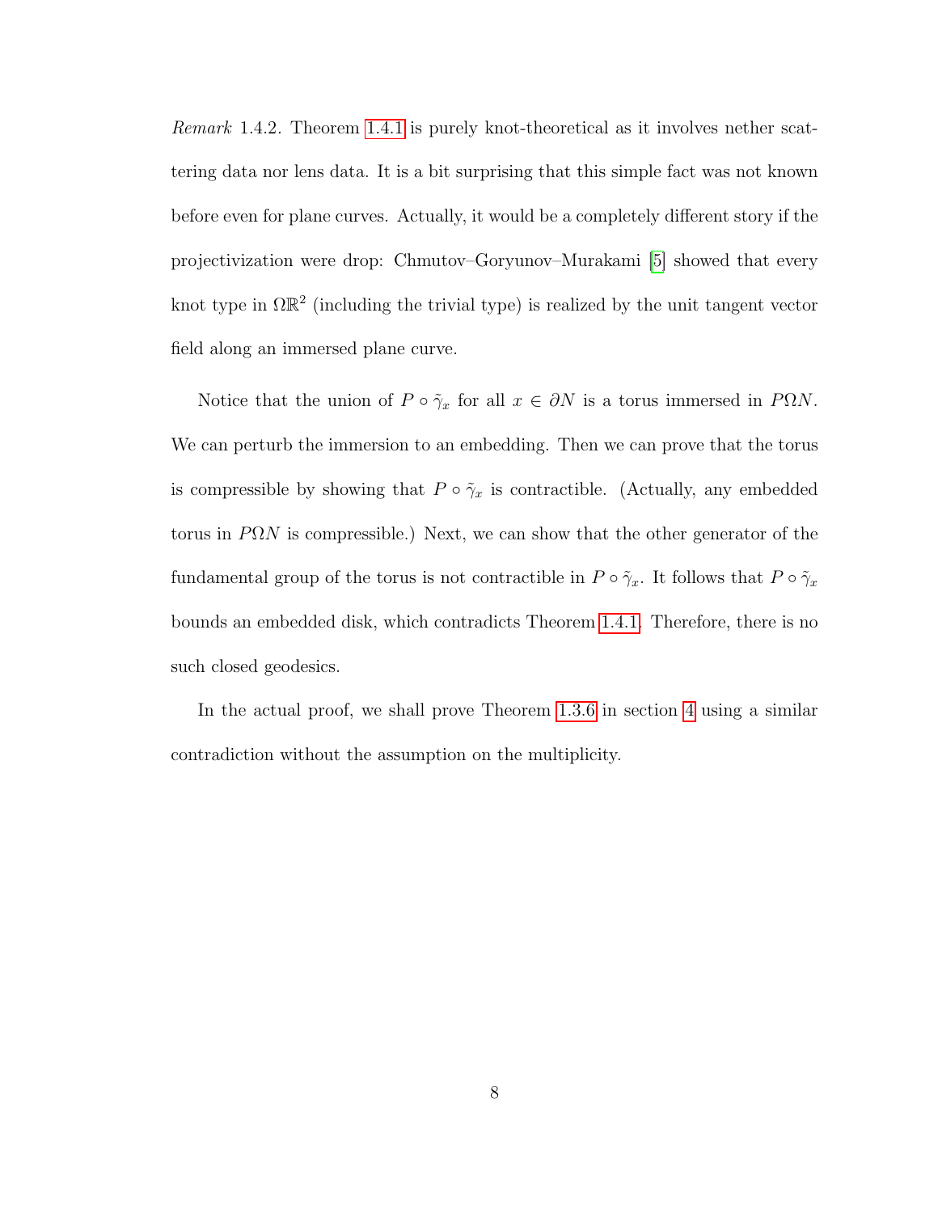*Remark* 1.4.2. Theorem 1.4.1 is purely knot-theoretical as it involves nether scattering data nor lens data. It is a bit surprising that this simple fact was not known before even for plane curves. Actually, it would be a completely different story if the projectivization were drop: Chmutov–Goryunov–Murakami [5] showed that every knot type in $\Omega\mathbb{R}^2$ (including the trivial type) is realized by the unit tangent vector field along an immersed plane curve.

Notice that the union of $P \circ \tilde{\gamma}_x$ for all $x \in \partial N$ is a torus immersed in $P\Omega N$. We can perturb the immersion to an embedding. Then we can prove that the torus is compressible by showing that $P \circ \tilde{\gamma}_x$ is contractible. (Actually, any embedded torus in $P\Omega N$ is compressible.) Next, we can show that the other generator of the fundamental group of the torus is not contractible in $P \circ \tilde{\gamma}_x$. It follows that $P \circ \tilde{\gamma}_x$ bounds an embedded disk, which contradicts Theorem 1.4.1. Therefore, there is no such closed geodesics.

In the actual proof, we shall prove Theorem 1.3.6 in section 4 using a similar contradiction without the assumption on the multiplicity.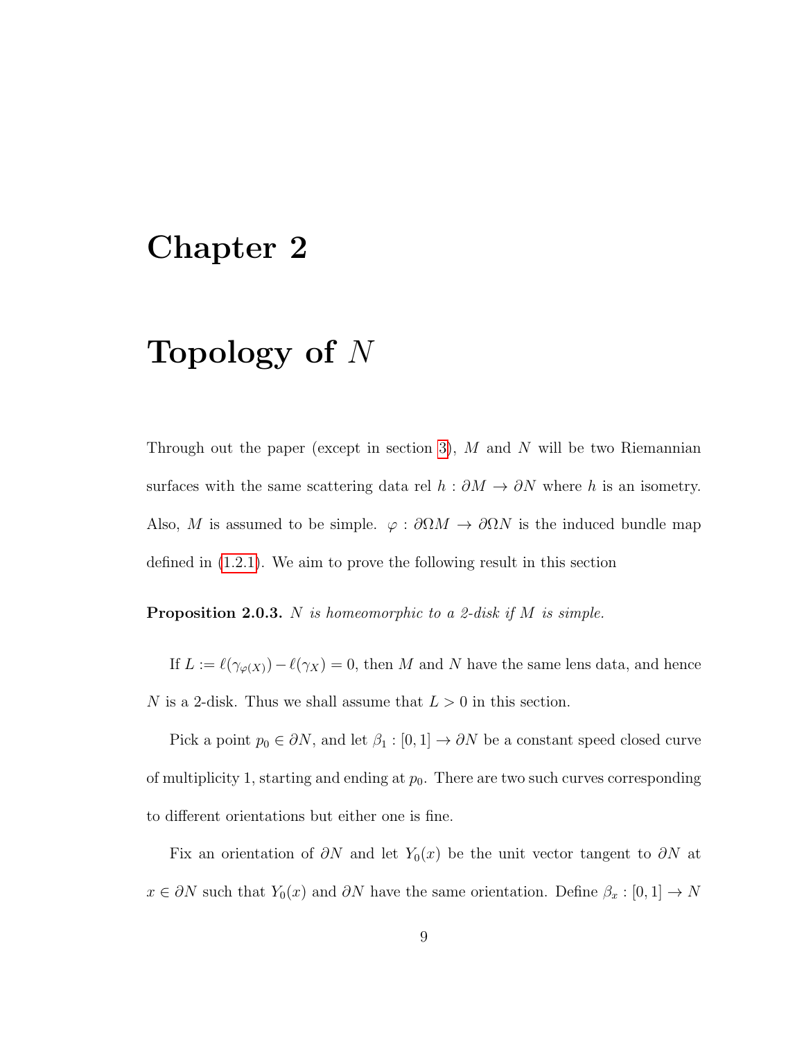# Chapter 2

# Topology of $N$

Through out the paper (except in section 3), $M$ and $N$ will be two Riemannian surfaces with the same scattering data rel $h : \partial M \to \partial N$ where $h$ is an isometry. Also, $M$ is assumed to be simple. $\varphi : \partial\Omega M \to \partial\Omega N$ is the induced bundle map defined in (1.2.1). We aim to prove the following result in this section

**Proposition 2.0.3.** *$N$ is homeomorphic to a 2-disk if $M$ is simple.*

If $L := \ell(\gamma_{\varphi(X)}) - \ell(\gamma_X) = 0$, then $M$ and $N$ have the same lens data, and hence $N$ is a 2-disk. Thus we shall assume that $L > 0$ in this section.

Pick a point $p_0 \in \partial N$, and let $\beta_1 : [0, 1] \to \partial N$ be a constant speed closed curve of multiplicity 1, starting and ending at $p_0$. There are two such curves corresponding to different orientations but either one is fine.

Fix an orientation of $\partial N$ and let $Y_0(x)$ be the unit vector tangent to $\partial N$ at $x \in \partial N$ such that $Y_0(x)$ and $\partial N$ have the same orientation. Define $\beta_x : [0, 1] \to N$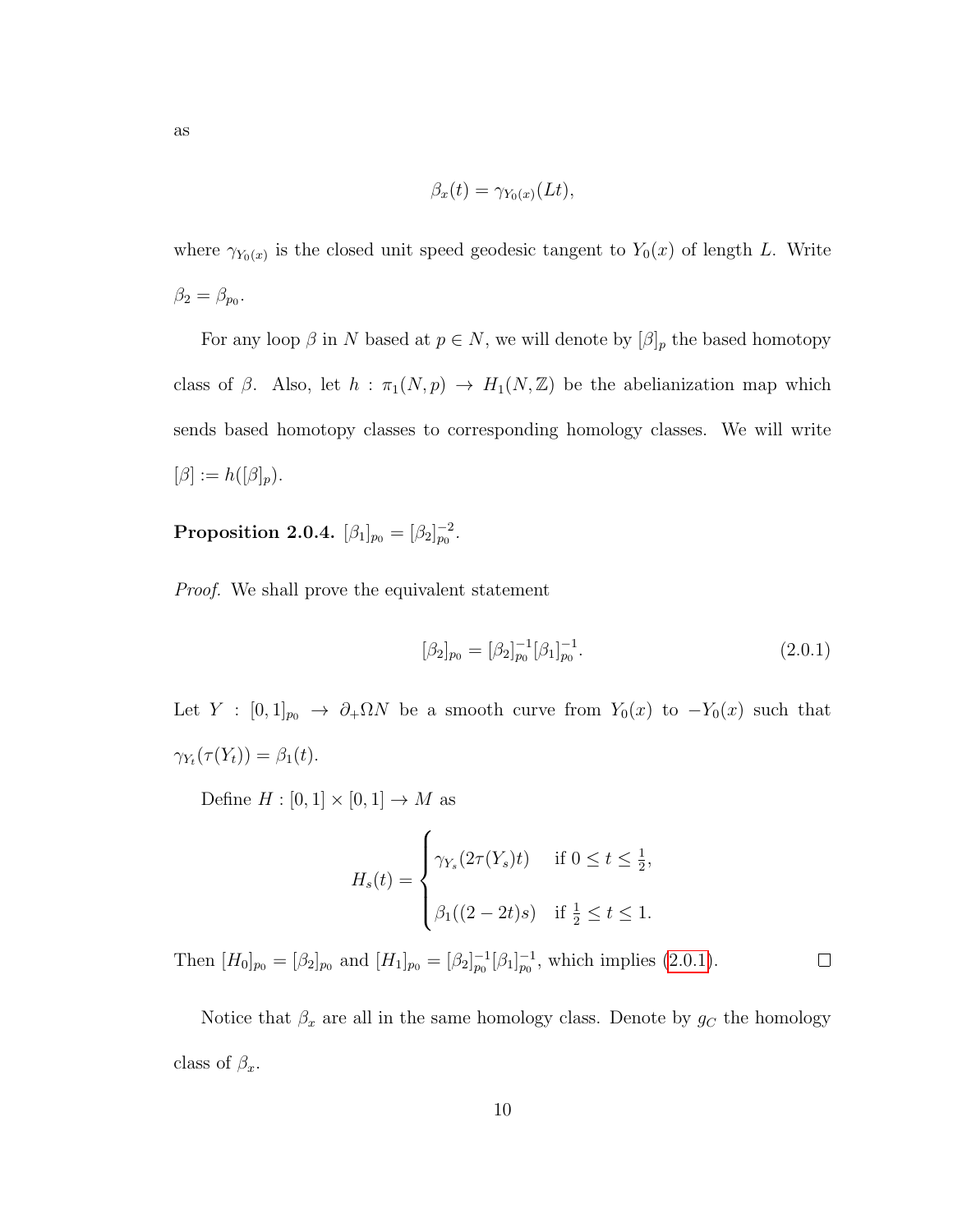as

$$\beta_x(t) = \gamma_{Y_0(x)}(Lt),$$

where $\gamma_{Y_0(x)}$ is the closed unit speed geodesic tangent to $Y_0(x)$ of length $L$. Write $\beta_2 = \beta_{p_0}$.

For any loop $\beta$ in $N$ based at $p \in N$, we will denote by $[\beta]_p$ the based homotopy class of $\beta$. Also, let $h : \pi_1(N,p) \to H_1(N,\mathbb{Z})$ be the abelianization map which sends based homotopy classes to corresponding homology classes. We will write $[\beta] := h([\beta]_p)$.

**Proposition 2.0.4.** $[\beta_1]_{p_0} = [\beta_2]_{p_0}^{-2}$.

*Proof.* We shall prove the equivalent statement

$$[\beta_2]_{p_0} = [\beta_2]_{p_0}^{-1}[\beta_1]_{p_0}^{-1}. \tag{2.0.1}$$

Let $Y : [0,1]_{p_0} \to \partial_+\Omega N$ be a smooth curve from $Y_0(x)$ to $-Y_0(x)$ such that $\gamma_{Y_t}(\tau(Y_t)) = \beta_1(t)$.

Define $H : [0,1] \times [0,1] \to M$ as

$$H_s(t) = \begin{cases} \gamma_{Y_s}(2\tau(Y_s)t) & \text{if } 0 \le t \le \frac{1}{2}, \\ \beta_1((2-2t)s) & \text{if } \frac{1}{2} \le t \le 1. \end{cases}$$

Then $[H_0]_{p_0} = [\beta_2]_{p_0}$ and $[H_1]_{p_0} = [\beta_2]_{p_0}^{-1}[\beta_1]_{p_0}^{-1}$, which implies (2.0.1). $\square$

Notice that $\beta_x$ are all in the same homology class. Denote by $g_C$ the homology class of $\beta_x$.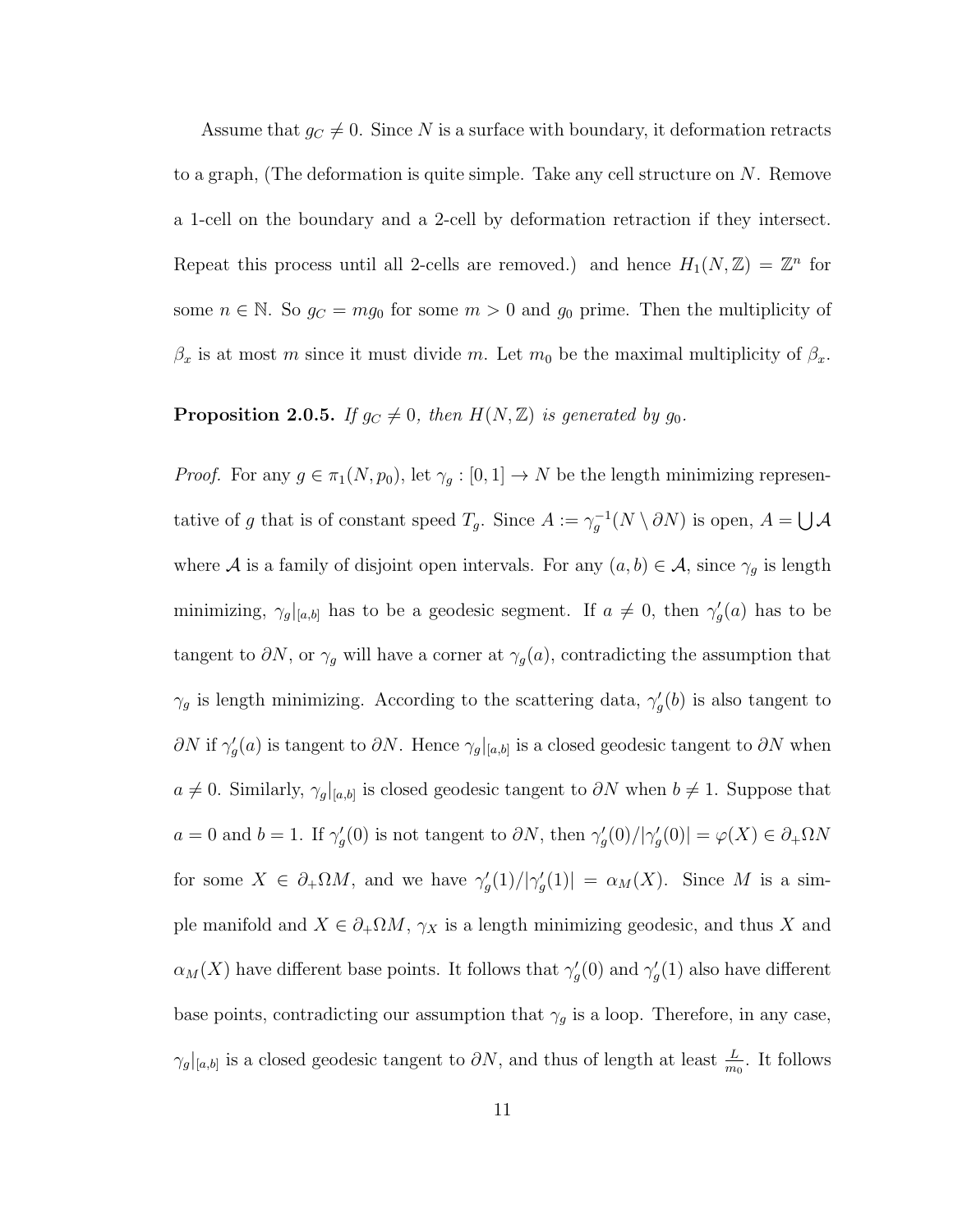Assume that $g_C \neq 0$. Since $N$ is a surface with boundary, it deformation retracts to a graph, (The deformation is quite simple. Take any cell structure on $N$. Remove a 1-cell on the boundary and a 2-cell by deformation retraction if they intersect. Repeat this process until all 2-cells are removed.) and hence $H_1(N, \mathbb{Z}) = \mathbb{Z}^n$ for some $n \in \mathbb{N}$. So $g_C = mg_0$ for some $m > 0$ and $g_0$ prime. Then the multiplicity of $\beta_x$ is at most $m$ since it must divide $m$. Let $m_0$ be the maximal multiplicity of $\beta_x$.

**Proposition 2.0.5.** *If $g_C \neq 0$, then $H(N, \mathbb{Z})$ is generated by $g_0$.*

*Proof.* For any $g \in \pi_1(N, p_0)$, let $\gamma_g : [0, 1] \to N$ be the length minimizing representative of $g$ that is of constant speed $T_g$. Since $A := \gamma_g^{-1}(N \setminus \partial N)$ is open, $A = \bigcup \mathcal{A}$ where $\mathcal{A}$ is a family of disjoint open intervals. For any $(a, b) \in \mathcal{A}$, since $\gamma_g$ is length minimizing, $\gamma_g|_{[a,b]}$ has to be a geodesic segment. If $a \neq 0$, then $\gamma_g'(a)$ has to be tangent to $\partial N$, or $\gamma_g$ will have a corner at $\gamma_g(a)$, contradicting the assumption that $\gamma_g$ is length minimizing. According to the scattering data, $\gamma_g'(b)$ is also tangent to $\partial N$ if $\gamma_g'(a)$ is tangent to $\partial N$. Hence $\gamma_g|_{[a,b]}$ is a closed geodesic tangent to $\partial N$ when $a \neq 0$. Similarly, $\gamma_g|_{[a,b]}$ is closed geodesic tangent to $\partial N$ when $b \neq 1$. Suppose that $a = 0$ and $b = 1$. If $\gamma_g'(0)$ is not tangent to $\partial N$, then $\gamma_g'(0)/|\gamma_g'(0)| = \varphi(X) \in \partial_+ \Omega N$ for some $X \in \partial_+ \Omega M$, and we have $\gamma_g'(1)/|\gamma_g'(1)| = \alpha_M(X)$. Since $M$ is a simple manifold and $X \in \partial_+ \Omega M$, $\gamma_X$ is a length minimizing geodesic, and thus $X$ and $\alpha_M(X)$ have different base points. It follows that $\gamma_g'(0)$ and $\gamma_g'(1)$ also have different base points, contradicting our assumption that $\gamma_g$ is a loop. Therefore, in any case, $\gamma_g|_{[a,b]}$ is a closed geodesic tangent to $\partial N$, and thus of length at least $\frac{L}{m_0}$. It follows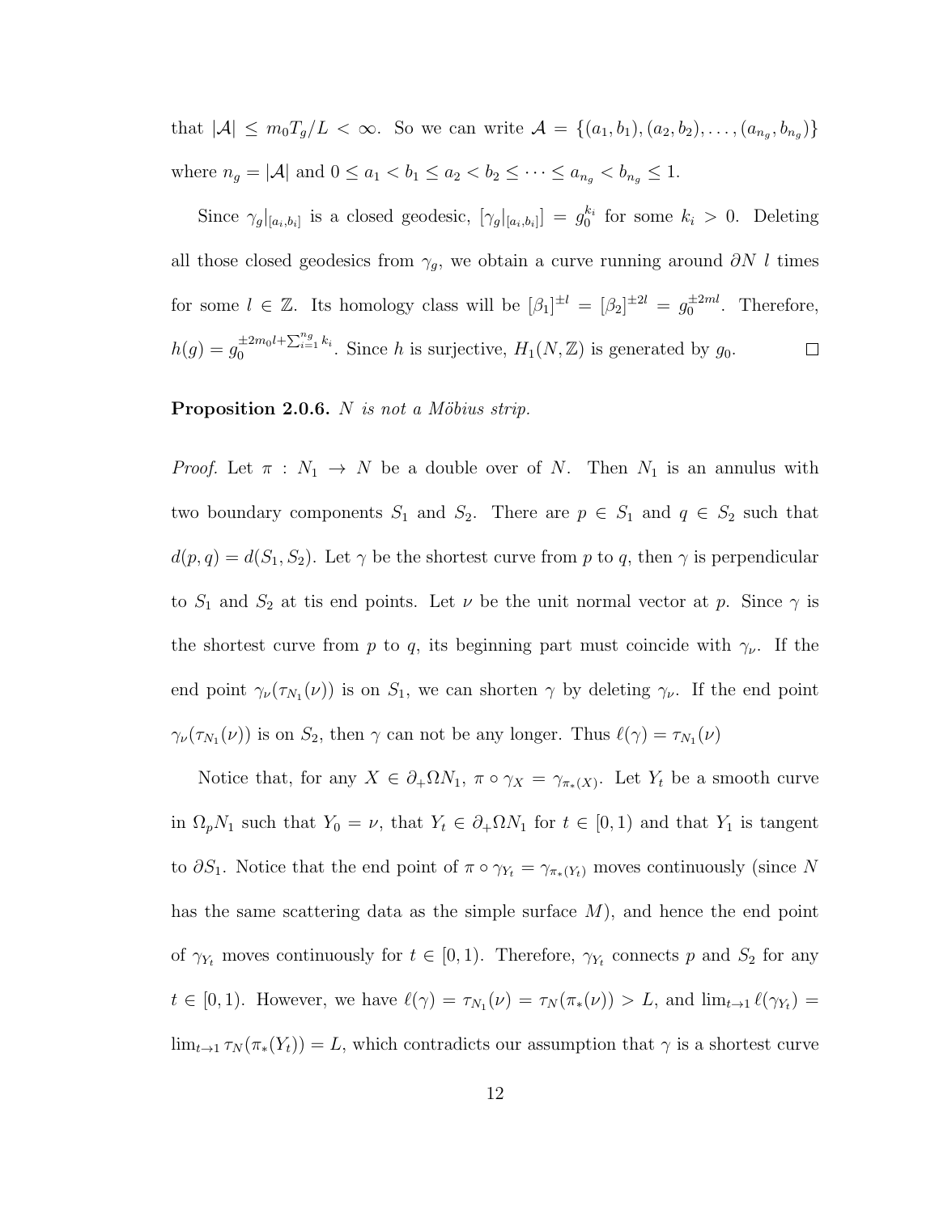that $|\mathcal{A}| \leq m_0 T_g / L < \infty$. So we can write $\mathcal{A} = \{(a_1, b_1), (a_2, b_2), \ldots, (a_{n_g}, b_{n_g})\}$ where $n_g = |\mathcal{A}|$ and $0 \leq a_1 < b_1 \leq a_2 < b_2 \leq \cdots \leq a_{n_g} < b_{n_g} \leq 1$.

Since $\gamma_g|_{[a_i,b_i]}$ is a closed geodesic, $[\gamma_g|_{[a_i,b_i]}] = g_0^{k_i}$ for some $k_i > 0$. Deleting all those closed geodesics from $\gamma_g$, we obtain a curve running around $\partial N$ $l$ times for some $l \in \mathbb{Z}$. Its homology class will be $[\beta_1]^{\pm l} = [\beta_2]^{\pm 2l} = g_0^{\pm 2ml}$. Therefore, $h(g) = g_0^{\pm 2m_0 l + \sum_{i=1}^{n_g} k_i}$. Since $h$ is surjective, $H_1(N, \mathbb{Z})$ is generated by $g_0$. $\square$

**Proposition 2.0.6.** *$N$ is not a Möbius strip.*

*Proof.* Let $\pi : N_1 \to N$ be a double over of $N$. Then $N_1$ is an annulus with two boundary components $S_1$ and $S_2$. There are $p \in S_1$ and $q \in S_2$ such that $d(p, q) = d(S_1, S_2)$. Let $\gamma$ be the shortest curve from $p$ to $q$, then $\gamma$ is perpendicular to $S_1$ and $S_2$ at tis end points. Let $\nu$ be the unit normal vector at $p$. Since $\gamma$ is the shortest curve from $p$ to $q$, its beginning part must coincide with $\gamma_\nu$. If the end point $\gamma_\nu(\tau_{N_1}(\nu))$ is on $S_1$, we can shorten $\gamma$ by deleting $\gamma_\nu$. If the end point $\gamma_\nu(\tau_{N_1}(\nu))$ is on $S_2$, then $\gamma$ can not be any longer. Thus $\ell(\gamma) = \tau_{N_1}(\nu)$

Notice that, for any $X \in \partial_+ \Omega N_1$, $\pi \circ \gamma_X = \gamma_{\pi_*(X)}$. Let $Y_t$ be a smooth curve in $\Omega_p N_1$ such that $Y_0 = \nu$, that $Y_t \in \partial_+ \Omega N_1$ for $t \in [0, 1)$ and that $Y_1$ is tangent to $\partial S_1$. Notice that the end point of $\pi \circ \gamma_{Y_t} = \gamma_{\pi_*(Y_t)}$ moves continuously (since $N$ has the same scattering data as the simple surface $M$), and hence the end point of $\gamma_{Y_t}$ moves continuously for $t \in [0, 1)$. Therefore, $\gamma_{Y_t}$ connects $p$ and $S_2$ for any $t \in [0, 1)$. However, we have $\ell(\gamma) = \tau_{N_1}(\nu) = \tau_N(\pi_*(\nu)) > L$, and $\lim_{t \to 1} \ell(\gamma_{Y_t}) = \lim_{t \to 1} \tau_N(\pi_*(Y_t)) = L$, which contradicts our assumption that $\gamma$ is a shortest curve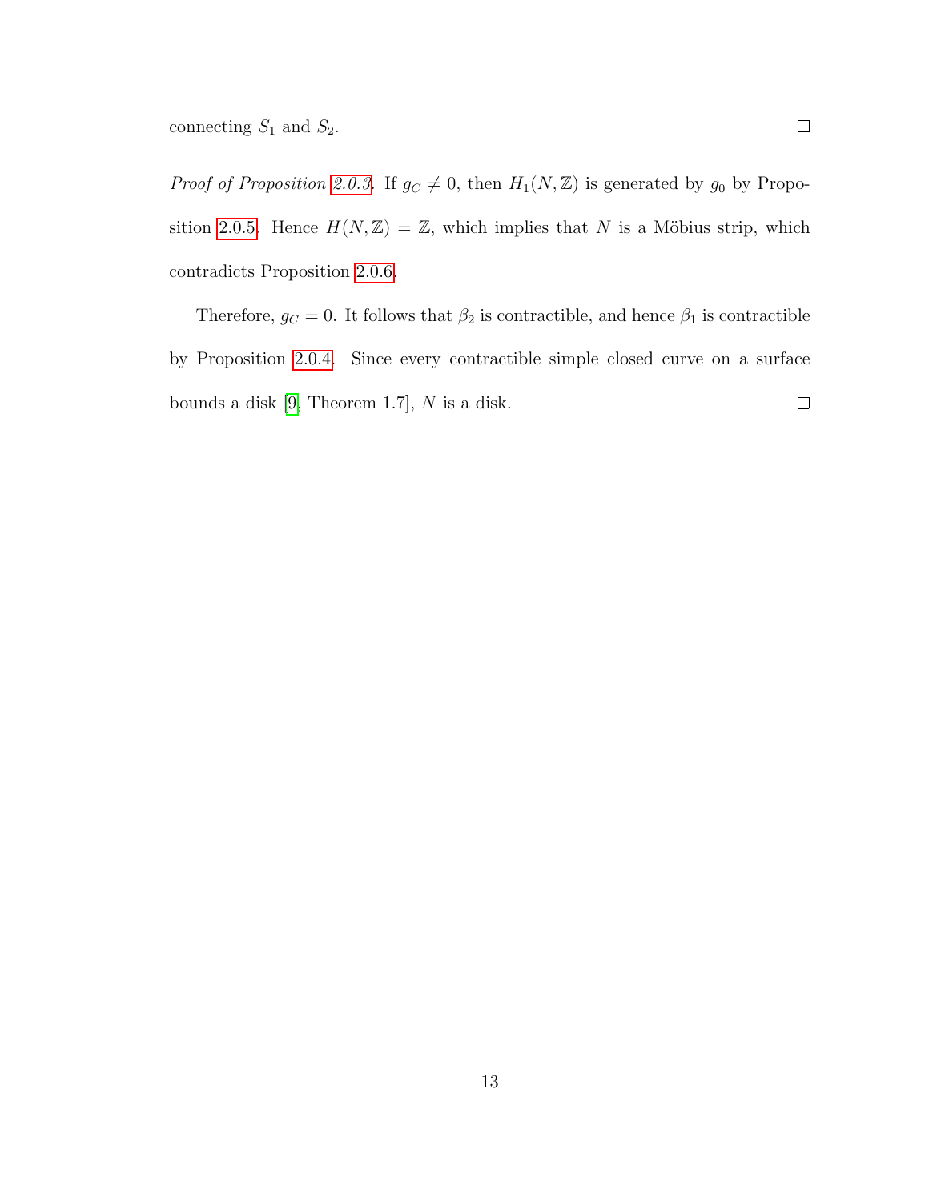connecting $S_1$ and $S_2$. □

*Proof of Proposition 2.0.3.* If $g_C \neq 0$, then $H_1(N, \mathbb{Z})$ is generated by $g_0$ by Proposition 2.0.5. Hence $H(N, \mathbb{Z}) = \mathbb{Z}$, which implies that $N$ is a Möbius strip, which contradicts Proposition 2.0.6.

Therefore, $g_C = 0$. It follows that $\beta_2$ is contractible, and hence $\beta_1$ is contractible by Proposition 2.0.4. Since every contractible simple closed curve on a surface bounds a disk [9, Theorem 1.7], $N$ is a disk. □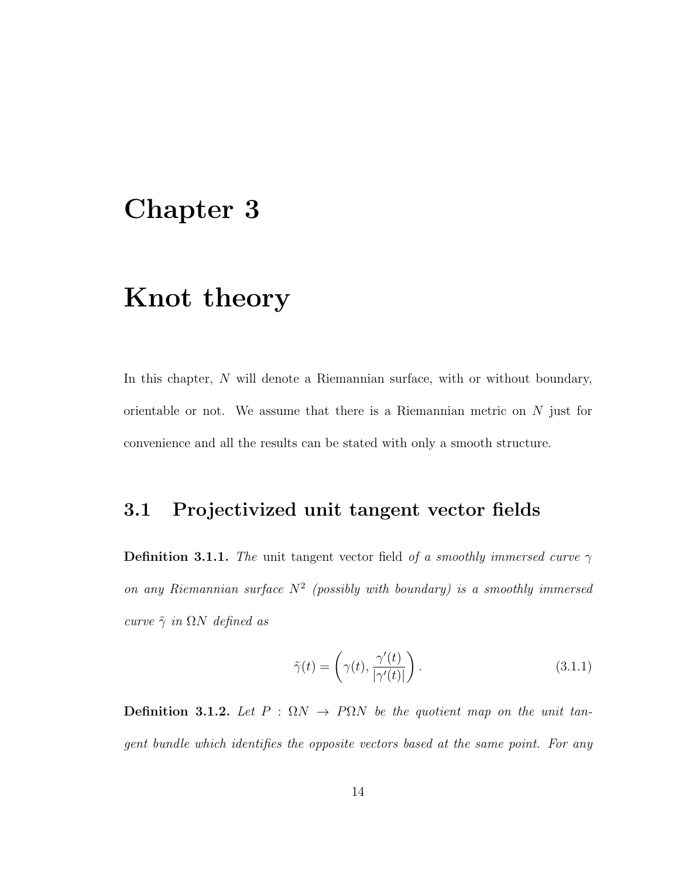# Chapter 3

# Knot theory

In this chapter, $N$ will denote a Riemannian surface, with or without boundary, orientable or not. We assume that there is a Riemannian metric on $N$ just for convenience and all the results can be stated with only a smooth structure.

## 3.1 Projectivized unit tangent vector fields

**Definition 3.1.1.** *The* unit tangent vector field *of a smoothly immersed curve $\gamma$ on any Riemannian surface $N^2$ (possibly with boundary) is a smoothly immersed curve $\tilde{\gamma}$ in $\Omega N$ defined as*

$$\tilde{\gamma}(t) = \left( \gamma(t), \frac{\gamma'(t)}{|\gamma'(t)|} \right). \tag{3.1.1}$$

**Definition 3.1.2.** *Let $P : \Omega N \to P\Omega N$ be the quotient map on the unit tangent bundle which identifies the opposite vectors based at the same point. For any*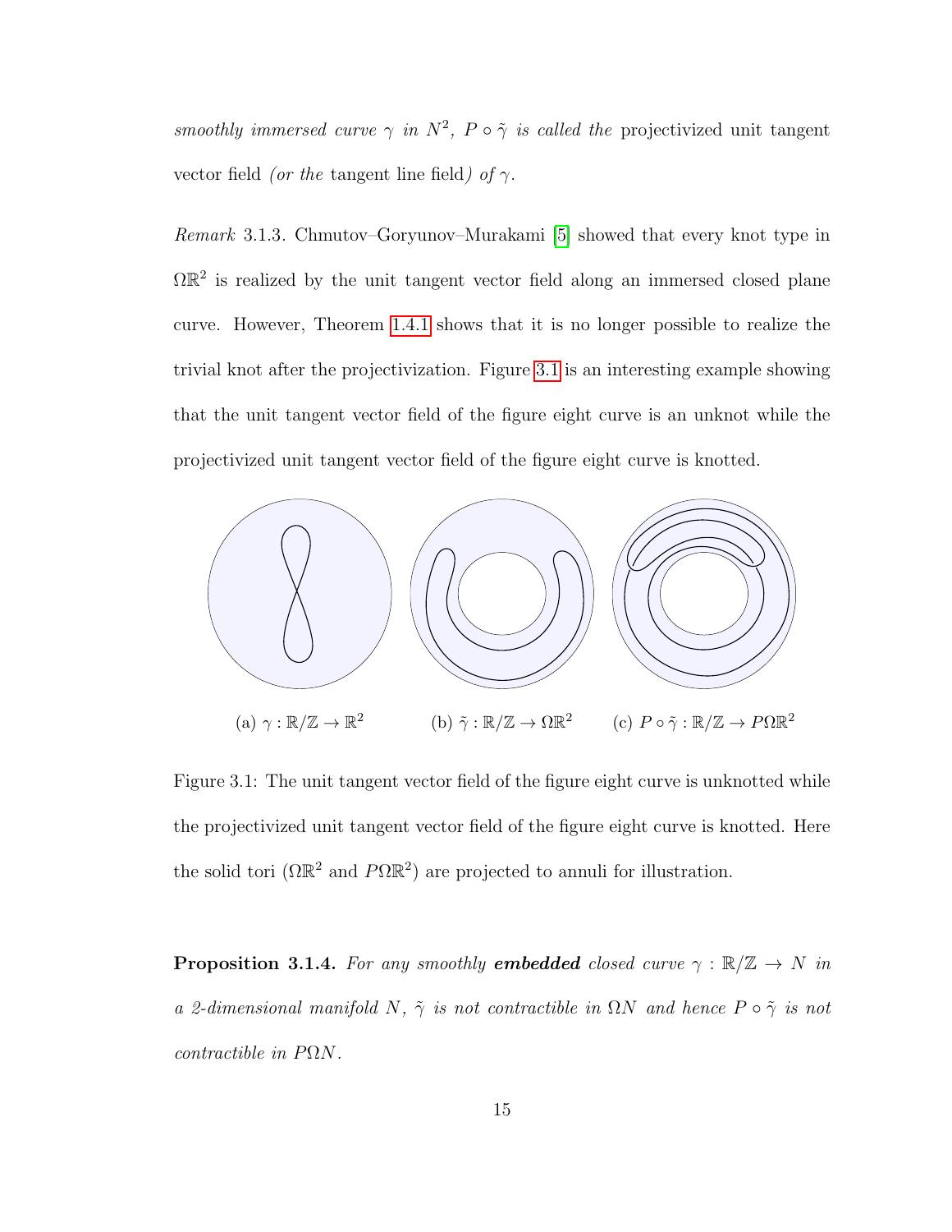*smoothly immersed curve $\gamma$ in $N^2$, $P \circ \tilde{\gamma}$ is called the* projectivized unit tangent vector field *(or the* tangent line field*) of* $\gamma$.

*Remark* 3.1.3. Chmutov–Goryunov–Murakami [5] showed that every knot type in $\Omega\mathbb{R}^2$ is realized by the unit tangent vector field along an immersed closed plane curve. However, Theorem 1.4.1 shows that it is no longer possible to realize the trivial knot after the projectivization. Figure 3.1 is an interesting example showing that the unit tangent vector field of the figure eight curve is an unknot while the projectivized unit tangent vector field of the figure eight curve is knotted.

(a) $\gamma : \mathbb{R}/\mathbb{Z} \to \mathbb{R}^2$ (b) $\tilde{\gamma} : \mathbb{R}/\mathbb{Z} \to \Omega\mathbb{R}^2$ (c) $P \circ \tilde{\gamma} : \mathbb{R}/\mathbb{Z} \to P\Omega\mathbb{R}^2$

Figure 3.1: The unit tangent vector field of the figure eight curve is unknotted while the projectivized unit tangent vector field of the figure eight curve is knotted. Here the solid tori ($\Omega\mathbb{R}^2$ and $P\Omega\mathbb{R}^2$) are projected to annuli for illustration.

**Proposition 3.1.4.** *For any smoothly* ***embedded*** *closed curve $\gamma : \mathbb{R}/\mathbb{Z} \to N$ in a 2-dimensional manifold $N$, $\tilde{\gamma}$ is not contractible in $\Omega N$ and hence $P \circ \tilde{\gamma}$ is not contractible in $P\Omega N$.*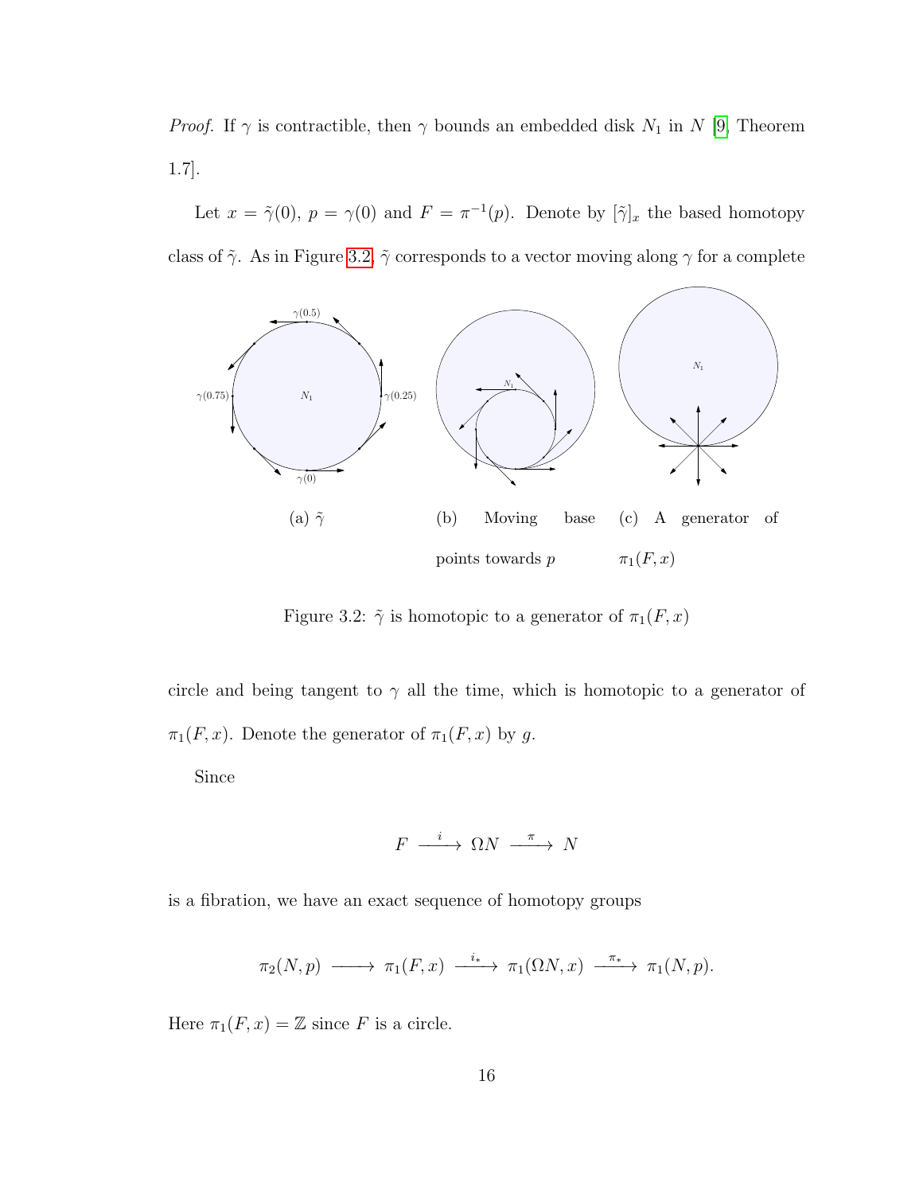*Proof.* If $\gamma$ is contractible, then $\gamma$ bounds an embedded disk $N_1$ in $N$ [9, Theorem 1.7].

Let $x = \tilde{\gamma}(0)$, $p = \gamma(0)$ and $F = \pi^{-1}(p)$. Denote by $[\tilde{\gamma}]_x$ the based homotopy class of $\tilde{\gamma}$. As in Figure 3.2, $\tilde{\gamma}$ corresponds to a vector moving along $\gamma$ for a complete circle and being tangent to $\gamma$ all the time, which is homotopic to a generator of $\pi_1(F, x)$. Denote the generator of $\pi_1(F, x)$ by $g$.

(a) $\tilde{\gamma}$

(b) Moving base points towards $p$

(c) A generator of $\pi_1(F, x)$

Figure 3.2: $\tilde{\gamma}$ is homotopic to a generator of $\pi_1(F, x)$

Since

$$F \xrightarrow{\ i\ } \Omega N \xrightarrow{\ \pi\ } N$$

is a fibration, we have an exact sequence of homotopy groups

$$\pi_2(N, p) \longrightarrow \pi_1(F, x) \xrightarrow{\ i_*\ } \pi_1(\Omega N, x) \xrightarrow{\ \pi_*\ } \pi_1(N, p).$$

Here $\pi_1(F, x) = \mathbb{Z}$ since $F$ is a circle.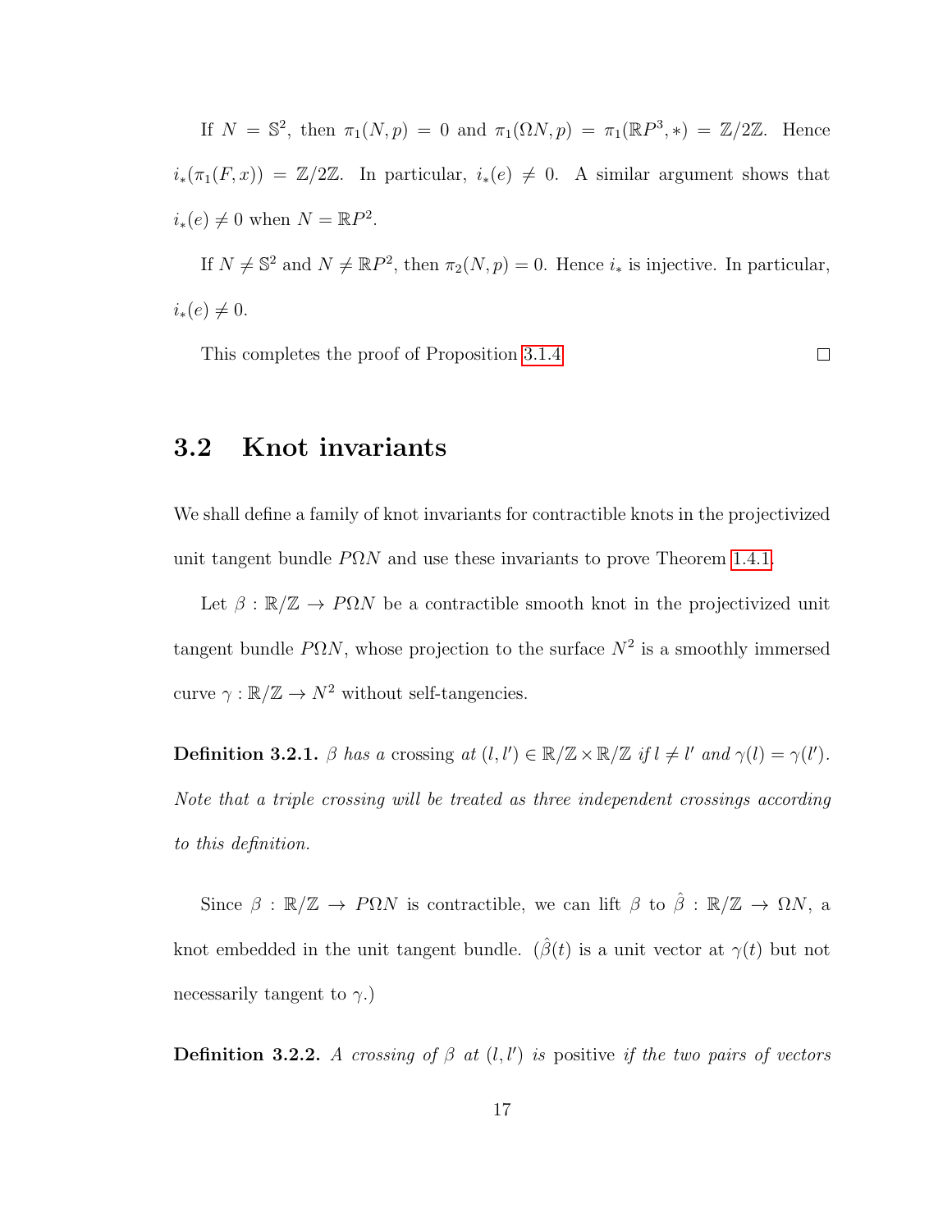If $N = \mathbb{S}^2$, then $\pi_1(N, p) = 0$ and $\pi_1(\Omega N, p) = \pi_1(\mathbb{R}P^3, *) = \mathbb{Z}/2\mathbb{Z}$. Hence $i_*(\pi_1(F, x)) = \mathbb{Z}/2\mathbb{Z}$. In particular, $i_*(e) \neq 0$. A similar argument shows that $i_*(e) \neq 0$ when $N = \mathbb{R}P^2$.

If $N \neq \mathbb{S}^2$ and $N \neq \mathbb{R}P^2$, then $\pi_2(N, p) = 0$. Hence $i_*$ is injective. In particular, $i_*(e) \neq 0$.

This completes the proof of Proposition 3.1.4 □

## 3.2 Knot invariants

We shall define a family of knot invariants for contractible knots in the projectivized unit tangent bundle $P\Omega N$ and use these invariants to prove Theorem 1.4.1.

Let $\beta : \mathbb{R}/\mathbb{Z} \to P\Omega N$ be a contractible smooth knot in the projectivized unit tangent bundle $P\Omega N$, whose projection to the surface $N^2$ is a smoothly immersed curve $\gamma : \mathbb{R}/\mathbb{Z} \to N^2$ without self-tangencies.

**Definition 3.2.1.** *$\beta$ has a* crossing *at $(l, l') \in \mathbb{R}/\mathbb{Z} \times \mathbb{R}/\mathbb{Z}$ if $l \neq l'$ and $\gamma(l) = \gamma(l')$. Note that a triple crossing will be treated as three independent crossings according to this definition.*

Since $\beta : \mathbb{R}/\mathbb{Z} \to P\Omega N$ is contractible, we can lift $\beta$ to $\hat{\beta} : \mathbb{R}/\mathbb{Z} \to \Omega N$, a knot embedded in the unit tangent bundle. ($\hat{\beta}(t)$ is a unit vector at $\gamma(t)$ but not necessarily tangent to $\gamma$.)

**Definition 3.2.2.** *A crossing of $\beta$ at $(l, l')$ is* positive *if the two pairs of vectors*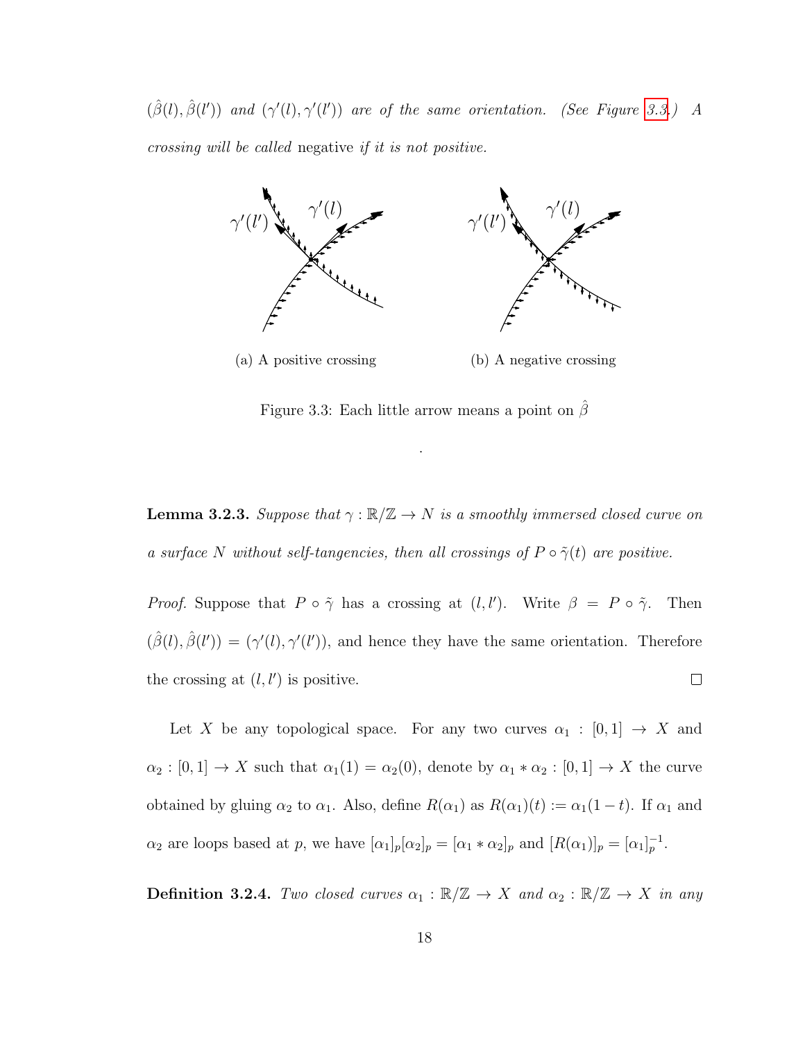*$(\hat{\beta}(l), \hat{\beta}(l'))$ and $(\gamma'(l), \gamma'(l'))$ are of the same orientation. (See Figure 3.3.) A crossing will be called* negative *if it is not positive.*

(a) A positive crossing

(b) A negative crossing

Figure 3.3: Each little arrow means a point on $\hat{\beta}$

.

**Lemma 3.2.3.** *Suppose that $\gamma : \mathbb{R}/\mathbb{Z} \to N$ is a smoothly immersed closed curve on a surface $N$ without self-tangencies, then all crossings of $P \circ \tilde{\gamma}(t)$ are positive.*

*Proof.* Suppose that $P \circ \tilde{\gamma}$ has a crossing at $(l, l')$. Write $\beta = P \circ \tilde{\gamma}$. Then $(\hat{\beta}(l), \hat{\beta}(l')) = (\gamma'(l), \gamma'(l'))$, and hence they have the same orientation. Therefore the crossing at $(l, l')$ is positive. □

Let $X$ be any topological space. For any two curves $\alpha_1 : [0,1] \to X$ and $\alpha_2 : [0,1] \to X$ such that $\alpha_1(1) = \alpha_2(0)$, denote by $\alpha_1 * \alpha_2 : [0,1] \to X$ the curve obtained by gluing $\alpha_2$ to $\alpha_1$. Also, define $R(\alpha_1)$ as $R(\alpha_1)(t) := \alpha_1(1-t)$. If $\alpha_1$ and $\alpha_2$ are loops based at $p$, we have $[\alpha_1]_p[\alpha_2]_p = [\alpha_1 * \alpha_2]_p$ and $[R(\alpha_1)]_p = [\alpha_1]_p^{-1}$.

**Definition 3.2.4.** *Two closed curves $\alpha_1 : \mathbb{R}/\mathbb{Z} \to X$ and $\alpha_2 : \mathbb{R}/\mathbb{Z} \to X$ in any*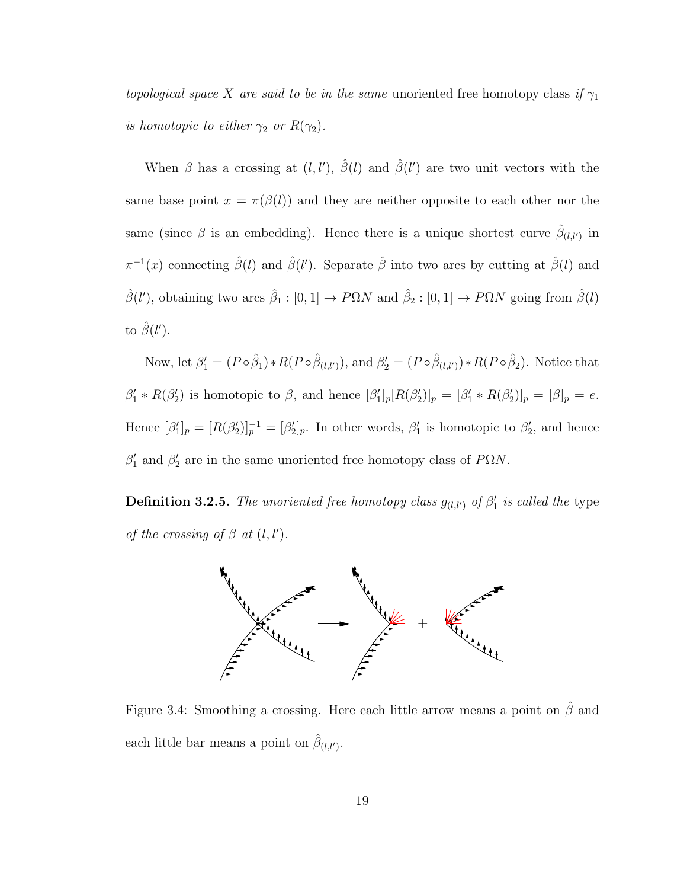*topological space $X$ are said to be in the same* unoriented free homotopy class *if $\gamma_1$ is homotopic to either $\gamma_2$ or $R(\gamma_2)$.*

When $\beta$ has a crossing at $(l, l')$, $\hat{\beta}(l)$ and $\hat{\beta}(l')$ are two unit vectors with the same base point $x = \pi(\beta(l))$ and they are neither opposite to each other nor the same (since $\beta$ is an embedding). Hence there is a unique shortest curve $\hat{\beta}_{(l,l')}$ in $\pi^{-1}(x)$ connecting $\hat{\beta}(l)$ and $\hat{\beta}(l')$. Separate $\hat{\beta}$ into two arcs by cutting at $\hat{\beta}(l)$ and $\hat{\beta}(l')$, obtaining two arcs $\hat{\beta}_1 : [0,1] \to P\Omega N$ and $\hat{\beta}_2 : [0,1] \to P\Omega N$ going from $\hat{\beta}(l)$ to $\hat{\beta}(l')$.

Now, let $\beta'_1 = (P \circ \hat{\beta}_1) * R(P \circ \hat{\beta}_{(l,l')})$, and $\beta'_2 = (P \circ \hat{\beta}_{(l,l')}) * R(P \circ \hat{\beta}_2)$. Notice that $\beta'_1 * R(\beta'_2)$ is homotopic to $\beta$, and hence $[\beta'_1]_p [R(\beta'_2)]_p = [\beta'_1 * R(\beta'_2)]_p = [\beta]_p = e$. Hence $[\beta'_1]_p = [R(\beta'_2)]_p^{-1} = [\beta'_2]_p$. In other words, $\beta'_1$ is homotopic to $\beta'_2$, and hence $\beta'_1$ and $\beta'_2$ are in the same unoriented free homotopy class of $P\Omega N$.

**Definition 3.2.5.** *The unoriented free homotopy class $g_{(l,l')}$ of $\beta'_1$ is called the* type *of the crossing of $\beta$ at $(l, l')$.*

Figure 3.4: Smoothing a crossing. Here each little arrow means a point on $\hat{\beta}$ and each little bar means a point on $\hat{\beta}_{(l,l')}$.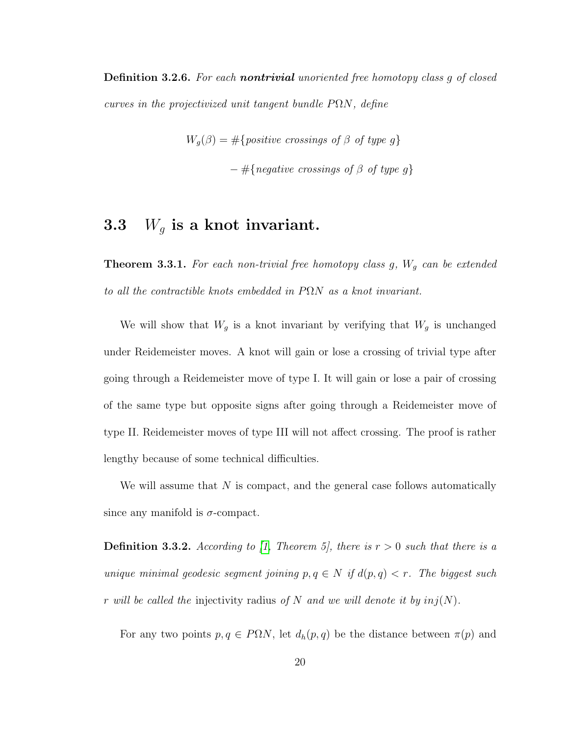**Definition 3.2.6.** *For each* ***nontrivial*** *unoriented free homotopy class $g$ of closed curves in the projectivized unit tangent bundle $P\Omega N$, define*

$$W_g(\beta) = \#\{\text{positive crossings of } \beta \text{ of type } g\}$$
$$- \#\{\text{negative crossings of } \beta \text{ of type } g\}$$

## 3.3 $W_g$ is a knot invariant.

**Theorem 3.3.1.** *For each non-trivial free homotopy class $g$, $W_g$ can be extended to all the contractible knots embedded in $P\Omega N$ as a knot invariant.*

We will show that $W_g$ is a knot invariant by verifying that $W_g$ is unchanged under Reidemeister moves. A knot will gain or lose a crossing of trivial type after going through a Reidemeister move of type I. It will gain or lose a pair of crossing of the same type but opposite signs after going through a Reidemeister move of type II. Reidemeister moves of type III will not affect crossing. The proof is rather lengthy because of some technical difficulties.

We will assume that $N$ is compact, and the general case follows automatically since any manifold is $\sigma$-compact.

**Definition 3.3.2.** *According to [1, Theorem 5], there is $r > 0$ such that there is a unique minimal geodesic segment joining $p, q \in N$ if $d(p, q) < r$. The biggest such $r$ will be called the* injectivity radius *of $N$ and we will denote it by $inj(N)$.*

For any two points $p, q \in P\Omega N$, let $d_h(p, q)$ be the distance between $\pi(p)$ and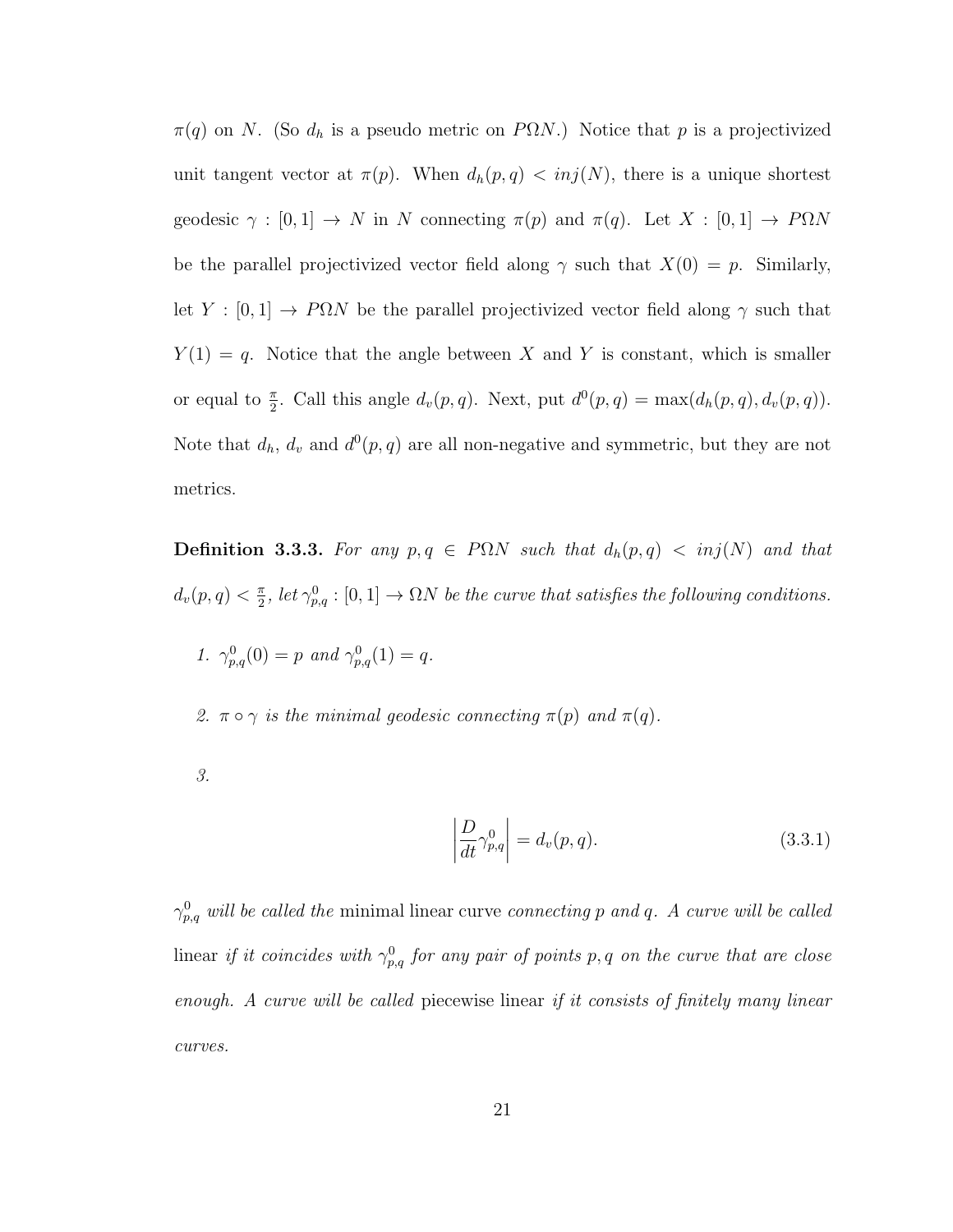$\pi(q)$ on $N$. (So $d_h$ is a pseudo metric on $P\Omega N$.) Notice that $p$ is a projectivized unit tangent vector at $\pi(p)$. When $d_h(p,q) < inj(N)$, there is a unique shortest geodesic $\gamma : [0,1] \to N$ in $N$ connecting $\pi(p)$ and $\pi(q)$. Let $X : [0,1] \to P\Omega N$ be the parallel projectivized vector field along $\gamma$ such that $X(0) = p$. Similarly, let $Y : [0,1] \to P\Omega N$ be the parallel projectivized vector field along $\gamma$ such that $Y(1) = q$. Notice that the angle between $X$ and $Y$ is constant, which is smaller or equal to $\frac{\pi}{2}$. Call this angle $d_v(p,q)$. Next, put $d^0(p,q) = \max(d_h(p,q), d_v(p,q))$. Note that $d_h$, $d_v$ and $d^0(p,q)$ are all non-negative and symmetric, but they are not metrics.

**Definition 3.3.3.** *For any $p, q \in P\Omega N$ such that $d_h(p,q) < inj(N)$ and that $d_v(p,q) < \frac{\pi}{2}$, let $\gamma^0_{p,q} : [0,1] \to \Omega N$ be the curve that satisfies the following conditions.*

1. *$\gamma^0_{p,q}(0) = p$ and $\gamma^0_{p,q}(1) = q$.*

2. *$\pi \circ \gamma$ is the minimal geodesic connecting $\pi(p)$ and $\pi(q)$.*

3. 
$$\left|\frac{D}{dt}\gamma^0_{p,q}\right| = d_v(p,q). \tag{3.3.1}$$

*$\gamma^0_{p,q}$ will be called the* minimal linear curve *connecting $p$ and $q$. A curve will be called* linear *if it coincides with $\gamma^0_{p,q}$ for any pair of points $p, q$ on the curve that are close enough. A curve will be called* piecewise linear *if it consists of finitely many linear curves.*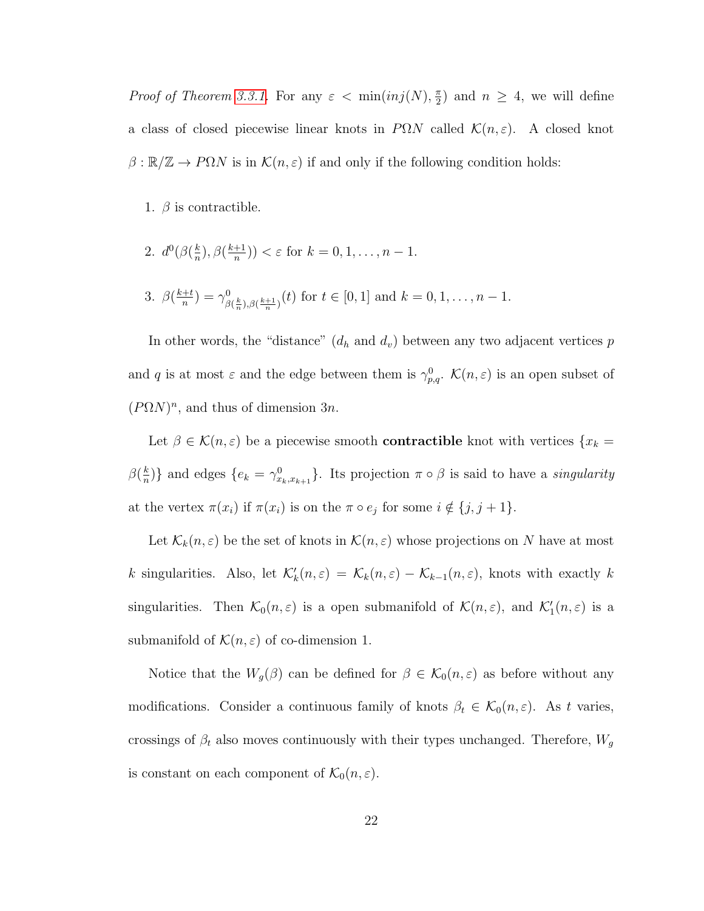*Proof of Theorem 3.3.1.* For any $\varepsilon < \min(inj(N), \frac{\pi}{2})$ and $n \geq 4$, we will define a class of closed piecewise linear knots in $P\Omega N$ called $\mathcal{K}(n, \varepsilon)$. A closed knot $\beta : \mathbb{R}/\mathbb{Z} \to P\Omega N$ is in $\mathcal{K}(n, \varepsilon)$ if and only if the following condition holds:

1. $\beta$ is contractible.
2. $d^0(\beta(\frac{k}{n}), \beta(\frac{k+1}{n})) < \varepsilon$ for $k = 0, 1, \ldots, n-1$.
3. $\beta(\frac{k+t}{n}) = \gamma^0_{\beta(\frac{k}{n}), \beta(\frac{k+1}{n})}(t)$ for $t \in [0, 1]$ and $k = 0, 1, \ldots, n-1$.

In other words, the "distance" ($d_h$ and $d_v$) between any two adjacent vertices $p$ and $q$ is at most $\varepsilon$ and the edge between them is $\gamma^0_{p,q}$. $\mathcal{K}(n, \varepsilon)$ is an open subset of $(P\Omega N)^n$, and thus of dimension $3n$.

Let $\beta \in \mathcal{K}(n, \varepsilon)$ be a piecewise smooth **contractible** knot with vertices $\{x_k = \beta(\frac{k}{n})\}$ and edges $\{e_k = \gamma^0_{x_k, x_{k+1}}\}$. Its projection $\pi \circ \beta$ is said to have a *singularity* at the vertex $\pi(x_i)$ if $\pi(x_i)$ is on the $\pi \circ e_j$ for some $i \notin \{j, j+1\}$.

Let $\mathcal{K}_k(n, \varepsilon)$ be the set of knots in $\mathcal{K}(n, \varepsilon)$ whose projections on $N$ have at most $k$ singularities. Also, let $\mathcal{K}'_k(n, \varepsilon) = \mathcal{K}_k(n, \varepsilon) - \mathcal{K}_{k-1}(n, \varepsilon)$, knots with exactly $k$ singularities. Then $\mathcal{K}_0(n, \varepsilon)$ is a open submanifold of $\mathcal{K}(n, \varepsilon)$, and $\mathcal{K}'_1(n, \varepsilon)$ is a submanifold of $\mathcal{K}(n, \varepsilon)$ of co-dimension 1.

Notice that the $W_g(\beta)$ can be defined for $\beta \in \mathcal{K}_0(n, \varepsilon)$ as before without any modifications. Consider a continuous family of knots $\beta_t \in \mathcal{K}_0(n, \varepsilon)$. As $t$ varies, crossings of $\beta_t$ also moves continuously with their types unchanged. Therefore, $W_g$ is constant on each component of $\mathcal{K}_0(n, \varepsilon)$.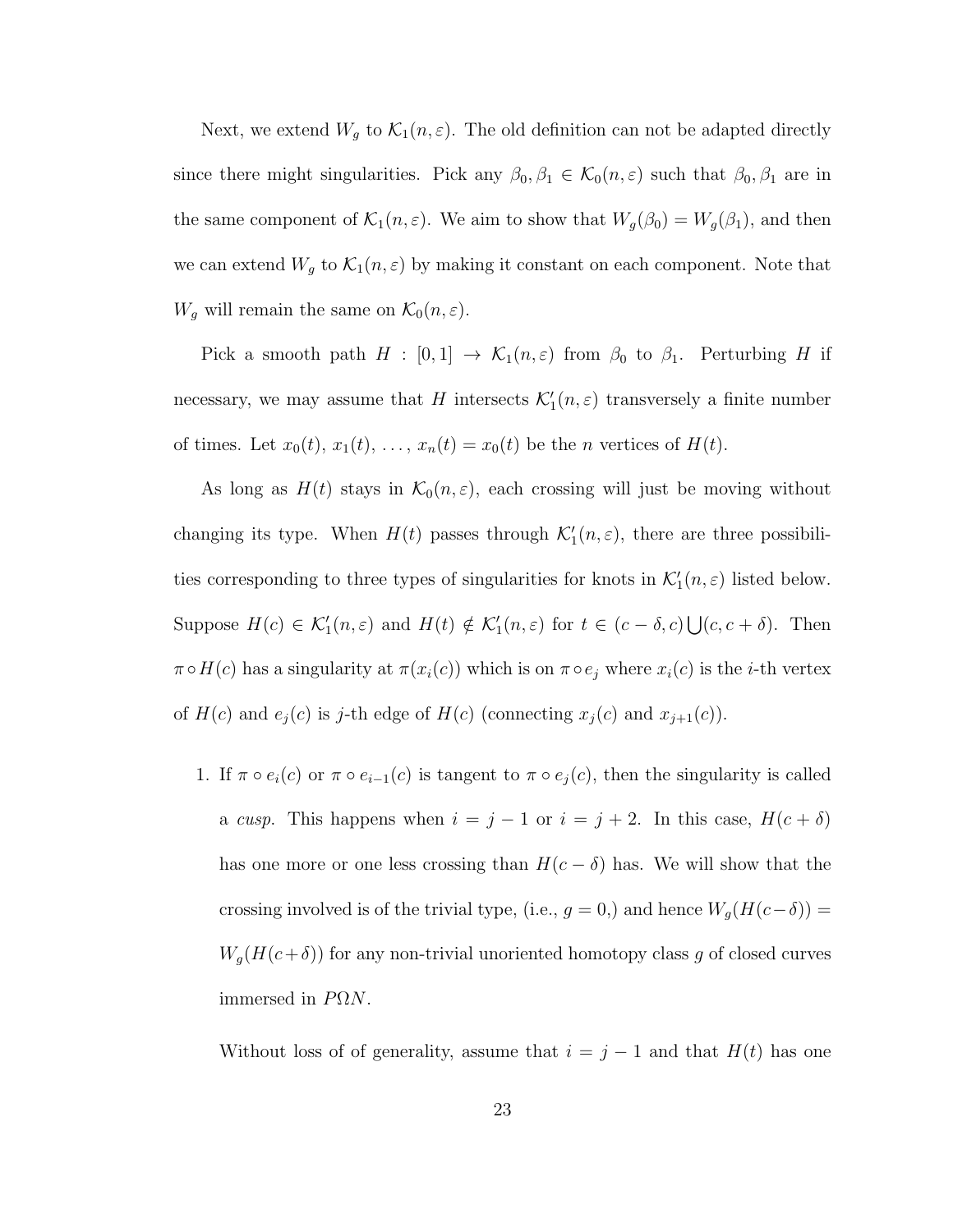Next, we extend $W_g$ to $\mathcal{K}_1(n, \varepsilon)$. The old definition can not be adapted directly since there might singularities. Pick any $\beta_0, \beta_1 \in \mathcal{K}_0(n, \varepsilon)$ such that $\beta_0, \beta_1$ are in the same component of $\mathcal{K}_1(n, \varepsilon)$. We aim to show that $W_g(\beta_0) = W_g(\beta_1)$, and then we can extend $W_g$ to $\mathcal{K}_1(n, \varepsilon)$ by making it constant on each component. Note that $W_g$ will remain the same on $\mathcal{K}_0(n, \varepsilon)$.

Pick a smooth path $H : [0, 1] \to \mathcal{K}_1(n, \varepsilon)$ from $\beta_0$ to $\beta_1$. Perturbing $H$ if necessary, we may assume that $H$ intersects $\mathcal{K}'_1(n, \varepsilon)$ transversely a finite number of times. Let $x_0(t), x_1(t), \ldots, x_n(t) = x_0(t)$ be the $n$ vertices of $H(t)$.

As long as $H(t)$ stays in $\mathcal{K}_0(n, \varepsilon)$, each crossing will just be moving without changing its type. When $H(t)$ passes through $\mathcal{K}'_1(n, \varepsilon)$, there are three possibilities corresponding to three types of singularities for knots in $\mathcal{K}'_1(n, \varepsilon)$ listed below. Suppose $H(c) \in \mathcal{K}'_1(n, \varepsilon)$ and $H(t) \notin \mathcal{K}'_1(n, \varepsilon)$ for $t \in (c - \delta, c) \bigcup (c, c + \delta)$. Then $\pi \circ H(c)$ has a singularity at $\pi(x_i(c))$ which is on $\pi \circ e_j$ where $x_i(c)$ is the $i$-th vertex of $H(c)$ and $e_j(c)$ is $j$-th edge of $H(c)$ (connecting $x_j(c)$ and $x_{j+1}(c)$).

1. If $\pi \circ e_i(c)$ or $\pi \circ e_{i-1}(c)$ is tangent to $\pi \circ e_j(c)$, then the singularity is called a *cusp*. This happens when $i = j - 1$ or $i = j + 2$. In this case, $H(c + \delta)$ has one more or one less crossing than $H(c - \delta)$ has. We will show that the crossing involved is of the trivial type, (i.e., $g = 0$,) and hence $W_g(H(c - \delta)) = W_g(H(c + \delta))$ for any non-trivial unoriented homotopy class $g$ of closed curves immersed in $P\Omega N$.

   Without loss of of generality, assume that $i = j - 1$ and that $H(t)$ has one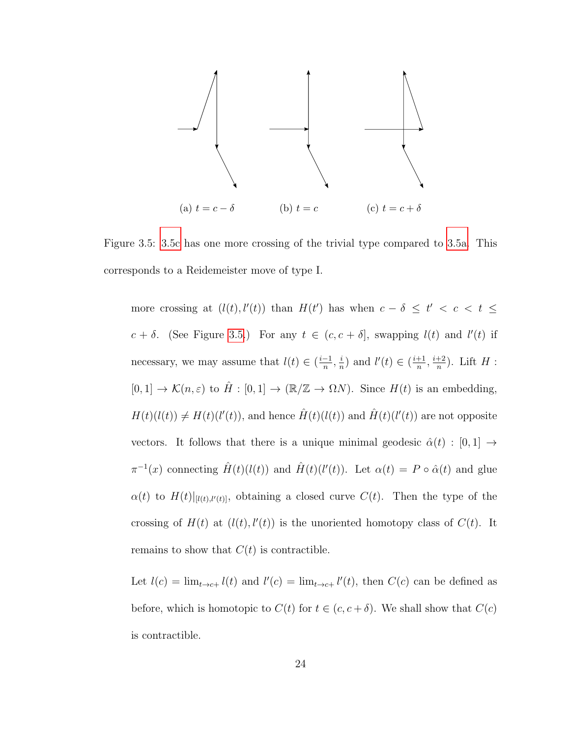(a) $t = c - \delta$ (b) $t = c$ (c) $t = c + \delta$

Figure 3.5: 3.5c has one more crossing of the trivial type compared to 3.5a. This corresponds to a Reidemeister move of type I.

more crossing at $(l(t), l'(t))$ than $H(t')$ has when $c - \delta \leq t' < c < t \leq c + \delta$. (See Figure 3.5.) For any $t \in (c, c + \delta]$, swapping $l(t)$ and $l'(t)$ if necessary, we may assume that $l(t) \in (\frac{i-1}{n}, \frac{i}{n})$ and $l'(t) \in (\frac{i+1}{n}, \frac{i+2}{n})$. Lift $H : [0, 1] \to \mathcal{K}(n, \varepsilon)$ to $\hat{H} : [0, 1] \to (\mathbb{R}/\mathbb{Z} \to \Omega N)$. Since $H(t)$ is an embedding, $H(t)(l(t)) \neq H(t)(l'(t))$, and hence $\hat{H}(t)(l(t))$ and $\hat{H}(t)(l'(t))$ are not opposite vectors. It follows that there is a unique minimal geodesic $\hat{\alpha}(t) : [0, 1] \to \pi^{-1}(x)$ connecting $\hat{H}(t)(l(t))$ and $\hat{H}(t)(l'(t))$. Let $\alpha(t) = P \circ \hat{\alpha}(t)$ and glue $\alpha(t)$ to $H(t)|_{[l(t), l'(t)]}$, obtaining a closed curve $C(t)$. Then the type of the crossing of $H(t)$ at $(l(t), l'(t))$ is the unoriented homotopy class of $C(t)$. It remains to show that $C(t)$ is contractible.

Let $l(c) = \lim_{t \to c+} l(t)$ and $l'(c) = \lim_{t \to c+} l'(t)$, then $C(c)$ can be defined as before, which is homotopic to $C(t)$ for $t \in (c, c + \delta)$. We shall show that $C(c)$ is contractible.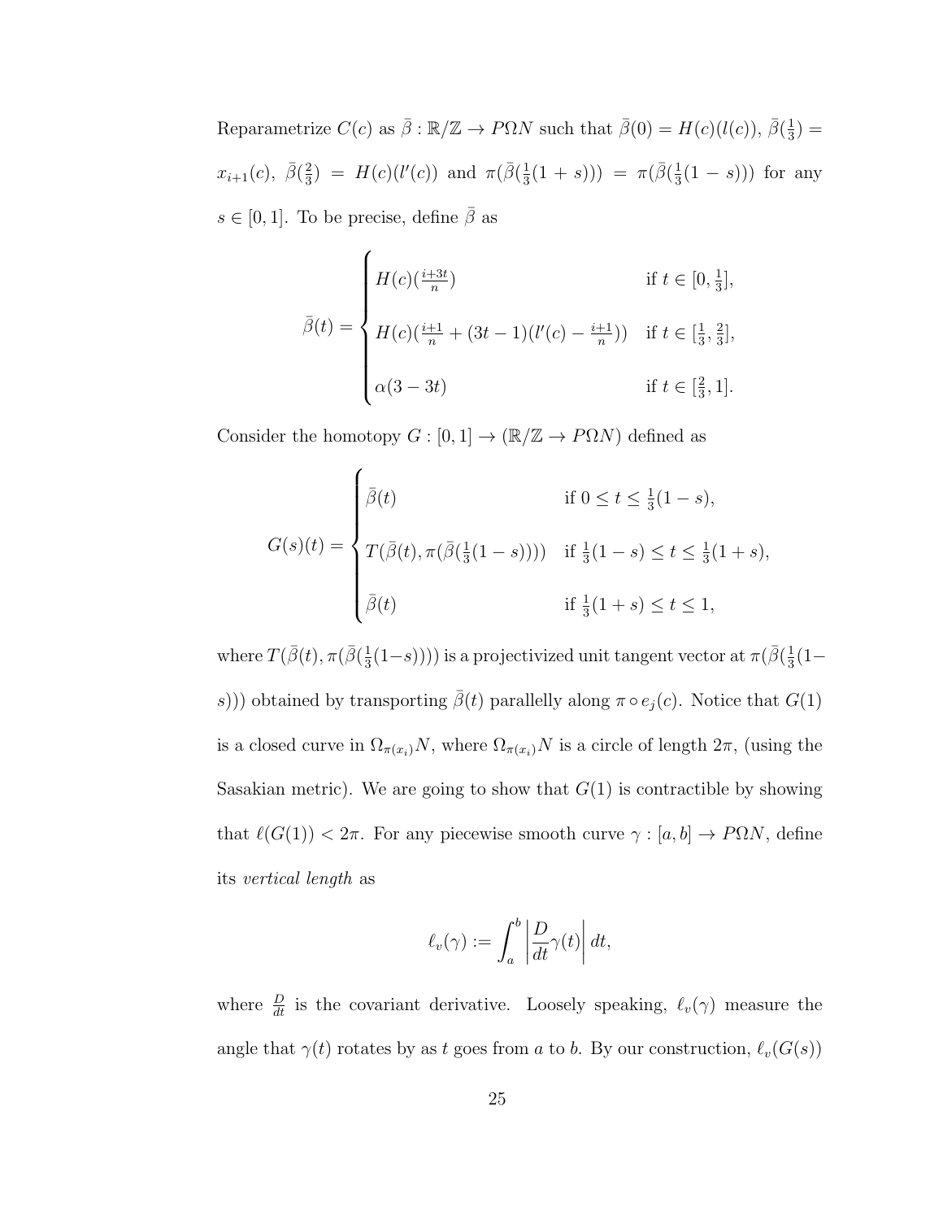Reparametrize $C(c)$ as $\bar{\beta} : \mathbb{R}/\mathbb{Z} \to P\Omega N$ such that $\bar{\beta}(0) = H(c)(l(c))$, $\bar{\beta}(\frac{1}{3}) = x_{i+1}(c)$, $\bar{\beta}(\frac{2}{3}) = H(c)(l'(c))$ and $\pi(\bar{\beta}(\frac{1}{3}(1+s))) = \pi(\bar{\beta}(\frac{1}{3}(1-s)))$ for any $s \in [0,1]$. To be precise, define $\bar{\beta}$ as

$$\bar{\beta}(t) = \begin{cases} H(c)(\frac{i+3t}{n}) & \text{if } t \in [0, \frac{1}{3}], \\ H(c)(\frac{i+1}{n} + (3t-1)(l'(c) - \frac{i+1}{n})) & \text{if } t \in [\frac{1}{3}, \frac{2}{3}], \\ \alpha(3-3t) & \text{if } t \in [\frac{2}{3}, 1]. \end{cases}$$

Consider the homotopy $G : [0,1] \to (\mathbb{R}/\mathbb{Z} \to P\Omega N)$ defined as

$$G(s)(t) = \begin{cases} \bar{\beta}(t) & \text{if } 0 \leq t \leq \frac{1}{3}(1-s), \\ T(\bar{\beta}(t), \pi(\bar{\beta}(\frac{1}{3}(1-s)))) & \text{if } \frac{1}{3}(1-s) \leq t \leq \frac{1}{3}(1+s), \\ \bar{\beta}(t) & \text{if } \frac{1}{3}(1+s) \leq t \leq 1, \end{cases}$$

where $T(\bar{\beta}(t), \pi(\bar{\beta}(\frac{1}{3}(1-s))))$ is a projectivized unit tangent vector at $\pi(\bar{\beta}(\frac{1}{3}(1-s)))$ obtained by transporting $\bar{\beta}(t)$ parallelly along $\pi \circ e_j(c)$. Notice that $G(1)$ is a closed curve in $\Omega_{\pi(x_i)}N$, where $\Omega_{\pi(x_i)}N$ is a circle of length $2\pi$, (using the Sasakian metric). We are going to show that $G(1)$ is contractible by showing that $\ell(G(1)) < 2\pi$. For any piecewise smooth curve $\gamma : [a,b] \to P\Omega N$, define its *vertical length* as

$$\ell_v(\gamma) := \int_a^b \left| \frac{D}{dt}\gamma(t) \right| dt,$$

where $\frac{D}{dt}$ is the covariant derivative. Loosely speaking, $\ell_v(\gamma)$ measure the angle that $\gamma(t)$ rotates by as $t$ goes from $a$ to $b$. By our construction, $\ell_v(G(s))$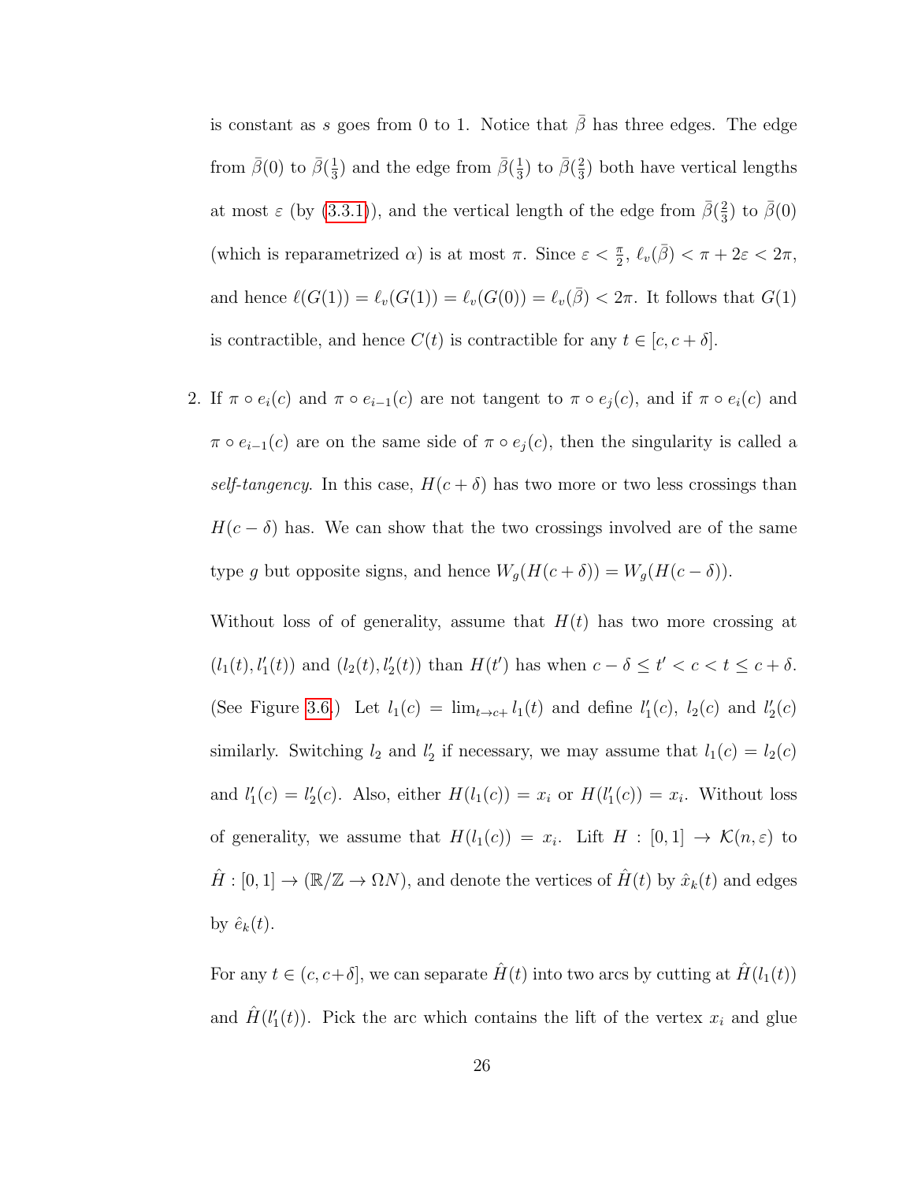is constant as $s$ goes from 0 to 1. Notice that $\bar{\beta}$ has three edges. The edge from $\bar{\beta}(0)$ to $\bar{\beta}(\frac{1}{3})$ and the edge from $\bar{\beta}(\frac{1}{3})$ to $\bar{\beta}(\frac{2}{3})$ both have vertical lengths at most $\varepsilon$ (by (3.3.1)), and the vertical length of the edge from $\bar{\beta}(\frac{2}{3})$ to $\bar{\beta}(0)$ (which is reparametrized $\alpha$) is at most $\pi$. Since $\varepsilon < \frac{\pi}{2}$, $\ell_v(\bar{\beta}) < \pi + 2\varepsilon < 2\pi$, and hence $\ell(G(1)) = \ell_v(G(1)) = \ell_v(G(0)) = \ell_v(\bar{\beta}) < 2\pi$. It follows that $G(1)$ is contractible, and hence $C(t)$ is contractible for any $t \in [c, c+\delta]$.

2. If $\pi \circ e_i(c)$ and $\pi \circ e_{i-1}(c)$ are not tangent to $\pi \circ e_j(c)$, and if $\pi \circ e_i(c)$ and $\pi \circ e_{i-1}(c)$ are on the same side of $\pi \circ e_j(c)$, then the singularity is called a *self-tangency*. In this case, $H(c+\delta)$ has two more or two less crossings than $H(c-\delta)$ has. We can show that the two crossings involved are of the same type $g$ but opposite signs, and hence $W_g(H(c+\delta)) = W_g(H(c-\delta))$.

   Without loss of of generality, assume that $H(t)$ has two more crossing at $(l_1(t), l_1'(t))$ and $(l_2(t), l_2'(t))$ than $H(t')$ has when $c - \delta \leq t' < c < t \leq c + \delta$. (See Figure 3.6.) Let $l_1(c) = \lim_{t \to c+} l_1(t)$ and define $l_1'(c)$, $l_2(c)$ and $l_2'(c)$ similarly. Switching $l_2$ and $l_2'$ if necessary, we may assume that $l_1(c) = l_2(c)$ and $l_1'(c) = l_2'(c)$. Also, either $H(l_1(c)) = x_i$ or $H(l_1'(c)) = x_i$. Without loss of generality, we assume that $H(l_1(c)) = x_i$. Lift $H : [0,1] \to \mathcal{K}(n, \varepsilon)$ to $\hat{H} : [0,1] \to (\mathbb{R}/\mathbb{Z} \to \Omega N)$, and denote the vertices of $\hat{H}(t)$ by $\hat{x}_k(t)$ and edges by $\hat{e}_k(t)$.

   For any $t \in (c, c+\delta]$, we can separate $\hat{H}(t)$ into two arcs by cutting at $\hat{H}(l_1(t))$ and $\hat{H}(l_1'(t))$. Pick the arc which contains the lift of the vertex $x_i$ and glue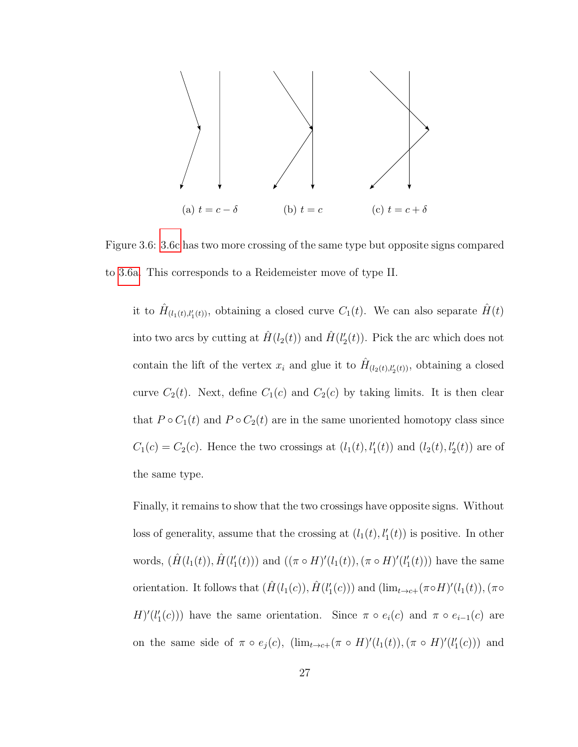(a) $t = c - \delta$ (b) $t = c$ (c) $t = c + \delta$

Figure 3.6: 3.6c has two more crossing of the same type but opposite signs compared to 3.6a. This corresponds to a Reidemeister move of type II.

it to $\hat{H}_{(l_1(t), l'_1(t))}$, obtaining a closed curve $C_1(t)$. We can also separate $\hat{H}(t)$ into two arcs by cutting at $\hat{H}(l_2(t))$ and $\hat{H}(l'_2(t))$. Pick the arc which does not contain the lift of the vertex $x_i$ and glue it to $\hat{H}_{(l_2(t), l'_2(t))}$, obtaining a closed curve $C_2(t)$. Next, define $C_1(c)$ and $C_2(c)$ by taking limits. It is then clear that $P \circ C_1(t)$ and $P \circ C_2(t)$ are in the same unoriented homotopy class since $C_1(c) = C_2(c)$. Hence the two crossings at $(l_1(t), l'_1(t))$ and $(l_2(t), l'_2(t))$ are of the same type.

Finally, it remains to show that the two crossings have opposite signs. Without loss of generality, assume that the crossing at $(l_1(t), l'_1(t))$ is positive. In other words, $(\hat{H}(l_1(t)), \hat{H}(l'_1(t)))$ and $((\pi \circ H)'(l_1(t)), (\pi \circ H)'(l'_1(t)))$ have the same orientation. It follows that $(\hat{H}(l_1(c)), \hat{H}(l'_1(c)))$ and $(\lim_{t \to c+}(\pi \circ H)'(l_1(t)), (\pi \circ H)'(l'_1(c)))$ have the same orientation. Since $\pi \circ e_i(c)$ and $\pi \circ e_{i-1}(c)$ are on the same side of $\pi \circ e_j(c)$, $(\lim_{t \to c+}(\pi \circ H)'(l_1(t)), (\pi \circ H)'(l'_1(c)))$ and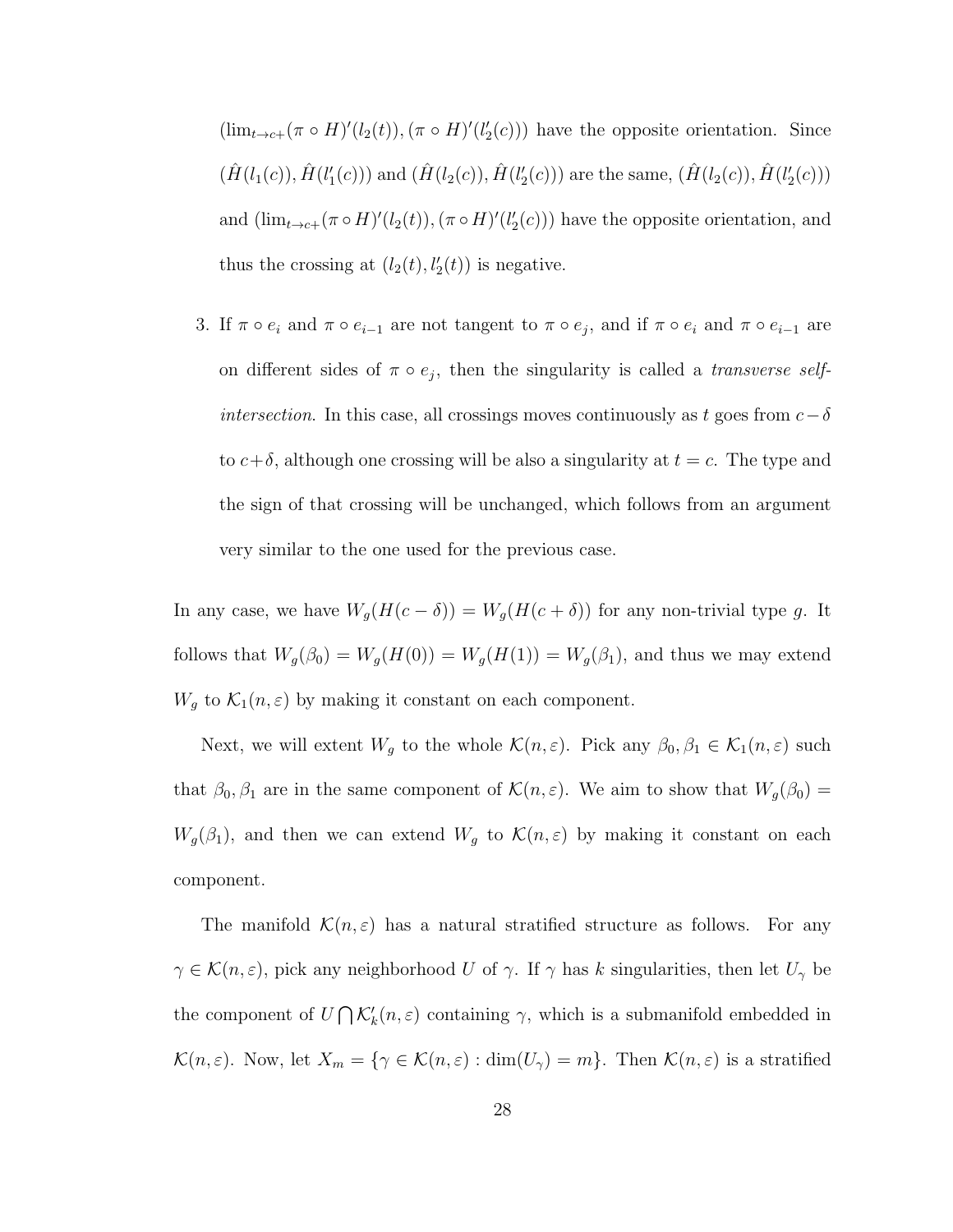$(\lim_{t\to c+}(\pi\circ H)'(l_2(t)), (\pi\circ H)'(l_2'(c)))$ have the opposite orientation. Since $(\hat{H}(l_1(c)), \hat{H}(l_1'(c)))$ and $(\hat{H}(l_2(c)), \hat{H}(l_2'(c)))$ are the same, $(\hat{H}(l_2(c)), \hat{H}(l_2'(c)))$ and $(\lim_{t\to c+}(\pi\circ H)'(l_2(t)), (\pi\circ H)'(l_2'(c)))$ have the opposite orientation, and thus the crossing at $(l_2(t), l_2'(t))$ is negative.

3. If $\pi\circ e_i$ and $\pi\circ e_{i-1}$ are not tangent to $\pi\circ e_j$, and if $\pi\circ e_i$ and $\pi\circ e_{i-1}$ are on different sides of $\pi\circ e_j$, then the singularity is called a *transverse self-intersection*. In this case, all crossings moves continuously as $t$ goes from $c-\delta$ to $c+\delta$, although one crossing will be also a singularity at $t=c$. The type and the sign of that crossing will be unchanged, which follows from an argument very similar to the one used for the previous case.

In any case, we have $W_g(H(c-\delta)) = W_g(H(c+\delta))$ for any non-trivial type $g$. It follows that $W_g(\beta_0) = W_g(H(0)) = W_g(H(1)) = W_g(\beta_1)$, and thus we may extend $W_g$ to $\mathcal{K}_1(n,\varepsilon)$ by making it constant on each component.

Next, we will extent $W_g$ to the whole $\mathcal{K}(n,\varepsilon)$. Pick any $\beta_0, \beta_1 \in \mathcal{K}_1(n,\varepsilon)$ such that $\beta_0, \beta_1$ are in the same component of $\mathcal{K}(n,\varepsilon)$. We aim to show that $W_g(\beta_0) = W_g(\beta_1)$, and then we can extend $W_g$ to $\mathcal{K}(n,\varepsilon)$ by making it constant on each component.

The manifold $\mathcal{K}(n,\varepsilon)$ has a natural stratified structure as follows. For any $\gamma\in\mathcal{K}(n,\varepsilon)$, pick any neighborhood $U$ of $\gamma$. If $\gamma$ has $k$ singularities, then let $U_\gamma$ be the component of $U\bigcap\mathcal{K}_k'(n,\varepsilon)$ containing $\gamma$, which is a submanifold embedded in $\mathcal{K}(n,\varepsilon)$. Now, let $X_m = \{\gamma\in\mathcal{K}(n,\varepsilon) : \dim(U_\gamma) = m\}$. Then $\mathcal{K}(n,\varepsilon)$ is a stratified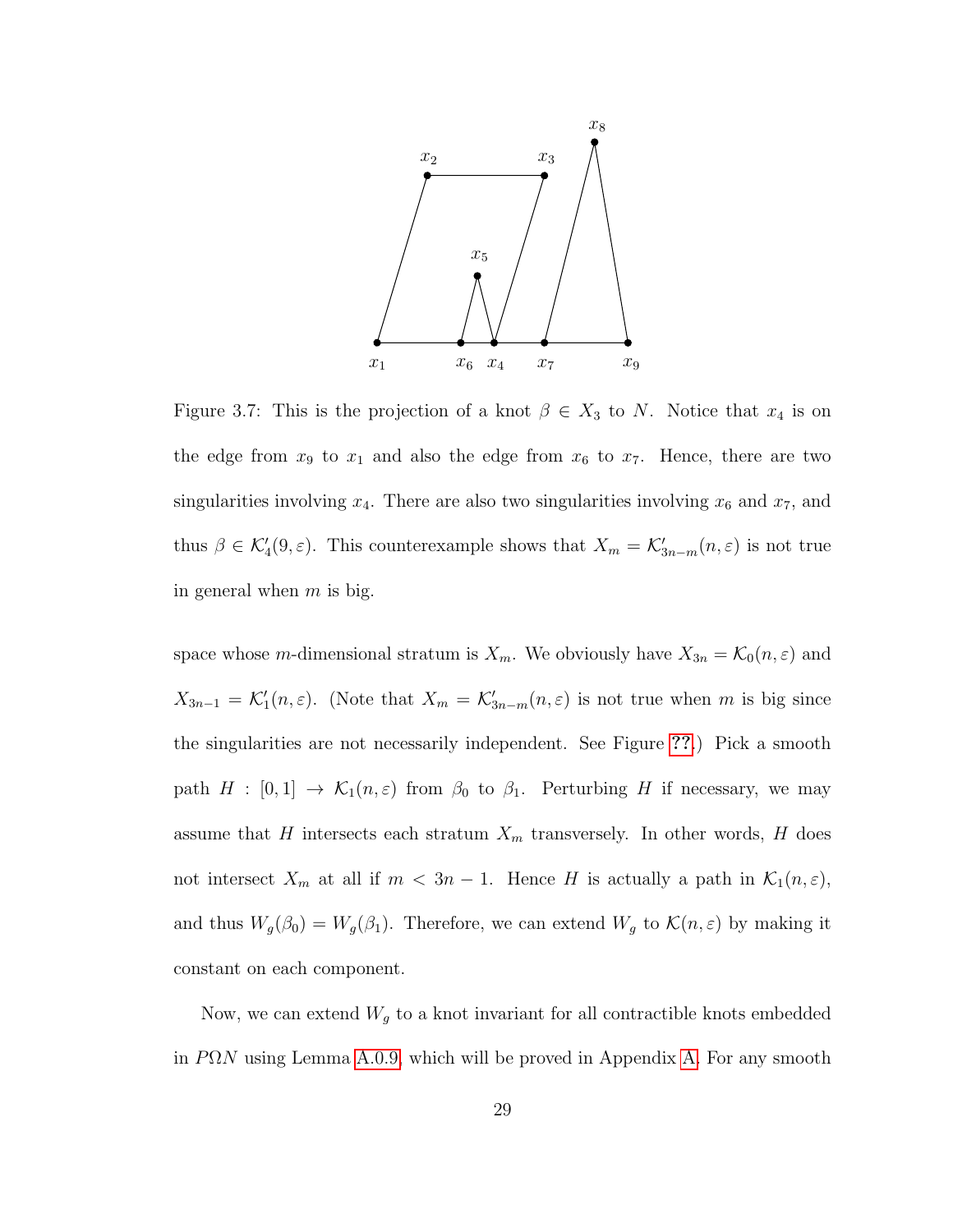Figure 3.7: This is the projection of a knot $\beta \in X_3$ to $N$. Notice that $x_4$ is on the edge from $x_9$ to $x_1$ and also the edge from $x_6$ to $x_7$. Hence, there are two singularities involving $x_4$. There are also two singularities involving $x_6$ and $x_7$, and thus $\beta \in \mathcal{K}'_4(9, \varepsilon)$. This counterexample shows that $X_m = \mathcal{K}'_{3n-m}(n, \varepsilon)$ is not true in general when $m$ is big.

space whose $m$-dimensional stratum is $X_m$. We obviously have $X_{3n} = \mathcal{K}_0(n, \varepsilon)$ and $X_{3n-1} = \mathcal{K}'_1(n, \varepsilon)$. (Note that $X_m = \mathcal{K}'_{3n-m}(n, \varepsilon)$ is not true when $m$ is big since the singularities are not necessarily independent. See Figure ??.) Pick a smooth path $H : [0, 1] \to \mathcal{K}_1(n, \varepsilon)$ from $\beta_0$ to $\beta_1$. Perturbing $H$ if necessary, we may assume that $H$ intersects each stratum $X_m$ transversely. In other words, $H$ does not intersect $X_m$ at all if $m < 3n - 1$. Hence $H$ is actually a path in $\mathcal{K}_1(n, \varepsilon)$, and thus $W_g(\beta_0) = W_g(\beta_1)$. Therefore, we can extend $W_g$ to $\mathcal{K}(n, \varepsilon)$ by making it constant on each component.

Now, we can extend $W_g$ to a knot invariant for all contractible knots embedded in $P\Omega N$ using Lemma A.0.9, which will be proved in Appendix A. For any smooth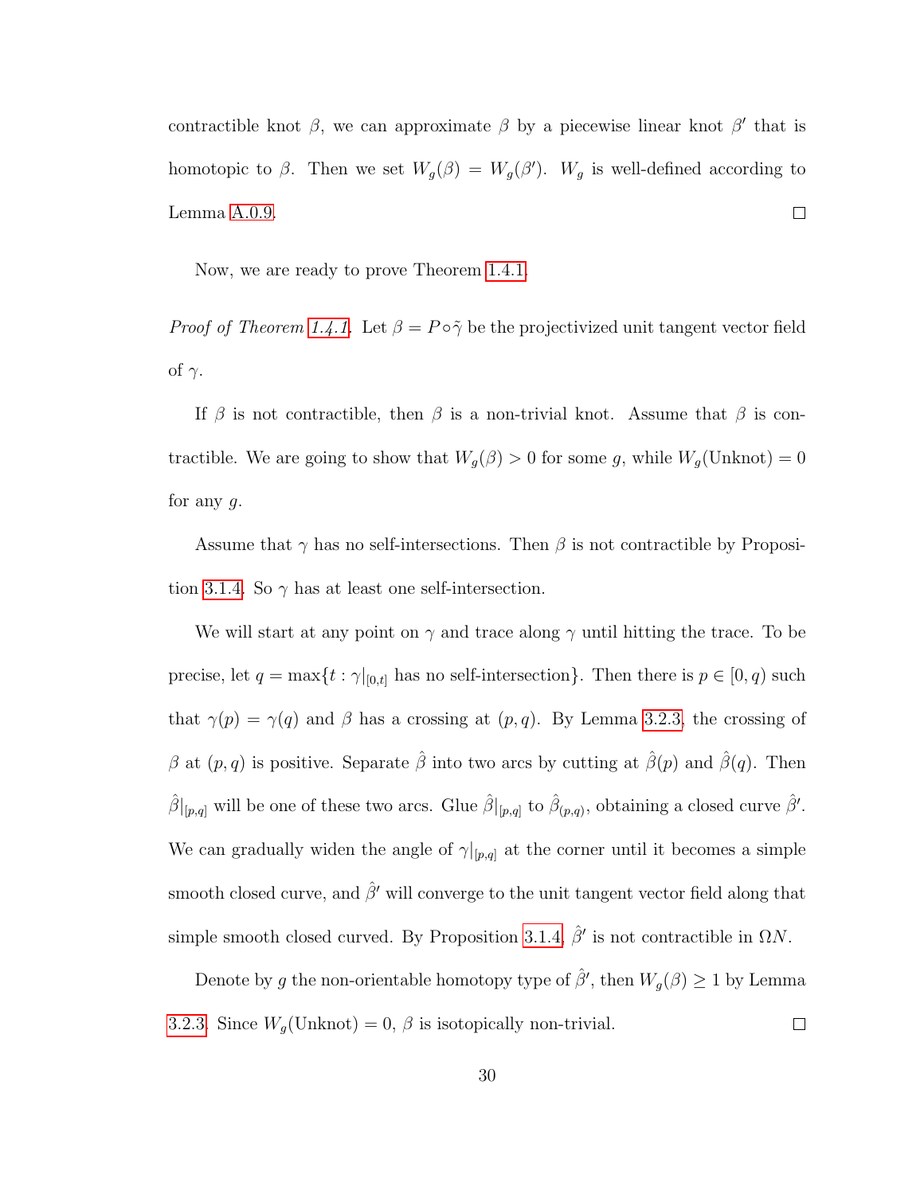contractible knot $\beta$, we can approximate $\beta$ by a piecewise linear knot $\beta'$ that is homotopic to $\beta$. Then we set $W_g(\beta) = W_g(\beta')$. $W_g$ is well-defined according to Lemma A.0.9. $\square$

Now, we are ready to prove Theorem 1.4.1.

*Proof of Theorem 1.4.1.* Let $\beta = P \circ \tilde{\gamma}$ be the projectivized unit tangent vector field of $\gamma$.

If $\beta$ is not contractible, then $\beta$ is a non-trivial knot. Assume that $\beta$ is contractible. We are going to show that $W_g(\beta) > 0$ for some $g$, while $W_g(\text{Unknot}) = 0$ for any $g$.

Assume that $\gamma$ has no self-intersections. Then $\beta$ is not contractible by Proposition 3.1.4. So $\gamma$ has at least one self-intersection.

We will start at any point on $\gamma$ and trace along $\gamma$ until hitting the trace. To be precise, let $q = \max\{t : \gamma|_{[0,t]} \text{ has no self-intersection}\}$. Then there is $p \in [0, q)$ such that $\gamma(p) = \gamma(q)$ and $\beta$ has a crossing at $(p, q)$. By Lemma 3.2.3, the crossing of $\beta$ at $(p, q)$ is positive. Separate $\hat{\beta}$ into two arcs by cutting at $\hat{\beta}(p)$ and $\hat{\beta}(q)$. Then $\hat{\beta}|_{[p,q]}$ will be one of these two arcs. Glue $\hat{\beta}|_{[p,q]}$ to $\hat{\beta}_{(p,q)}$, obtaining a closed curve $\hat{\beta}'$. We can gradually widen the angle of $\gamma|_{[p,q]}$ at the corner until it becomes a simple smooth closed curve, and $\hat{\beta}'$ will converge to the unit tangent vector field along that simple smooth closed curved. By Proposition 3.1.4, $\hat{\beta}'$ is not contractible in $\Omega N$.

Denote by $g$ the non-orientable homotopy type of $\hat{\beta}'$, then $W_g(\beta) \geq 1$ by Lemma 3.2.3. Since $W_g(\text{Unknot}) = 0$, $\beta$ is isotopically non-trivial. $\square$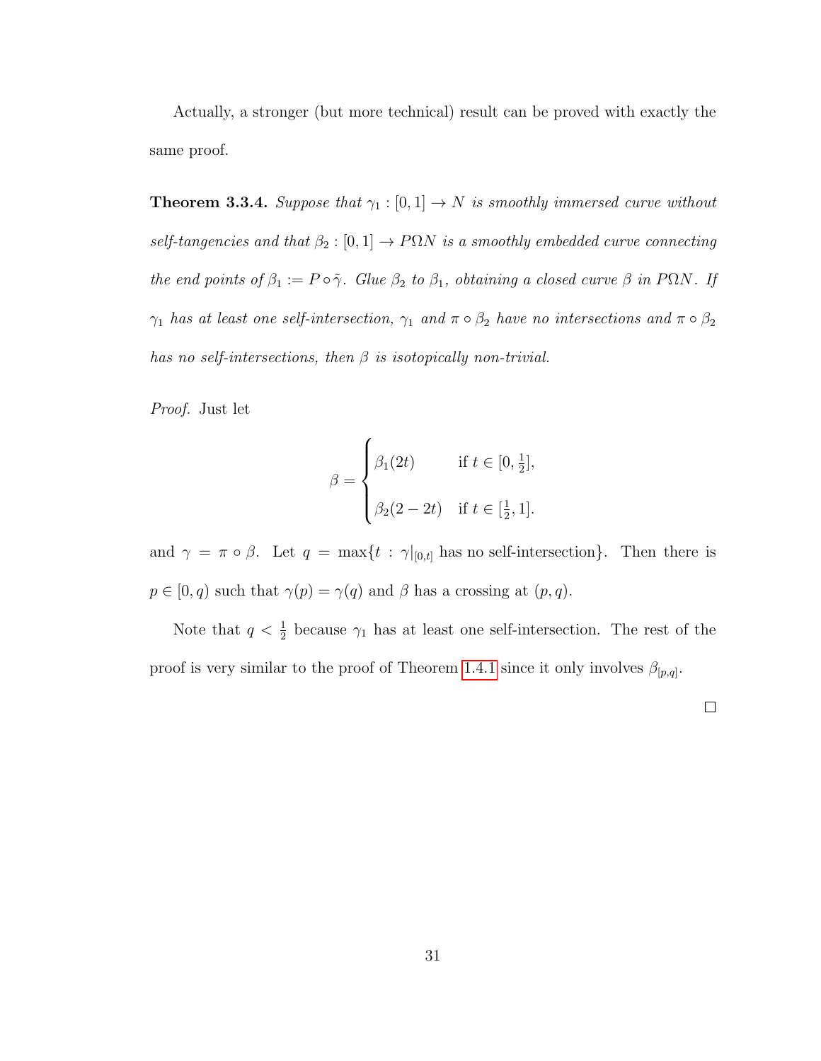Actually, a stronger (but more technical) result can be proved with exactly the same proof.

**Theorem 3.3.4.** *Suppose that $\gamma_1 : [0, 1] \to N$ is smoothly immersed curve without self-tangencies and that $\beta_2 : [0, 1] \to P\Omega N$ is a smoothly embedded curve connecting the end points of $\beta_1 := P \circ \tilde{\gamma}$. Glue $\beta_2$ to $\beta_1$, obtaining a closed curve $\beta$ in $P\Omega N$. If $\gamma_1$ has at least one self-intersection, $\gamma_1$ and $\pi \circ \beta_2$ have no intersections and $\pi \circ \beta_2$ has no self-intersections, then $\beta$ is isotopically non-trivial.*

*Proof.* Just let

$$\beta = \begin{cases} \beta_1(2t) & \text{if } t \in [0, \frac{1}{2}], \\ \beta_2(2 - 2t) & \text{if } t \in [\frac{1}{2}, 1]. \end{cases}$$

and $\gamma = \pi \circ \beta$. Let $q = \max\{t : \gamma|_{[0,t]} \text{ has no self-intersection}\}$. Then there is $p \in [0, q)$ such that $\gamma(p) = \gamma(q)$ and $\beta$ has a crossing at $(p, q)$.

Note that $q < \frac{1}{2}$ because $\gamma_1$ has at least one self-intersection. The rest of the proof is very similar to the proof of Theorem 1.4.1 since it only involves $\beta_{[p,q]}$.

□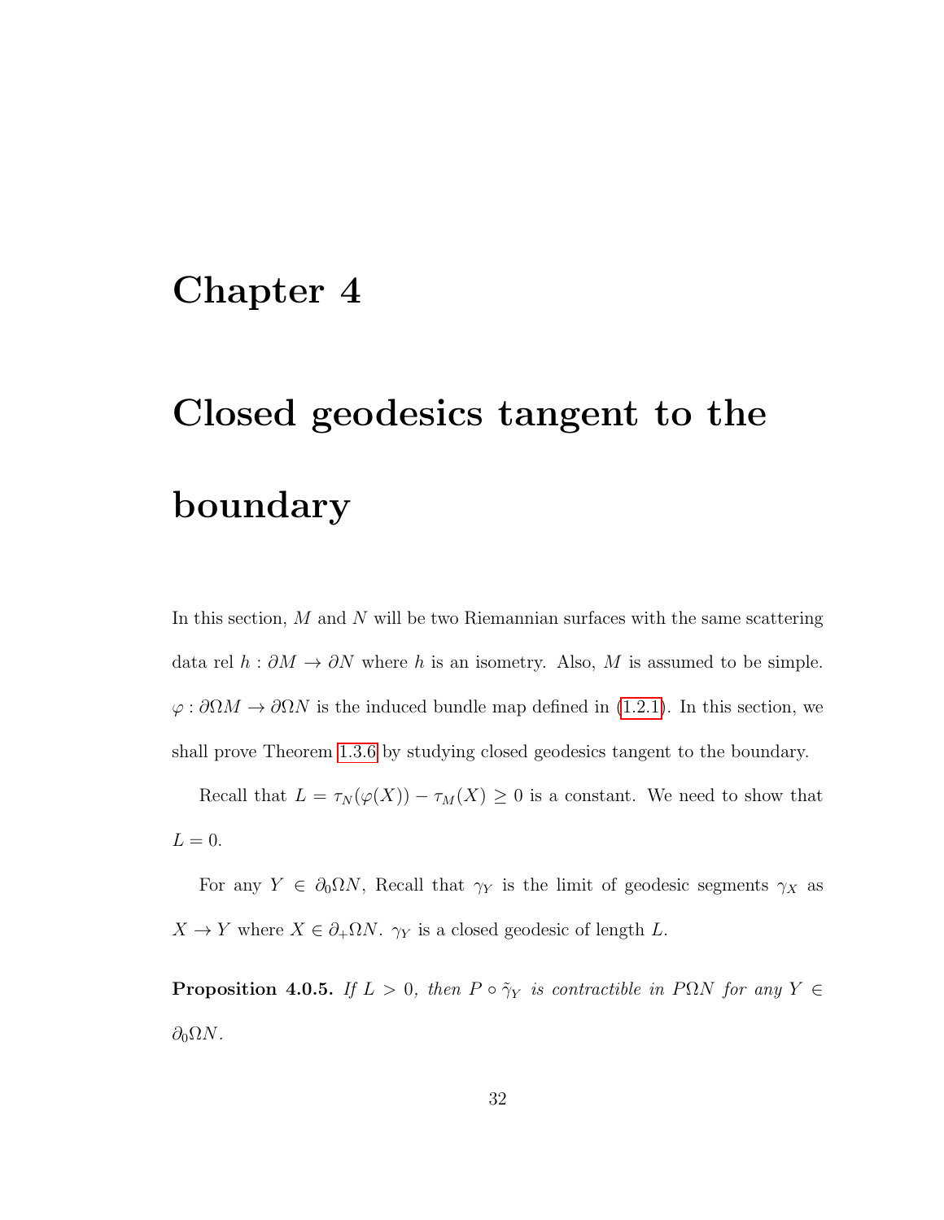# Chapter 4

# Closed geodesics tangent to the boundary

In this section, $M$ and $N$ will be two Riemannian surfaces with the same scattering data rel $h : \partial M \to \partial N$ where $h$ is an isometry. Also, $M$ is assumed to be simple. $\varphi : \partial\Omega M \to \partial\Omega N$ is the induced bundle map defined in (1.2.1). In this section, we shall prove Theorem 1.3.6 by studying closed geodesics tangent to the boundary.

Recall that $L = \tau_N(\varphi(X)) - \tau_M(X) \geq 0$ is a constant. We need to show that $L = 0$.

For any $Y \in \partial_0\Omega N$, Recall that $\gamma_Y$ is the limit of geodesic segments $\gamma_X$ as $X \to Y$ where $X \in \partial_+\Omega N$. $\gamma_Y$ is a closed geodesic of length $L$.

**Proposition 4.0.5.** *If $L > 0$, then $P \circ \tilde{\gamma}_Y$ is contractible in $P\Omega N$ for any $Y \in \partial_0\Omega N$.*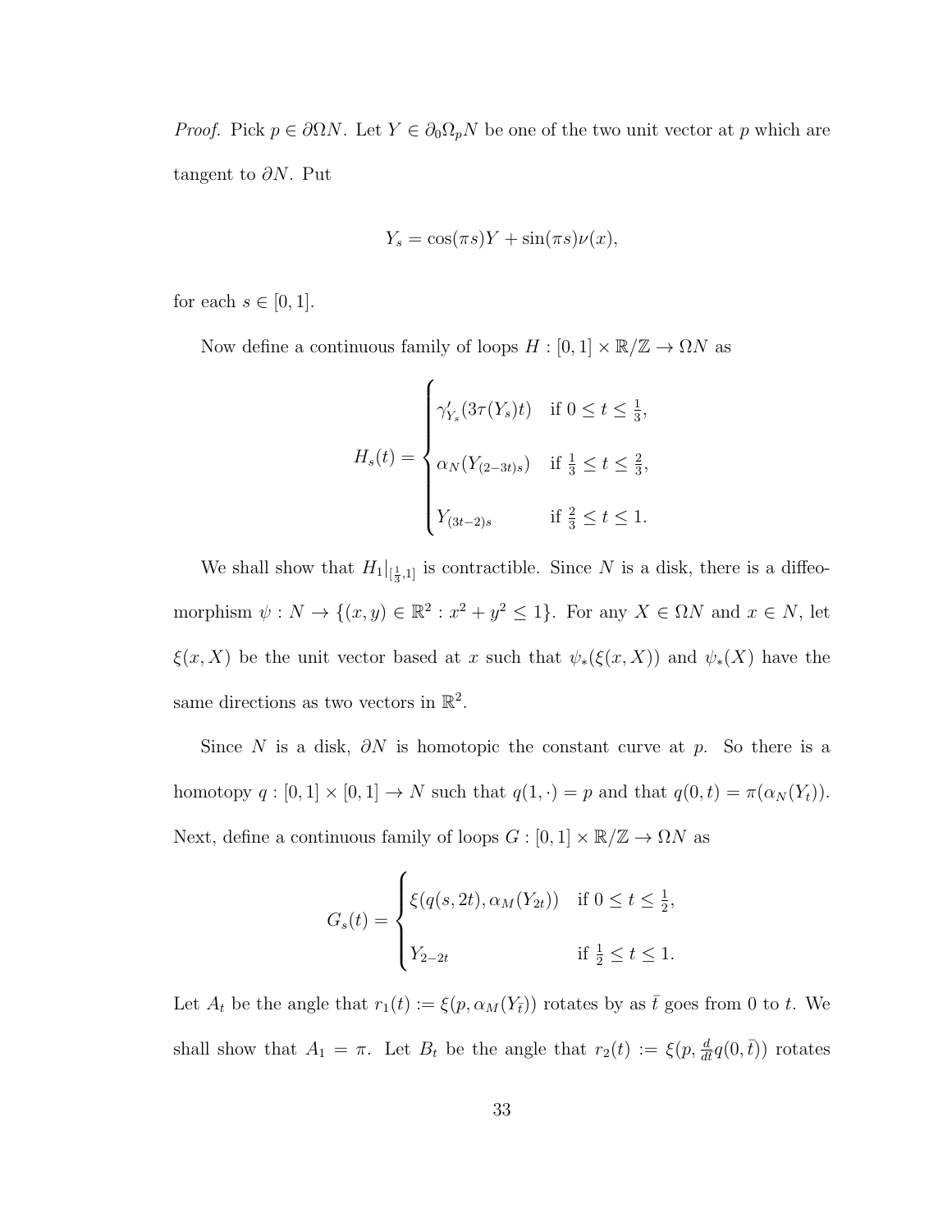*Proof.* Pick $p \in \partial\Omega N$. Let $Y \in \partial_0\Omega_p N$ be one of the two unit vector at $p$ which are tangent to $\partial N$. Put

$$Y_s = \cos(\pi s)Y + \sin(\pi s)\nu(x),$$

for each $s \in [0, 1]$.

Now define a continuous family of loops $H : [0, 1] \times \mathbb{R}/\mathbb{Z} \to \Omega N$ as

$$H_s(t) = \begin{cases} \gamma'_{Y_s}(3\tau(Y_s)t) & \text{if } 0 \leq t \leq \frac{1}{3}, \\ \alpha_N(Y_{(2-3t)s}) & \text{if } \frac{1}{3} \leq t \leq \frac{2}{3}, \\ Y_{(3t-2)s} & \text{if } \frac{2}{3} \leq t \leq 1. \end{cases}$$

We shall show that $H_1|_{[\frac{1}{3},1]}$ is contractible. Since $N$ is a disk, there is a diffeomorphism $\psi : N \to \{(x, y) \in \mathbb{R}^2 : x^2 + y^2 \leq 1\}$. For any $X \in \Omega N$ and $x \in N$, let $\xi(x, X)$ be the unit vector based at $x$ such that $\psi_*(\xi(x, X))$ and $\psi_*(X)$ have the same directions as two vectors in $\mathbb{R}^2$.

Since $N$ is a disk, $\partial N$ is homotopic the constant curve at $p$. So there is a homotopy $q : [0, 1] \times [0, 1] \to N$ such that $q(1, \cdot) = p$ and that $q(0, t) = \pi(\alpha_N(Y_t))$. Next, define a continuous family of loops $G : [0, 1] \times \mathbb{R}/\mathbb{Z} \to \Omega N$ as

$$G_s(t) = \begin{cases} \xi(q(s, 2t), \alpha_M(Y_{2t})) & \text{if } 0 \leq t \leq \frac{1}{2}, \\ Y_{2-2t} & \text{if } \frac{1}{2} \leq t \leq 1. \end{cases}$$

Let $A_t$ be the angle that $r_1(t) := \xi(p, \alpha_M(Y_{\bar{t}}))$ rotates by as $\bar{t}$ goes from 0 to $t$. We shall show that $A_1 = \pi$. Let $B_t$ be the angle that $r_2(t) := \xi(p, \frac{d}{dt}q(0, \bar{t}))$ rotates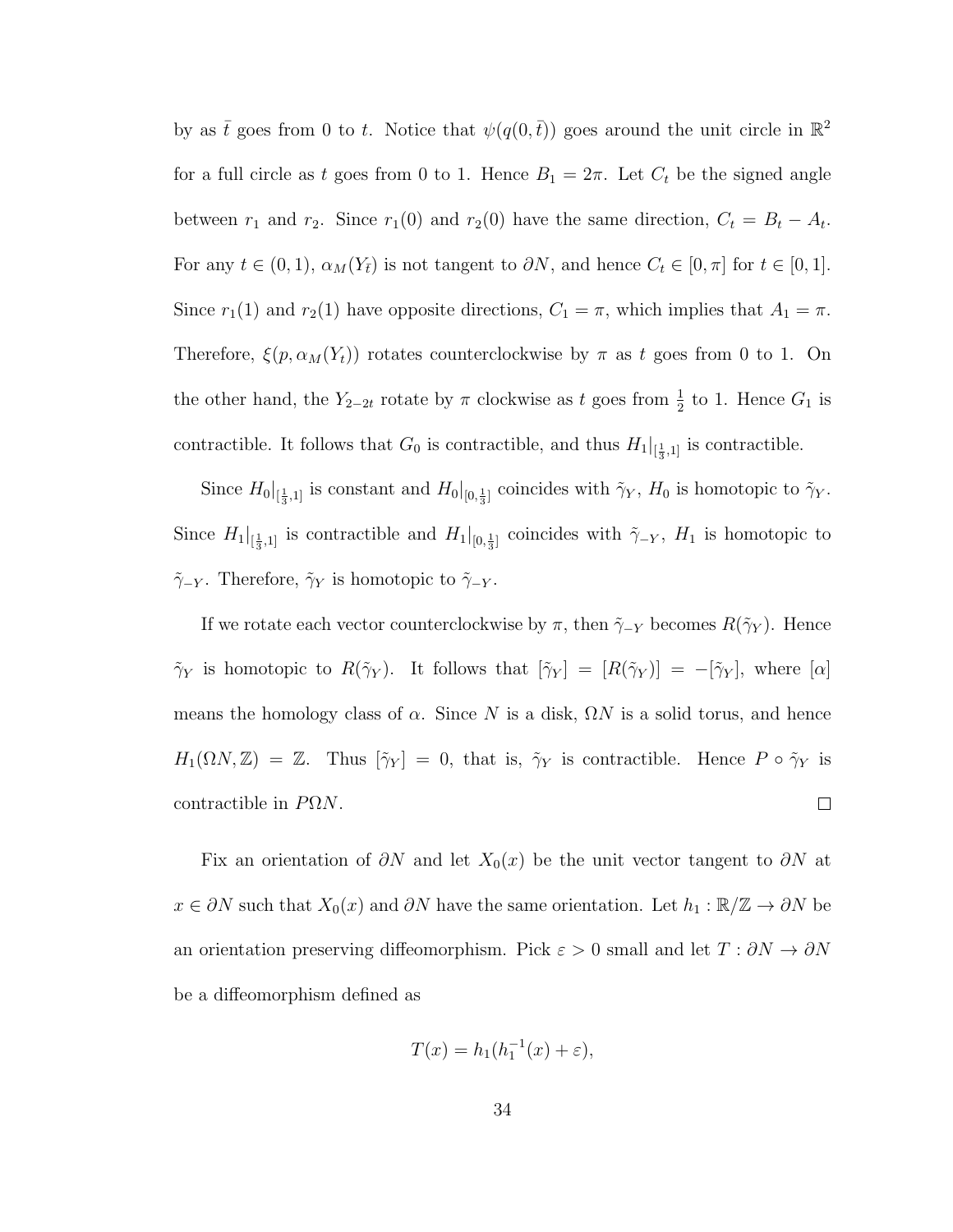by as $\bar{t}$ goes from 0 to $t$. Notice that $\psi(q(0,\bar{t}))$ goes around the unit circle in $\mathbb{R}^2$ for a full circle as $t$ goes from 0 to 1. Hence $B_1 = 2\pi$. Let $C_t$ be the signed angle between $r_1$ and $r_2$. Since $r_1(0)$ and $r_2(0)$ have the same direction, $C_t = B_t - A_t$. For any $t \in (0,1)$, $\alpha_M(Y_{\bar{t}})$ is not tangent to $\partial N$, and hence $C_t \in [0,\pi]$ for $t \in [0,1]$. Since $r_1(1)$ and $r_2(1)$ have opposite directions, $C_1 = \pi$, which implies that $A_1 = \pi$. Therefore, $\xi(p, \alpha_M(Y_t))$ rotates counterclockwise by $\pi$ as $t$ goes from 0 to 1. On the other hand, the $Y_{2-2t}$ rotate by $\pi$ clockwise as $t$ goes from $\frac{1}{2}$ to 1. Hence $G_1$ is contractible. It follows that $G_0$ is contractible, and thus $H_1|_{[\frac{1}{3},1]}$ is contractible.

Since $H_0|_{[\frac{1}{3},1]}$ is constant and $H_0|_{[0,\frac{1}{3}]}$ coincides with $\tilde{\gamma}_Y$, $H_0$ is homotopic to $\tilde{\gamma}_Y$. Since $H_1|_{[\frac{1}{3},1]}$ is contractible and $H_1|_{[0,\frac{1}{3}]}$ coincides with $\tilde{\gamma}_{-Y}$, $H_1$ is homotopic to $\tilde{\gamma}_{-Y}$. Therefore, $\tilde{\gamma}_Y$ is homotopic to $\tilde{\gamma}_{-Y}$.

If we rotate each vector counterclockwise by $\pi$, then $\tilde{\gamma}_{-Y}$ becomes $R(\tilde{\gamma}_Y)$. Hence $\tilde{\gamma}_Y$ is homotopic to $R(\tilde{\gamma}_Y)$. It follows that $[\tilde{\gamma}_Y] = [R(\tilde{\gamma}_Y)] = -[\tilde{\gamma}_Y]$, where $[\alpha]$ means the homology class of $\alpha$. Since $N$ is a disk, $\Omega N$ is a solid torus, and hence $H_1(\Omega N, \mathbb{Z}) = \mathbb{Z}$. Thus $[\tilde{\gamma}_Y] = 0$, that is, $\tilde{\gamma}_Y$ is contractible. Hence $P \circ \tilde{\gamma}_Y$ is contractible in $P\Omega N$. □

Fix an orientation of $\partial N$ and let $X_0(x)$ be the unit vector tangent to $\partial N$ at $x \in \partial N$ such that $X_0(x)$ and $\partial N$ have the same orientation. Let $h_1 : \mathbb{R}/\mathbb{Z} \to \partial N$ be an orientation preserving diffeomorphism. Pick $\varepsilon > 0$ small and let $T : \partial N \to \partial N$ be a diffeomorphism defined as

$$T(x) = h_1(h_1^{-1}(x) + \varepsilon),$$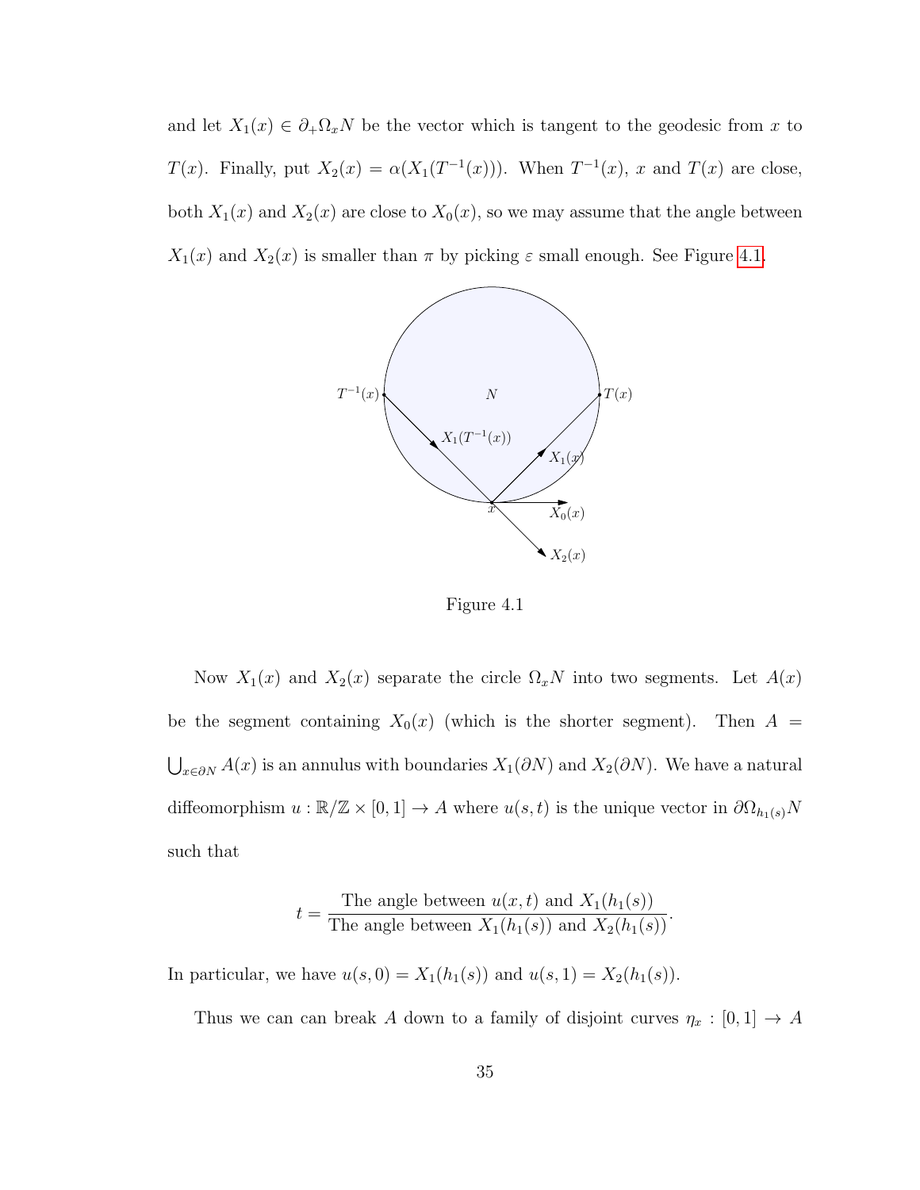and let $X_1(x) \in \partial_+\Omega_x N$ be the vector which is tangent to the geodesic from $x$ to $T(x)$. Finally, put $X_2(x) = \alpha(X_1(T^{-1}(x)))$. When $T^{-1}(x)$, $x$ and $T(x)$ are close, both $X_1(x)$ and $X_2(x)$ are close to $X_0(x)$, so we may assume that the angle between $X_1(x)$ and $X_2(x)$ is smaller than $\pi$ by picking $\varepsilon$ small enough. See Figure 4.1.

Figure 4.1

Now $X_1(x)$ and $X_2(x)$ separate the circle $\Omega_x N$ into two segments. Let $A(x)$ be the segment containing $X_0(x)$ (which is the shorter segment). Then $A = \bigcup_{x \in \partial N} A(x)$ is an annulus with boundaries $X_1(\partial N)$ and $X_2(\partial N)$. We have a natural diffeomorphism $u : \mathbb{R}/\mathbb{Z} \times [0,1] \to A$ where $u(s,t)$ is the unique vector in $\partial \Omega_{h_1(s)} N$ such that

$$t = \frac{\text{The angle between } u(x,t) \text{ and } X_1(h_1(s))}{\text{The angle between } X_1(h_1(s)) \text{ and } X_2(h_1(s))}.$$

In particular, we have $u(s,0) = X_1(h_1(s))$ and $u(s,1) = X_2(h_1(s))$.

Thus we can can break $A$ down to a family of disjoint curves $\eta_x : [0,1] \to A$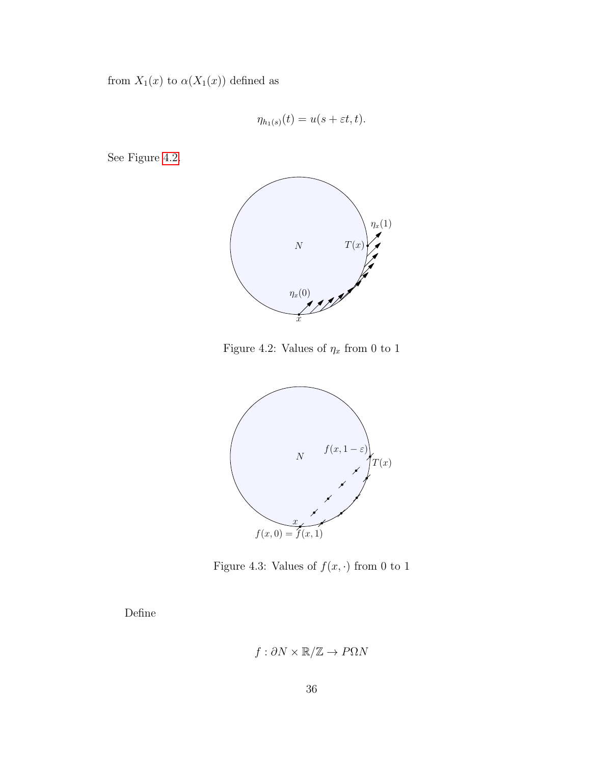from $X_1(x)$ to $\alpha(X_1(x))$ defined as

$$\eta_{h_1(s)}(t) = u(s + \varepsilon t, t).$$

See Figure 4.2.

Figure 4.2: Values of $\eta_x$ from 0 to 1

Figure 4.3: Values of $f(x, \cdot)$ from 0 to 1

Define

$$f : \partial N \times \mathbb{R}/\mathbb{Z} \to P\Omega N$$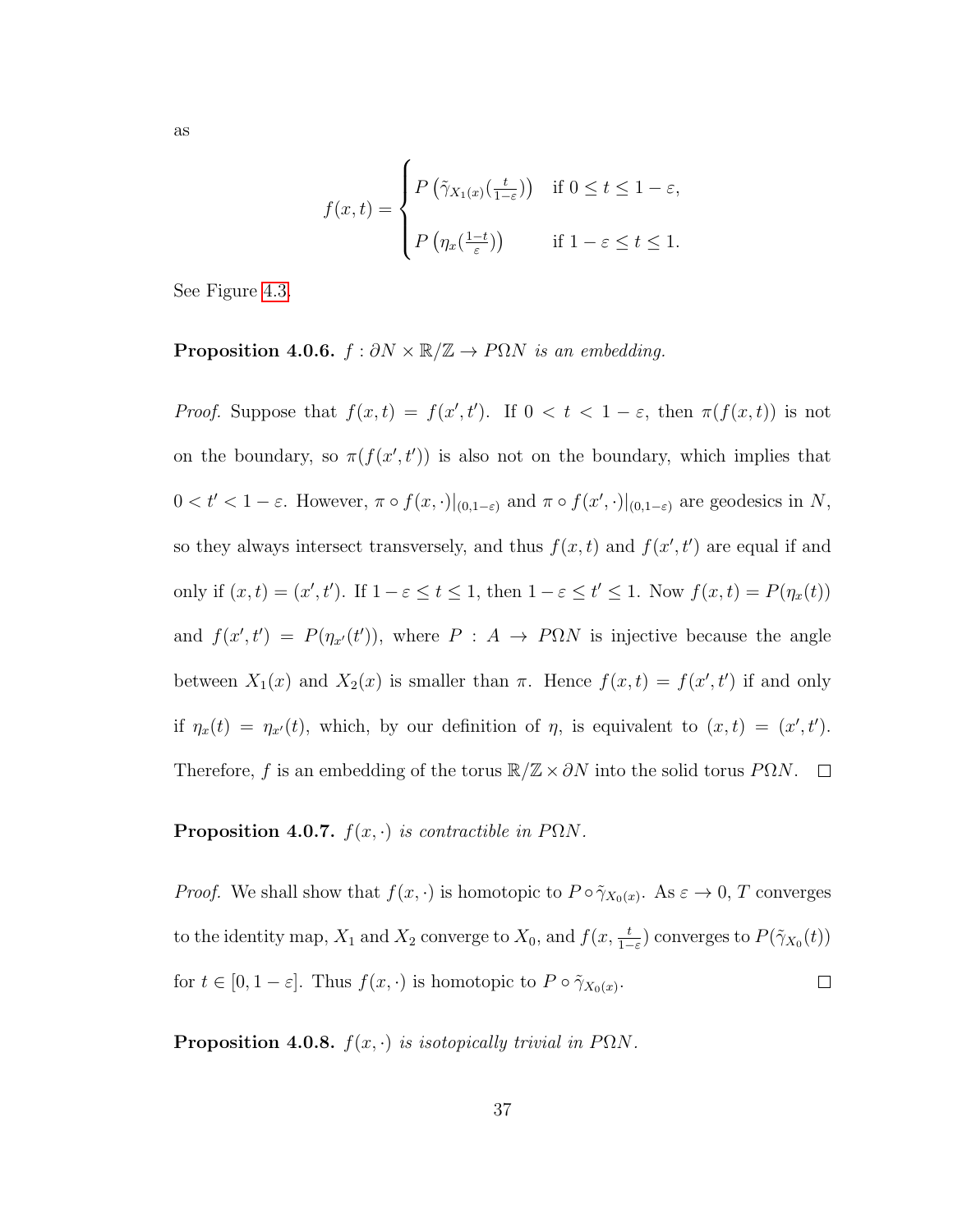as

$$f(x,t) = \begin{cases} P\left(\tilde{\gamma}_{X_1(x)}(\frac{t}{1-\varepsilon})\right) & \text{if } 0 \leq t \leq 1-\varepsilon, \\ P\left(\eta_x(\frac{1-t}{\varepsilon})\right) & \text{if } 1-\varepsilon \leq t \leq 1. \end{cases}$$

See Figure 4.3.

**Proposition 4.0.6.** *$f : \partial N \times \mathbb{R}/\mathbb{Z} \to P\Omega N$ is an embedding.*

*Proof.* Suppose that $f(x,t) = f(x',t')$. If $0 < t < 1-\varepsilon$, then $\pi(f(x,t))$ is not on the boundary, so $\pi(f(x',t'))$ is also not on the boundary, which implies that $0 < t' < 1-\varepsilon$. However, $\pi \circ f(x,\cdot)|_{(0,1-\varepsilon)}$ and $\pi \circ f(x',\cdot)|_{(0,1-\varepsilon)}$ are geodesics in $N$, so they always intersect transversely, and thus $f(x,t)$ and $f(x',t')$ are equal if and only if $(x,t) = (x',t')$. If $1-\varepsilon \leq t \leq 1$, then $1-\varepsilon \leq t' \leq 1$. Now $f(x,t) = P(\eta_x(t))$ and $f(x',t') = P(\eta_{x'}(t'))$, where $P : A \to P\Omega N$ is injective because the angle between $X_1(x)$ and $X_2(x)$ is smaller than $\pi$. Hence $f(x,t) = f(x',t')$ if and only if $\eta_x(t) = \eta_{x'}(t)$, which, by our definition of $\eta$, is equivalent to $(x,t) = (x',t')$. Therefore, $f$ is an embedding of the torus $\mathbb{R}/\mathbb{Z} \times \partial N$ into the solid torus $P\Omega N$. $\square$

**Proposition 4.0.7.** *$f(x,\cdot)$ is contractible in $P\Omega N$.*

*Proof.* We shall show that $f(x,\cdot)$ is homotopic to $P \circ \tilde{\gamma}_{X_0(x)}$. As $\varepsilon \to 0$, $T$ converges to the identity map, $X_1$ and $X_2$ converge to $X_0$, and $f(x, \frac{t}{1-\varepsilon})$ converges to $P(\tilde{\gamma}_{X_0}(t))$ for $t \in [0, 1-\varepsilon]$. Thus $f(x,\cdot)$ is homotopic to $P \circ \tilde{\gamma}_{X_0(x)}$. $\square$

**Proposition 4.0.8.** *$f(x,\cdot)$ is isotopically trivial in $P\Omega N$.*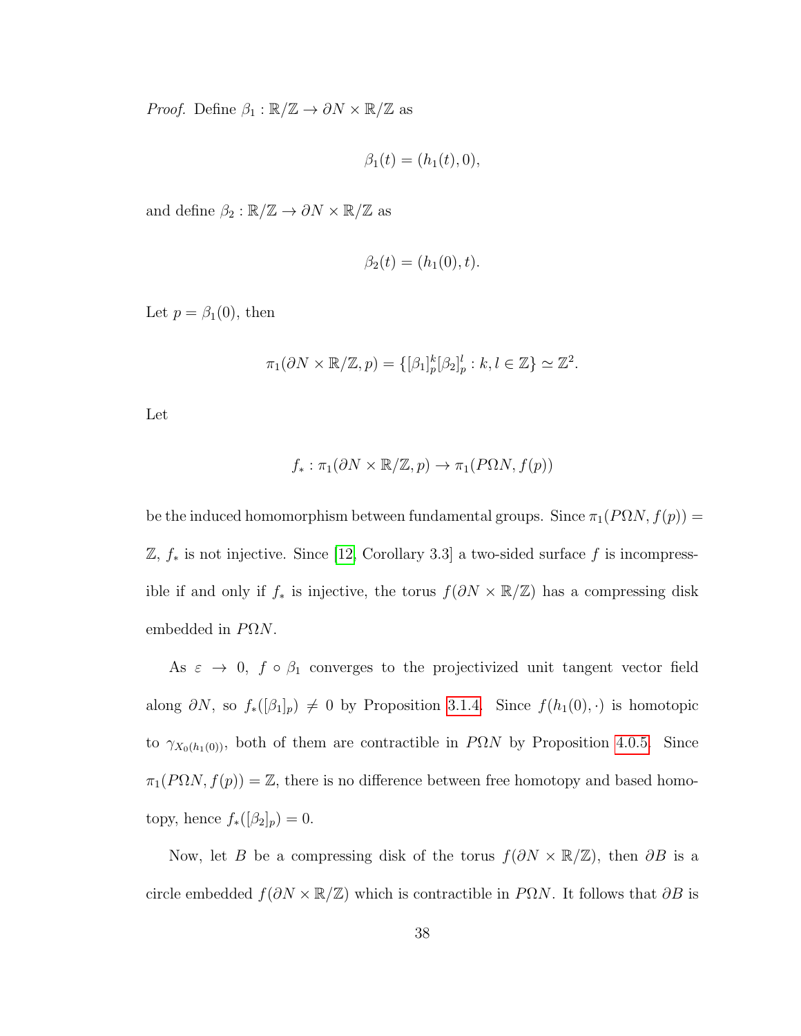*Proof.* Define $\beta_1 : \mathbb{R}/\mathbb{Z} \to \partial N \times \mathbb{R}/\mathbb{Z}$ as

$$\beta_1(t) = (h_1(t), 0),$$

and define $\beta_2 : \mathbb{R}/\mathbb{Z} \to \partial N \times \mathbb{R}/\mathbb{Z}$ as

$$\beta_2(t) = (h_1(0), t).$$

Let $p = \beta_1(0)$, then

$$\pi_1(\partial N \times \mathbb{R}/\mathbb{Z}, p) = \{[\beta_1]_p^k [\beta_2]_p^l : k, l \in \mathbb{Z}\} \simeq \mathbb{Z}^2.$$

Let

$$f_* : \pi_1(\partial N \times \mathbb{R}/\mathbb{Z}, p) \to \pi_1(P\Omega N, f(p))$$

be the induced homomorphism between fundamental groups. Since $\pi_1(P\Omega N, f(p)) = \mathbb{Z}$, $f_*$ is not injective. Since [12, Corollary 3.3] a two-sided surface $f$ is incompressible if and only if $f_*$ is injective, the torus $f(\partial N \times \mathbb{R}/\mathbb{Z})$ has a compressing disk embedded in $P\Omega N$.

As $\varepsilon \to 0$, $f \circ \beta_1$ converges to the projectivized unit tangent vector field along $\partial N$, so $f_*([\beta_1]_p) \neq 0$ by Proposition 3.1.4. Since $f(h_1(0), \cdot)$ is homotopic to $\gamma_{X_0(h_1(0))}$, both of them are contractible in $P\Omega N$ by Proposition 4.0.5. Since $\pi_1(P\Omega N, f(p)) = \mathbb{Z}$, there is no difference between free homotopy and based homotopy, hence $f_*([\beta_2]_p) = 0$.

Now, let $B$ be a compressing disk of the torus $f(\partial N \times \mathbb{R}/\mathbb{Z})$, then $\partial B$ is a circle embedded $f(\partial N \times \mathbb{R}/\mathbb{Z})$ which is contractible in $P\Omega N$. It follows that $\partial B$ is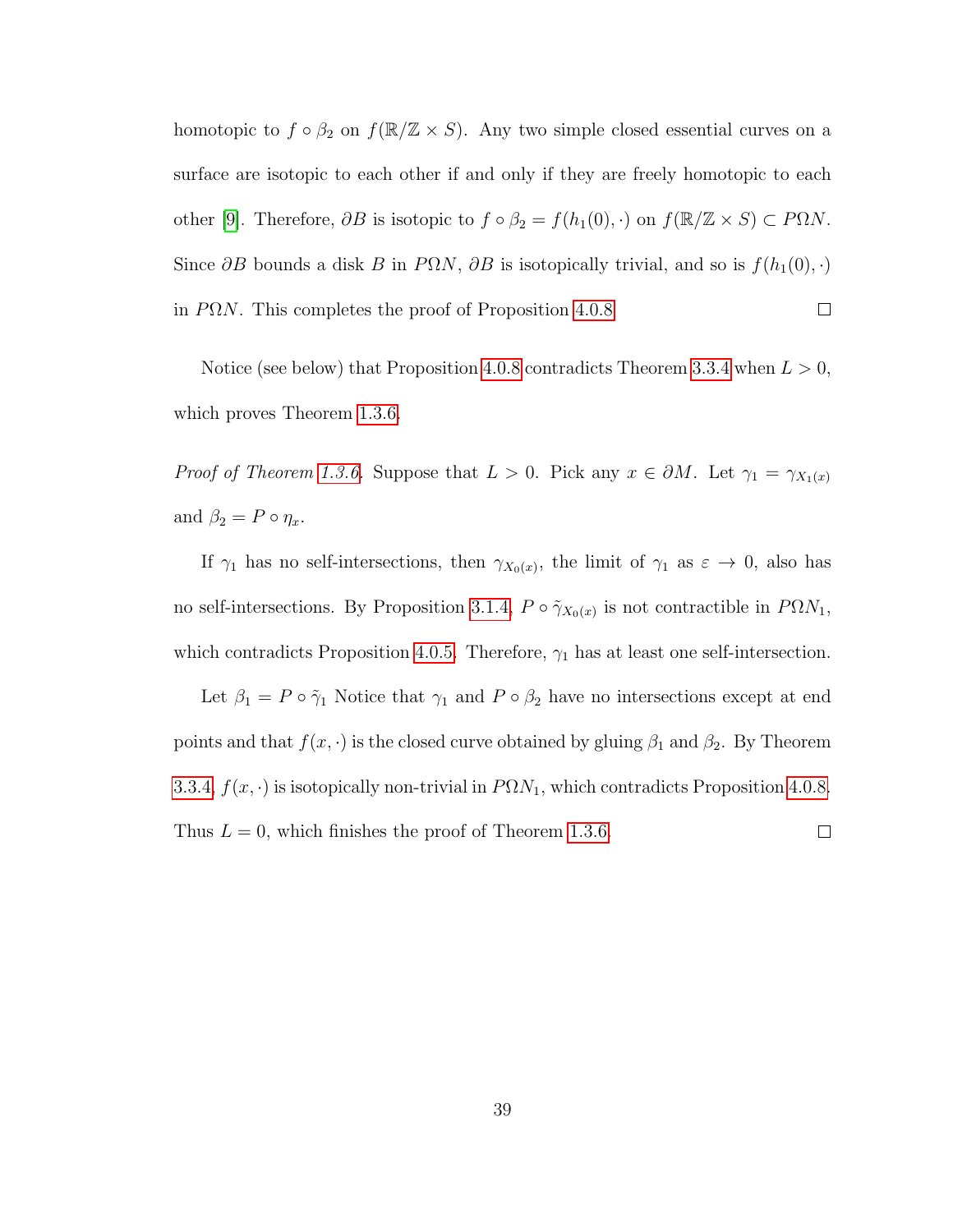homotopic to $f \circ \beta_2$ on $f(\mathbb{R}/\mathbb{Z} \times S)$. Any two simple closed essential curves on a surface are isotopic to each other if and only if they are freely homotopic to each other [9]. Therefore, $\partial B$ is isotopic to $f \circ \beta_2 = f(h_1(0), \cdot)$ on $f(\mathbb{R}/\mathbb{Z} \times S) \subset P\Omega N$. Since $\partial B$ bounds a disk $B$ in $P\Omega N$, $\partial B$ is isotopically trivial, and so is $f(h_1(0), \cdot)$ in $P\Omega N$. This completes the proof of Proposition 4.0.8. □

Notice (see below) that Proposition 4.0.8 contradicts Theorem 3.3.4 when $L > 0$, which proves Theorem 1.3.6.

*Proof of Theorem 1.3.6.* Suppose that $L > 0$. Pick any $x \in \partial M$. Let $\gamma_1 = \gamma_{X_1(x)}$ and $\beta_2 = P \circ \eta_x$.

If $\gamma_1$ has no self-intersections, then $\gamma_{X_0(x)}$, the limit of $\gamma_1$ as $\varepsilon \to 0$, also has no self-intersections. By Proposition 3.1.4, $P \circ \tilde{\gamma}_{X_0(x)}$ is not contractible in $P\Omega N_1$, which contradicts Proposition 4.0.5. Therefore, $\gamma_1$ has at least one self-intersection.

Let $\beta_1 = P \circ \tilde{\gamma}_1$ Notice that $\gamma_1$ and $P \circ \beta_2$ have no intersections except at end points and that $f(x, \cdot)$ is the closed curve obtained by gluing $\beta_1$ and $\beta_2$. By Theorem 3.3.4, $f(x, \cdot)$ is isotopically non-trivial in $P\Omega N_1$, which contradicts Proposition 4.0.8. Thus $L = 0$, which finishes the proof of Theorem 1.3.6. □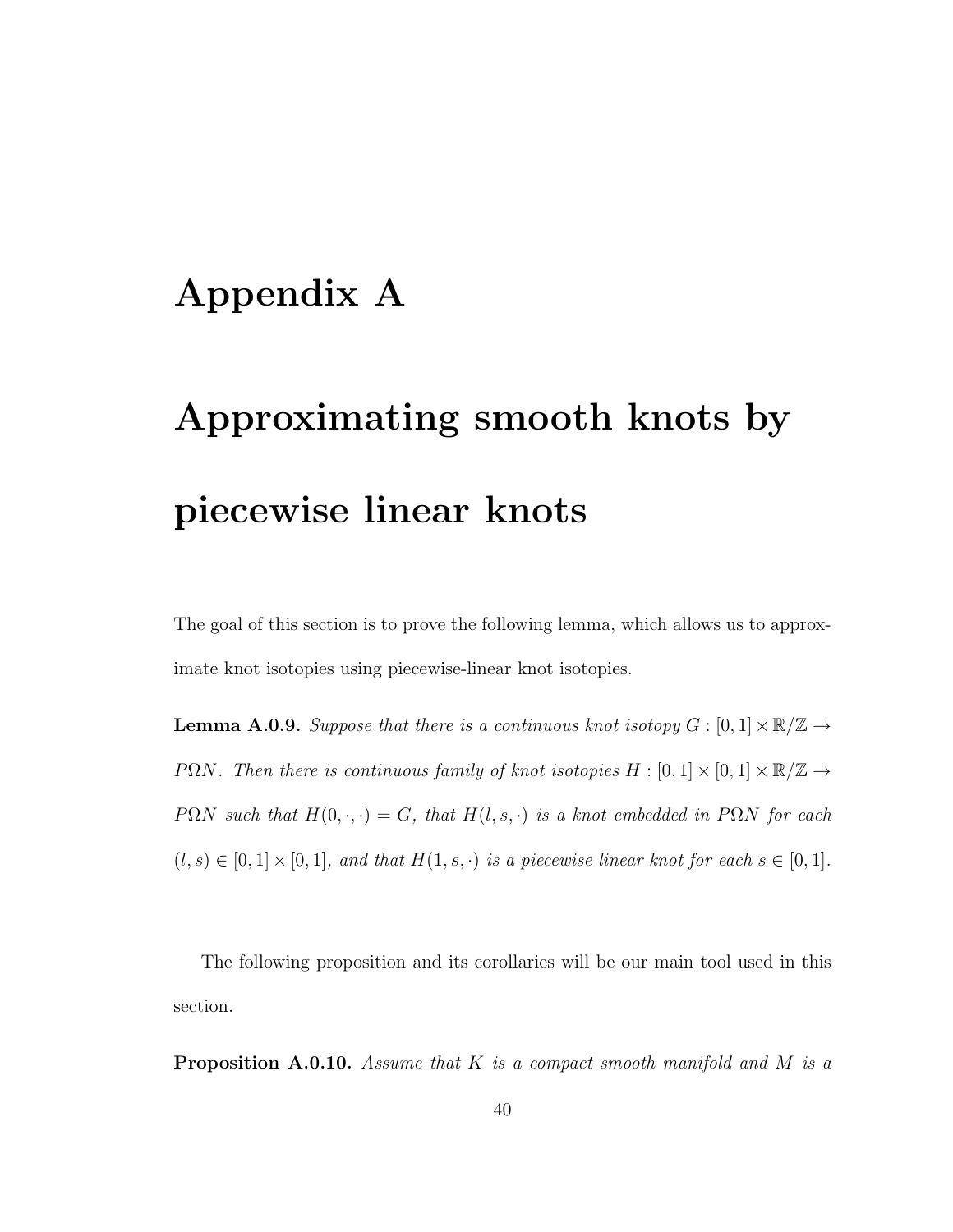# Appendix A

# Approximating smooth knots by piecewise linear knots

The goal of this section is to prove the following lemma, which allows us to approximate knot isotopies using piecewise-linear knot isotopies.

**Lemma A.0.9.** *Suppose that there is a continuous knot isotopy $G : [0,1] \times \mathbb{R}/\mathbb{Z} \to P\Omega N$. Then there is continuous family of knot isotopies $H : [0,1] \times [0,1] \times \mathbb{R}/\mathbb{Z} \to P\Omega N$ such that $H(0,\cdot,\cdot) = G$, that $H(l,s,\cdot)$ is a knot embedded in $P\Omega N$ for each $(l,s) \in [0,1] \times [0,1]$, and that $H(1,s,\cdot)$ is a piecewise linear knot for each $s \in [0,1]$.*

The following proposition and its corollaries will be our main tool used in this section.

**Proposition A.0.10.** *Assume that $K$ is a compact smooth manifold and $M$ is a*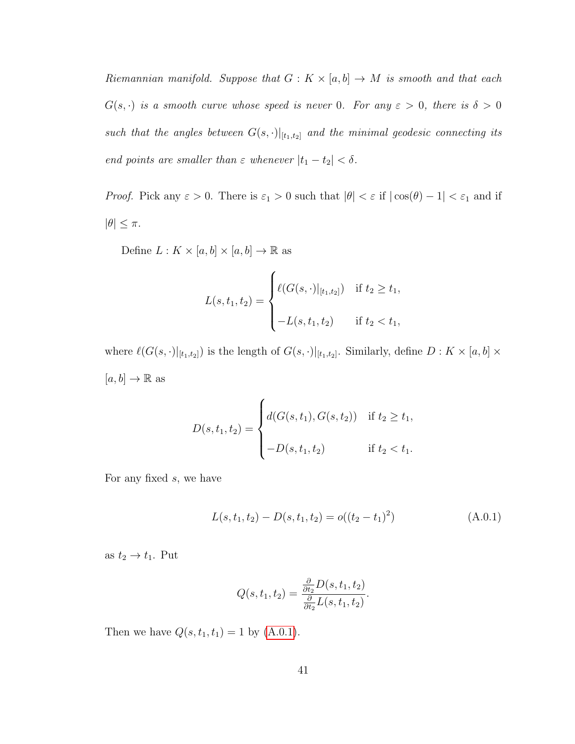*Riemannian manifold. Suppose that $G : K \times [a,b] \to M$ is smooth and that each $G(s,\cdot)$ is a smooth curve whose speed is never $0$. For any $\varepsilon > 0$, there is $\delta > 0$ such that the angles between $G(s,\cdot)|_{[t_1,t_2]}$ and the minimal geodesic connecting its end points are smaller than $\varepsilon$ whenever $|t_1 - t_2| < \delta$.*

*Proof.* Pick any $\varepsilon > 0$. There is $\varepsilon_1 > 0$ such that $|\theta| < \varepsilon$ if $|\cos(\theta) - 1| < \varepsilon_1$ and if $|\theta| \leq \pi$.

Define $L : K \times [a,b] \times [a,b] \to \mathbb{R}$ as

$$L(s,t_1,t_2) = \begin{cases} \ell(G(s,\cdot)|_{[t_1,t_2]}) & \text{if } t_2 \geq t_1, \\ -L(s,t_1,t_2) & \text{if } t_2 < t_1, \end{cases}$$

where $\ell(G(s,\cdot)|_{[t_1,t_2]})$ is the length of $G(s,\cdot)|_{[t_1,t_2]}$. Similarly, define $D : K \times [a,b] \times [a,b] \to \mathbb{R}$ as

$$D(s,t_1,t_2) = \begin{cases} d(G(s,t_1), G(s,t_2)) & \text{if } t_2 \geq t_1, \\ -D(s,t_1,t_2) & \text{if } t_2 < t_1. \end{cases}$$

For any fixed $s$, we have

$$L(s,t_1,t_2) - D(s,t_1,t_2) = o((t_2 - t_1)^2) \tag{A.0.1}$$

as $t_2 \to t_1$. Put

$$Q(s,t_1,t_2) = \frac{\frac{\partial}{\partial t_2} D(s,t_1,t_2)}{\frac{\partial}{\partial t_2} L(s,t_1,t_2)}.$$

Then we have $Q(s,t_1,t_1) = 1$ by (A.0.1).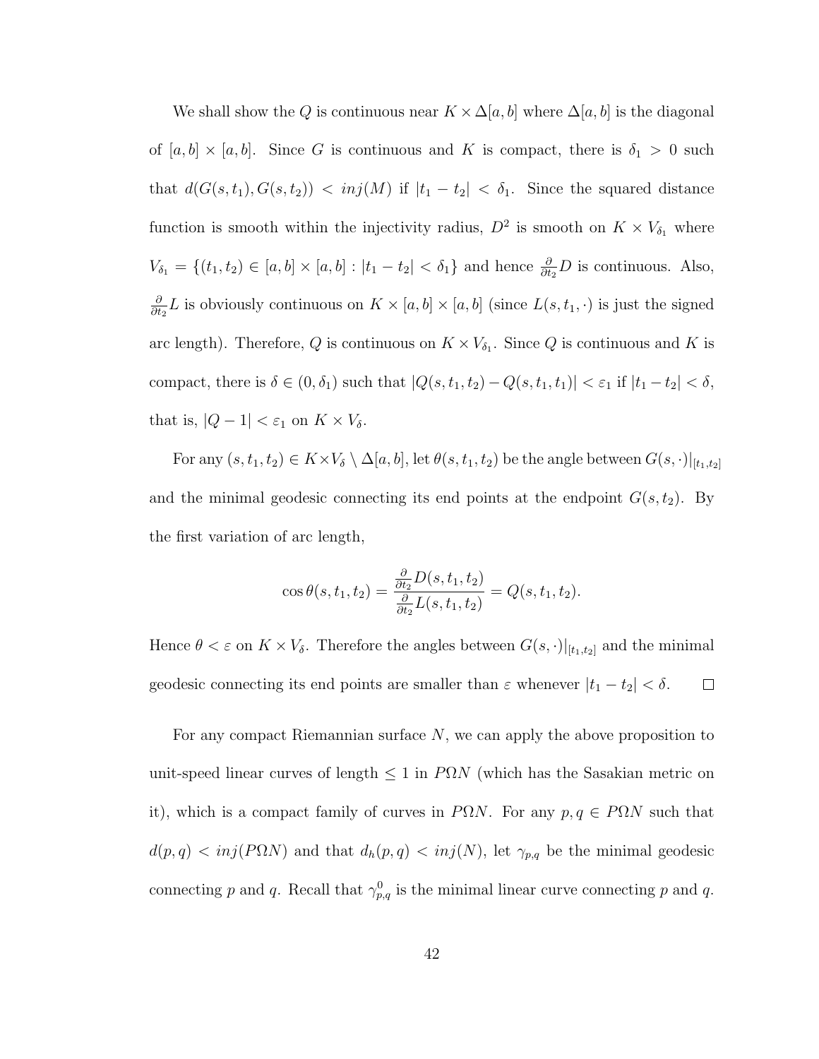We shall show the $Q$ is continuous near $K \times \Delta[a,b]$ where $\Delta[a,b]$ is the diagonal of $[a,b] \times [a,b]$. Since $G$ is continuous and $K$ is compact, there is $\delta_1 > 0$ such that $d(G(s,t_1), G(s,t_2)) < inj(M)$ if $|t_1 - t_2| < \delta_1$. Since the squared distance function is smooth within the injectivity radius, $D^2$ is smooth on $K \times V_{\delta_1}$ where $V_{\delta_1} = \{(t_1,t_2) \in [a,b] \times [a,b] : |t_1 - t_2| < \delta_1\}$ and hence $\frac{\partial}{\partial t_2} D$ is continuous. Also, $\frac{\partial}{\partial t_2} L$ is obviously continuous on $K \times [a,b] \times [a,b]$ (since $L(s,t_1,\cdot)$ is just the signed arc length). Therefore, $Q$ is continuous on $K \times V_{\delta_1}$. Since $Q$ is continuous and $K$ is compact, there is $\delta \in (0, \delta_1)$ such that $|Q(s,t_1,t_2) - Q(s,t_1,t_1)| < \varepsilon_1$ if $|t_1 - t_2| < \delta$, that is, $|Q - 1| < \varepsilon_1$ on $K \times V_\delta$.

For any $(s,t_1,t_2) \in K \times V_\delta \setminus \Delta[a,b]$, let $\theta(s,t_1,t_2)$ be the angle between $G(s,\cdot)|_{[t_1,t_2]}$ and the minimal geodesic connecting its end points at the endpoint $G(s,t_2)$. By the first variation of arc length,

$$\cos\theta(s,t_1,t_2) = \frac{\frac{\partial}{\partial t_2} D(s,t_1,t_2)}{\frac{\partial}{\partial t_2} L(s,t_1,t_2)} = Q(s,t_1,t_2).$$

Hence $\theta < \varepsilon$ on $K \times V_\delta$. Therefore the angles between $G(s,\cdot)|_{[t_1,t_2]}$ and the minimal geodesic connecting its end points are smaller than $\varepsilon$ whenever $|t_1 - t_2| < \delta$. $\square$

For any compact Riemannian surface $N$, we can apply the above proposition to unit-speed linear curves of length $\leq 1$ in $P\Omega N$ (which has the Sasakian metric on it), which is a compact family of curves in $P\Omega N$. For any $p, q \in P\Omega N$ such that $d(p,q) < inj(P\Omega N)$ and that $d_h(p,q) < inj(N)$, let $\gamma_{p,q}$ be the minimal geodesic connecting $p$ and $q$. Recall that $\gamma^0_{p,q}$ is the minimal linear curve connecting $p$ and $q$.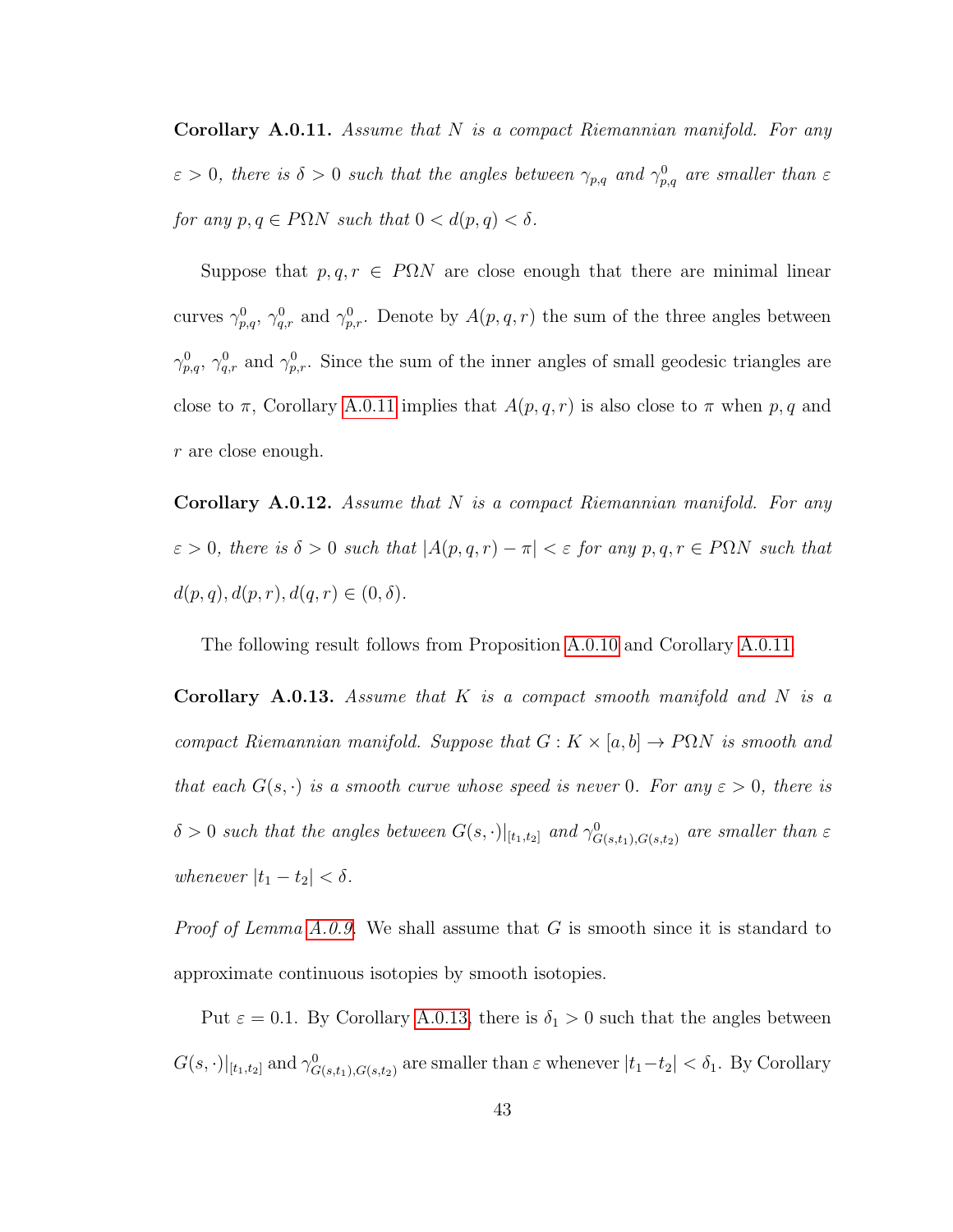**Corollary A.0.11.** *Assume that $N$ is a compact Riemannian manifold. For any $\varepsilon > 0$, there is $\delta > 0$ such that the angles between $\gamma_{p,q}$ and $\gamma^0_{p,q}$ are smaller than $\varepsilon$ for any $p, q \in P\Omega N$ such that $0 < d(p,q) < \delta$.*

Suppose that $p, q, r \in P\Omega N$ are close enough that there are minimal linear curves $\gamma^0_{p,q}$, $\gamma^0_{q,r}$ and $\gamma^0_{p,r}$. Denote by $A(p,q,r)$ the sum of the three angles between $\gamma^0_{p,q}$, $\gamma^0_{q,r}$ and $\gamma^0_{p,r}$. Since the sum of the inner angles of small geodesic triangles are close to $\pi$, Corollary A.0.11 implies that $A(p,q,r)$ is also close to $\pi$ when $p, q$ and $r$ are close enough.

**Corollary A.0.12.** *Assume that $N$ is a compact Riemannian manifold. For any $\varepsilon > 0$, there is $\delta > 0$ such that $|A(p,q,r) - \pi| < \varepsilon$ for any $p, q, r \in P\Omega N$ such that $d(p,q), d(p,r), d(q,r) \in (0, \delta)$.*

The following result follows from Proposition A.0.10 and Corollary A.0.11.

**Corollary A.0.13.** *Assume that $K$ is a compact smooth manifold and $N$ is a compact Riemannian manifold. Suppose that $G : K \times [a,b] \to P\Omega N$ is smooth and that each $G(s,\cdot)$ is a smooth curve whose speed is never $0$. For any $\varepsilon > 0$, there is $\delta > 0$ such that the angles between $G(s,\cdot)|_{[t_1,t_2]}$ and $\gamma^0_{G(s,t_1),G(s,t_2)}$ are smaller than $\varepsilon$ whenever $|t_1 - t_2| < \delta$.*

*Proof of Lemma A.0.9.* We shall assume that $G$ is smooth since it is standard to approximate continuous isotopies by smooth isotopies.

Put $\varepsilon = 0.1$. By Corollary A.0.13, there is $\delta_1 > 0$ such that the angles between $G(s,\cdot)|_{[t_1,t_2]}$ and $\gamma^0_{G(s,t_1),G(s,t_2)}$ are smaller than $\varepsilon$ whenever $|t_1 - t_2| < \delta_1$. By Corollary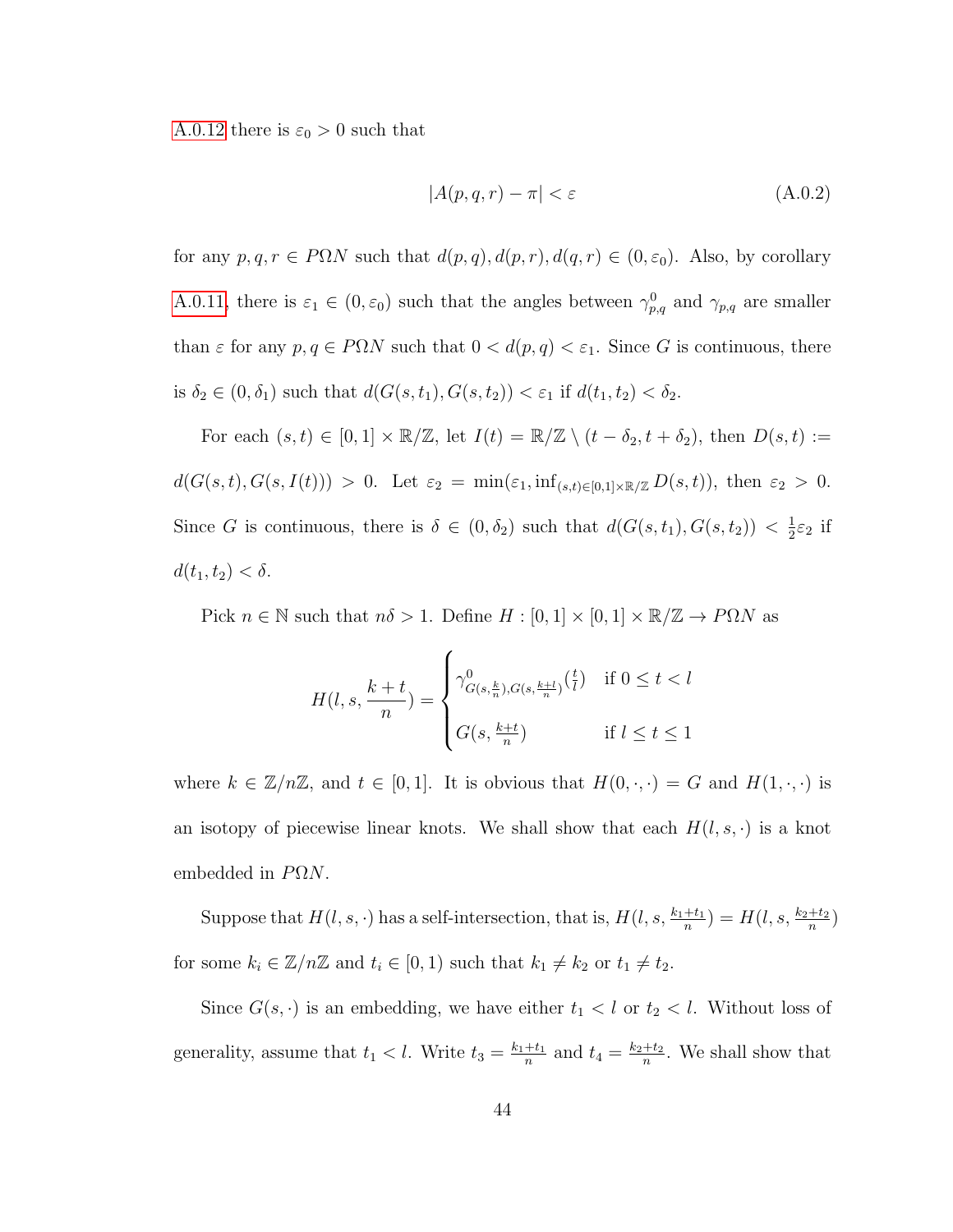A.0.12 there is $\varepsilon_0 > 0$ such that

$$|A(p, q, r) - \pi| < \varepsilon \tag{A.0.2}$$

for any $p, q, r \in P\Omega N$ such that $d(p, q), d(p, r), d(q, r) \in (0, \varepsilon_0)$. Also, by corollary A.0.11, there is $\varepsilon_1 \in (0, \varepsilon_0)$ such that the angles between $\gamma^0_{p,q}$ and $\gamma_{p,q}$ are smaller than $\varepsilon$ for any $p, q \in P\Omega N$ such that $0 < d(p, q) < \varepsilon_1$. Since $G$ is continuous, there is $\delta_2 \in (0, \delta_1)$ such that $d(G(s, t_1), G(s, t_2)) < \varepsilon_1$ if $d(t_1, t_2) < \delta_2$.

For each $(s, t) \in [0, 1] \times \mathbb{R}/\mathbb{Z}$, let $I(t) = \mathbb{R}/\mathbb{Z} \setminus (t - \delta_2, t + \delta_2)$, then $D(s, t) := d(G(s, t), G(s, I(t))) > 0$. Let $\varepsilon_2 = \min(\varepsilon_1, \inf_{(s,t)\in[0,1]\times\mathbb{R}/\mathbb{Z}} D(s, t))$, then $\varepsilon_2 > 0$. Since $G$ is continuous, there is $\delta \in (0, \delta_2)$ such that $d(G(s, t_1), G(s, t_2)) < \frac{1}{2}\varepsilon_2$ if $d(t_1, t_2) < \delta$.

Pick $n \in \mathbb{N}$ such that $n\delta > 1$. Define $H : [0, 1] \times [0, 1] \times \mathbb{R}/\mathbb{Z} \to P\Omega N$ as

$$H(l, s, \frac{k+t}{n}) = \begin{cases} \gamma^0_{G(s,\frac{k}{n}),G(s,\frac{k+l}{n})}(\frac{t}{l}) & \text{if } 0 \leq t < l \\ G(s, \frac{k+t}{n}) & \text{if } l \leq t \leq 1 \end{cases}$$

where $k \in \mathbb{Z}/n\mathbb{Z}$, and $t \in [0, 1]$. It is obvious that $H(0, \cdot, \cdot) = G$ and $H(1, \cdot, \cdot)$ is an isotopy of piecewise linear knots. We shall show that each $H(l, s, \cdot)$ is a knot embedded in $P\Omega N$.

Suppose that $H(l, s, \cdot)$ has a self-intersection, that is, $H(l, s, \frac{k_1+t_1}{n}) = H(l, s, \frac{k_2+t_2}{n})$ for some $k_i \in \mathbb{Z}/n\mathbb{Z}$ and $t_i \in [0, 1)$ such that $k_1 \neq k_2$ or $t_1 \neq t_2$.

Since $G(s, \cdot)$ is an embedding, we have either $t_1 < l$ or $t_2 < l$. Without loss of generality, assume that $t_1 < l$. Write $t_3 = \frac{k_1+t_1}{n}$ and $t_4 = \frac{k_2+t_2}{n}$. We shall show that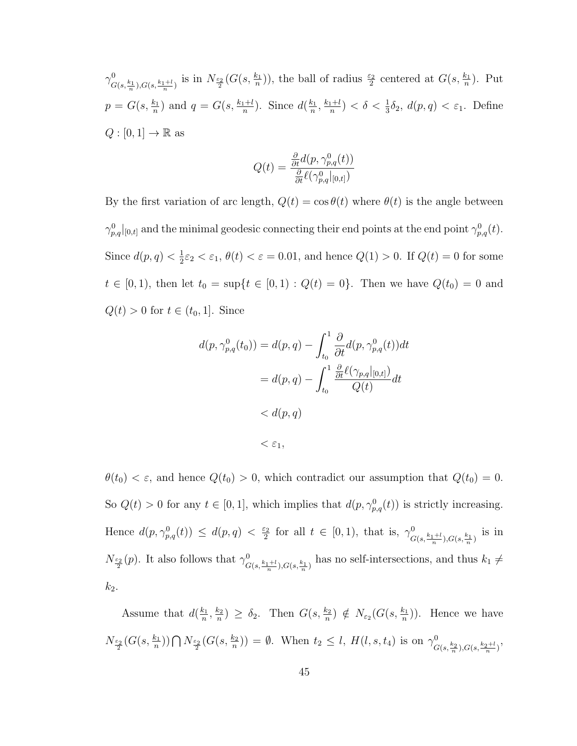$\gamma^0_{G(s,\frac{k_1}{n}),G(s,\frac{k_1+l}{n})}$ is in $N_{\frac{\varepsilon_2}{2}}(G(s,\frac{k_1}{n}))$, the ball of radius $\frac{\varepsilon_2}{2}$ centered at $G(s,\frac{k_1}{n})$. Put $p = G(s,\frac{k_1}{n})$ and $q = G(s,\frac{k_1+l}{n})$. Since $d(\frac{k_1}{n},\frac{k_1+l}{n}) < \delta < \frac{1}{3}\delta_2$, $d(p,q) < \varepsilon_1$. Define $Q : [0,1] \to \mathbb{R}$ as

$$Q(t) = \frac{\frac{\partial}{\partial t} d(p, \gamma^0_{p,q}(t))}{\frac{\partial}{\partial t} \ell(\gamma^0_{p,q}|_{[0,t]})}$$

By the first variation of arc length, $Q(t) = \cos\theta(t)$ where $\theta(t)$ is the angle between $\gamma^0_{p,q}|_{[0,t]}$ and the minimal geodesic connecting their end points at the end point $\gamma^0_{p,q}(t)$. Since $d(p,q) < \frac{1}{2}\varepsilon_2 < \varepsilon_1$, $\theta(t) < \varepsilon = 0.01$, and hence $Q(1) > 0$. If $Q(t) = 0$ for some $t \in [0,1)$, then let $t_0 = \sup\{t \in [0,1) : Q(t) = 0\}$. Then we have $Q(t_0) = 0$ and $Q(t) > 0$ for $t \in (t_0, 1]$. Since

$$\begin{aligned}
d(p, \gamma^0_{p,q}(t_0)) &= d(p,q) - \int_{t_0}^{1} \frac{\partial}{\partial t} d(p, \gamma^0_{p,q}(t))dt \\
&= d(p,q) - \int_{t_0}^{1} \frac{\frac{\partial}{\partial t}\ell(\gamma_{p,q}|_{[0,t]})}{Q(t)}dt \\
&< d(p,q) \\
&< \varepsilon_1,
\end{aligned}$$

$\theta(t_0) < \varepsilon$, and hence $Q(t_0) > 0$, which contradict our assumption that $Q(t_0) = 0$. So $Q(t) > 0$ for any $t \in [0,1]$, which implies that $d(p, \gamma^0_{p,q}(t))$ is strictly increasing. Hence $d(p, \gamma^0_{p,q}(t)) \leq d(p,q) < \frac{\varepsilon_2}{2}$ for all $t \in [0,1)$, that is, $\gamma^0_{G(s,\frac{k_1+l}{n}),G(s,\frac{k_1}{n})}$ is in $N_{\frac{\varepsilon_2}{2}}(p)$. It also follows that $\gamma^0_{G(s,\frac{k_1+l}{n}),G(s,\frac{k_1}{n})}$ has no self-intersections, and thus $k_1 \neq k_2$.

Assume that $d(\frac{k_1}{n},\frac{k_2}{n}) \geq \delta_2$. Then $G(s,\frac{k_2}{n}) \notin N_{\varepsilon_2}(G(s,\frac{k_1}{n}))$. Hence we have $N_{\frac{\varepsilon_2}{2}}(G(s,\frac{k_1}{n})) \bigcap N_{\frac{\varepsilon_2}{2}}(G(s,\frac{k_2}{n})) = \emptyset$. When $t_2 \leq l$, $H(l,s,t_4)$ is on $\gamma^0_{G(s,\frac{k_2}{n}),G(s,\frac{k_2+l}{n})}$,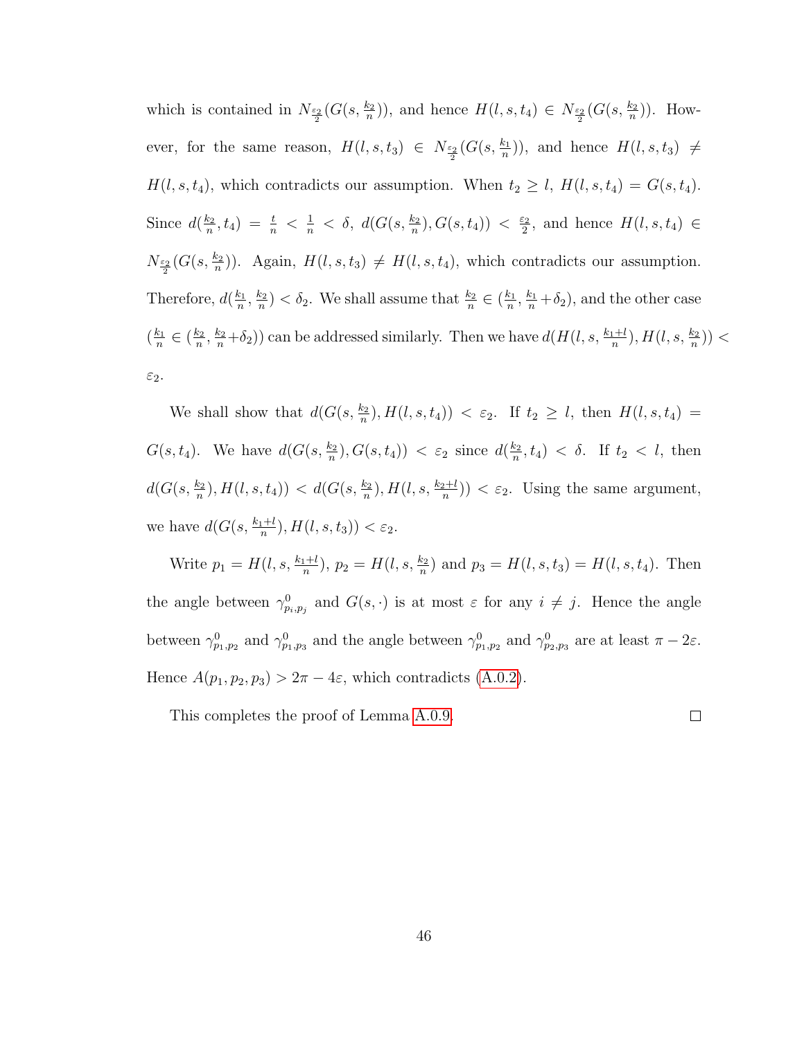which is contained in $N_{\frac{\varepsilon_2}{2}}(G(s, \frac{k_2}{n}))$, and hence $H(l, s, t_4) \in N_{\frac{\varepsilon_2}{2}}(G(s, \frac{k_2}{n}))$. However, for the same reason, $H(l, s, t_3) \in N_{\frac{\varepsilon_2}{2}}(G(s, \frac{k_1}{n}))$, and hence $H(l, s, t_3) \neq H(l, s, t_4)$, which contradicts our assumption. When $t_2 \geq l$, $H(l, s, t_4) = G(s, t_4)$. Since $d(\frac{k_2}{n}, t_4) = \frac{t}{n} < \frac{1}{n} < \delta$, $d(G(s, \frac{k_2}{n}), G(s, t_4)) < \frac{\varepsilon_2}{2}$, and hence $H(l, s, t_4) \in N_{\frac{\varepsilon_2}{2}}(G(s, \frac{k_2}{n}))$. Again, $H(l, s, t_3) \neq H(l, s, t_4)$, which contradicts our assumption. Therefore, $d(\frac{k_1}{n}, \frac{k_2}{n}) < \delta_2$. We shall assume that $\frac{k_2}{n} \in (\frac{k_1}{n}, \frac{k_1}{n} + \delta_2)$, and the other case ($\frac{k_1}{n} \in (\frac{k_2}{n}, \frac{k_2}{n} + \delta_2)$) can be addressed similarly. Then we have $d(H(l, s, \frac{k_1+l}{n}), H(l, s, \frac{k_2}{n})) < \varepsilon_2$.

We shall show that $d(G(s, \frac{k_2}{n}), H(l, s, t_4)) < \varepsilon_2$. If $t_2 \geq l$, then $H(l, s, t_4) = G(s, t_4)$. We have $d(G(s, \frac{k_2}{n}), G(s, t_4)) < \varepsilon_2$ since $d(\frac{k_2}{n}, t_4) < \delta$. If $t_2 < l$, then $d(G(s, \frac{k_2}{n}), H(l, s, t_4)) < d(G(s, \frac{k_2}{n}), H(l, s, \frac{k_2+l}{n})) < \varepsilon_2$. Using the same argument, we have $d(G(s, \frac{k_1+l}{n}), H(l, s, t_3)) < \varepsilon_2$.

Write $p_1 = H(l, s, \frac{k_1+l}{n})$, $p_2 = H(l, s, \frac{k_2}{n})$ and $p_3 = H(l, s, t_3) = H(l, s, t_4)$. Then the angle between $\gamma^0_{p_i, p_j}$ and $G(s, \cdot)$ is at most $\varepsilon$ for any $i \neq j$. Hence the angle between $\gamma^0_{p_1, p_2}$ and $\gamma^0_{p_1, p_3}$ and the angle between $\gamma^0_{p_1, p_2}$ and $\gamma^0_{p_2, p_3}$ are at least $\pi - 2\varepsilon$. Hence $A(p_1, p_2, p_3) > 2\pi - 4\varepsilon$, which contradicts (A.0.2).

This completes the proof of Lemma A.0.9. $\square$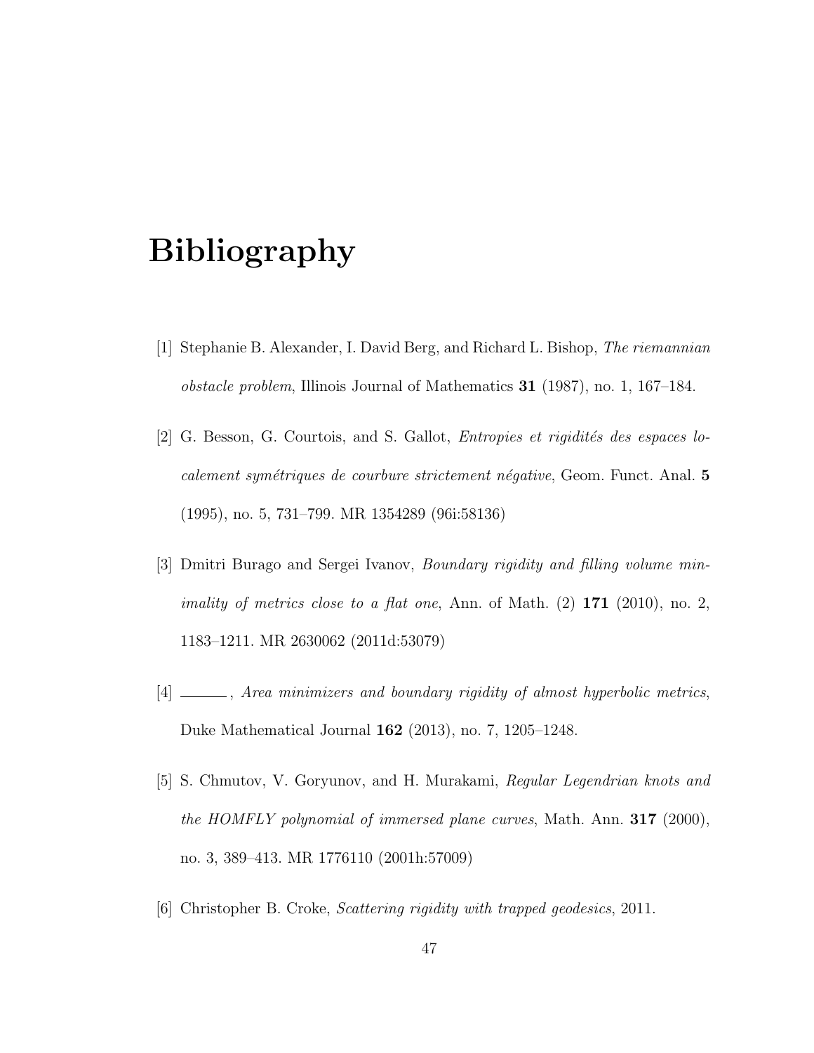# Bibliography

[1] Stephanie B. Alexander, I. David Berg, and Richard L. Bishop, *The riemannian obstacle problem*, Illinois Journal of Mathematics **31** (1987), no. 1, 167–184.

[2] G. Besson, G. Courtois, and S. Gallot, *Entropies et rigidités des espaces localement symétriques de courbure strictement négative*, Geom. Funct. Anal. **5** (1995), no. 5, 731–799. MR 1354289 (96i:58136)

[3] Dmitri Burago and Sergei Ivanov, *Boundary rigidity and filling volume minimality of metrics close to a flat one*, Ann. of Math. (2) **171** (2010), no. 2, 1183–1211. MR 2630062 (2011d:53079)

[4] ______, *Area minimizers and boundary rigidity of almost hyperbolic metrics*, Duke Mathematical Journal **162** (2013), no. 7, 1205–1248.

[5] S. Chmutov, V. Goryunov, and H. Murakami, *Regular Legendrian knots and the HOMFLY polynomial of immersed plane curves*, Math. Ann. **317** (2000), no. 3, 389–413. MR 1776110 (2001h:57009)

[6] Christopher B. Croke, *Scattering rigidity with trapped geodesics*, 2011.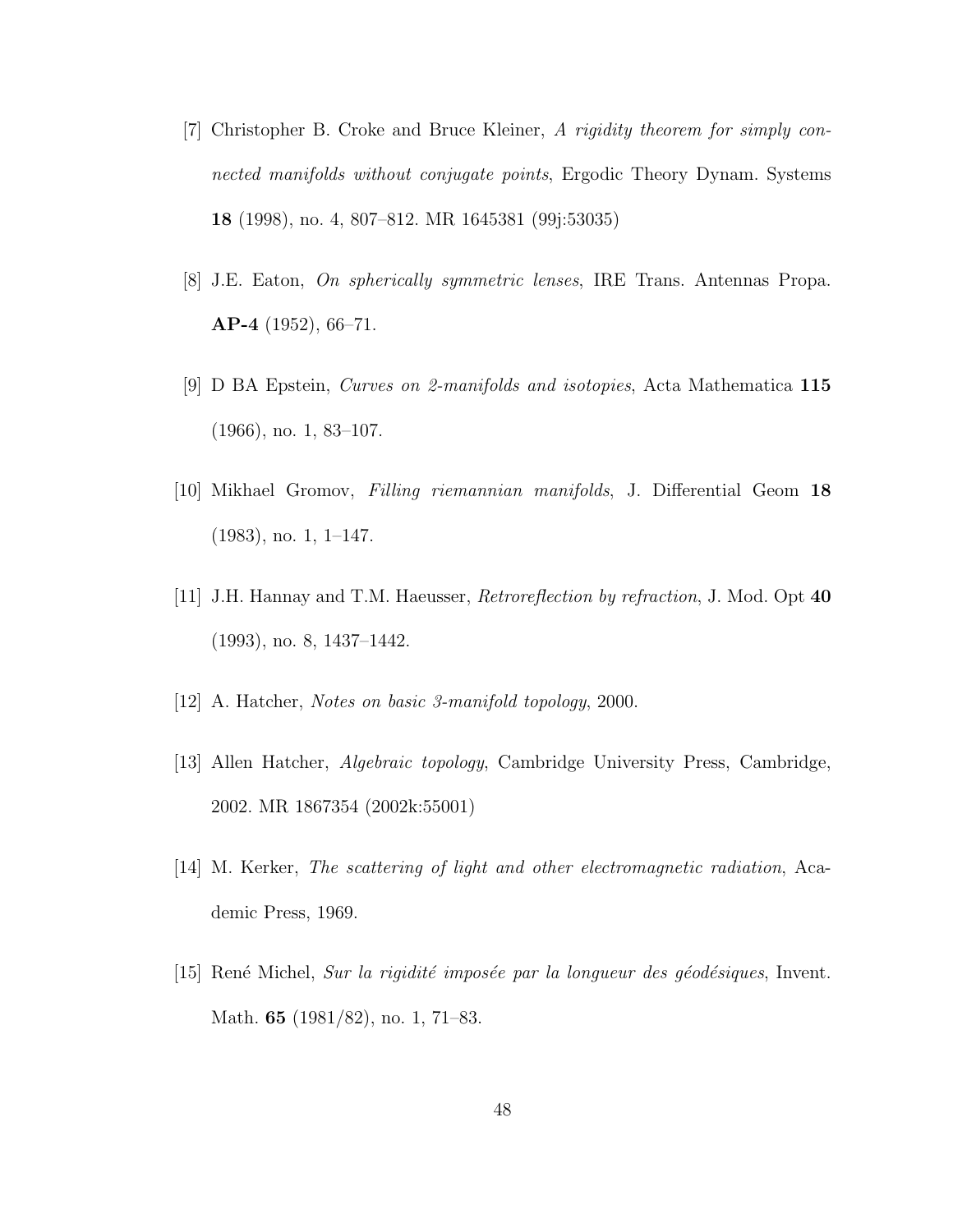[7] Christopher B. Croke and Bruce Kleiner, *A rigidity theorem for simply connected manifolds without conjugate points*, Ergodic Theory Dynam. Systems **18** (1998), no. 4, 807–812. MR 1645381 (99j:53035)

[8] J.E. Eaton, *On spherically symmetric lenses*, IRE Trans. Antennas Propa. **AP-4** (1952), 66–71.

[9] D BA Epstein, *Curves on 2-manifolds and isotopies*, Acta Mathematica **115** (1966), no. 1, 83–107.

[10] Mikhael Gromov, *Filling riemannian manifolds*, J. Differential Geom **18** (1983), no. 1, 1–147.

[11] J.H. Hannay and T.M. Haeusser, *Retroreflection by refraction*, J. Mod. Opt **40** (1993), no. 8, 1437–1442.

[12] A. Hatcher, *Notes on basic 3-manifold topology*, 2000.

[13] Allen Hatcher, *Algebraic topology*, Cambridge University Press, Cambridge, 2002. MR 1867354 (2002k:55001)

[14] M. Kerker, *The scattering of light and other electromagnetic radiation*, Academic Press, 1969.

[15] René Michel, *Sur la rigidité imposée par la longueur des géodésiques*, Invent. Math. **65** (1981/82), no. 1, 71–83.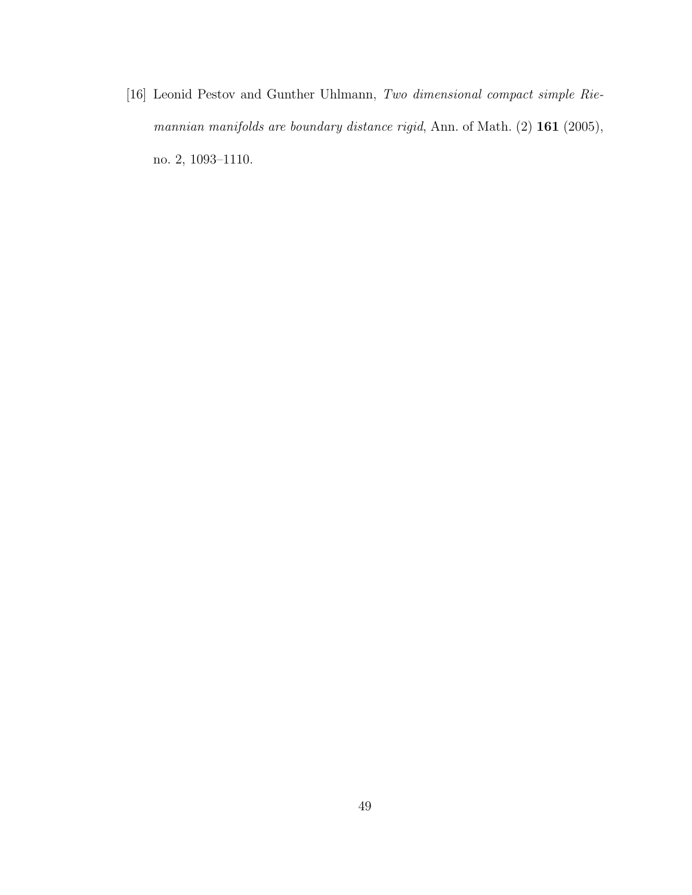[16] Leonid Pestov and Gunther Uhlmann, *Two dimensional compact simple Riemannian manifolds are boundary distance rigid*, Ann. of Math. (2) **161** (2005), no. 2, 1093–1110.